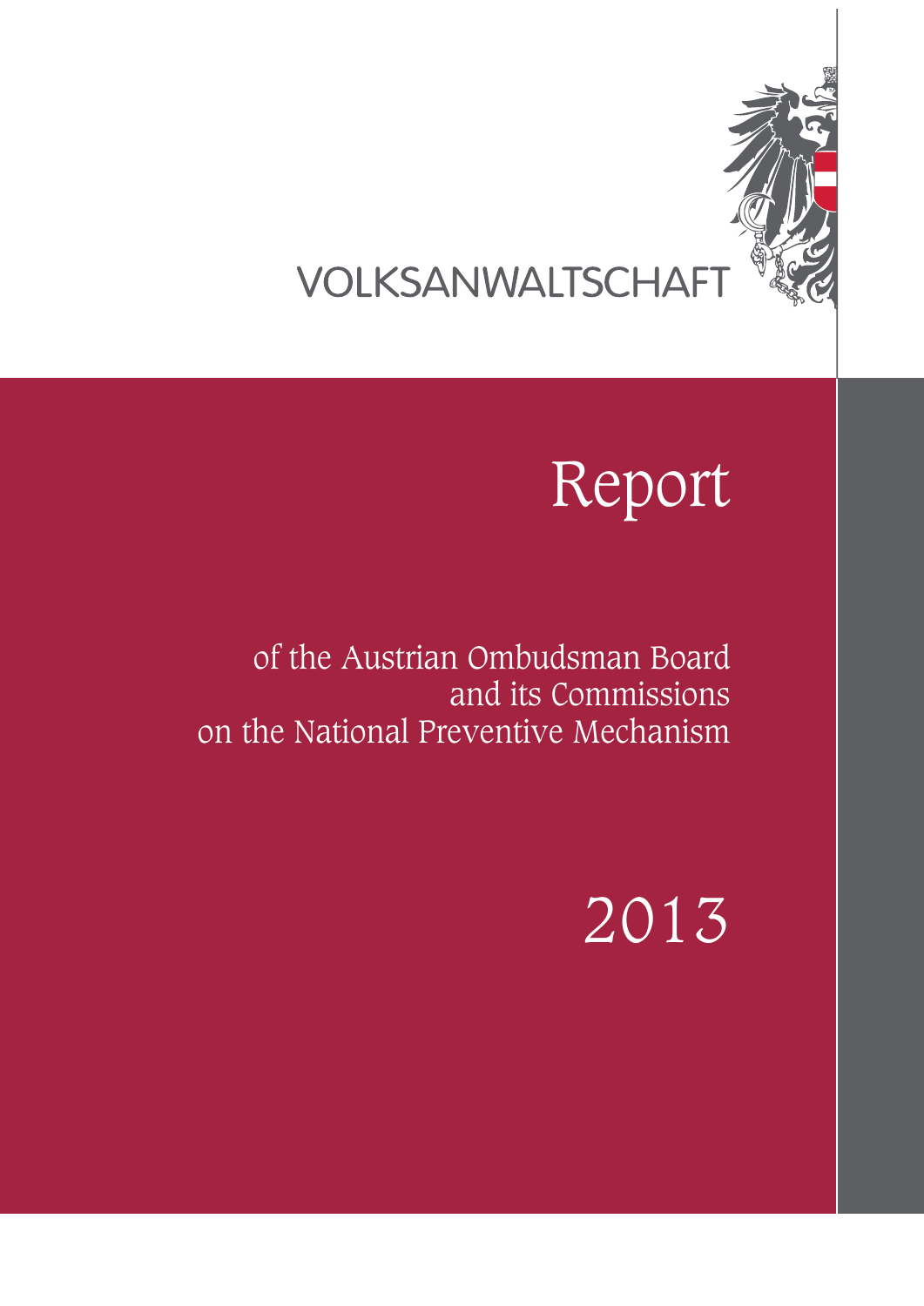VOLKSANWALTSCHAFT

# Report

of the Austrian Ombudsman Board
and its Commissions
on the National Preventive Mechanism

2013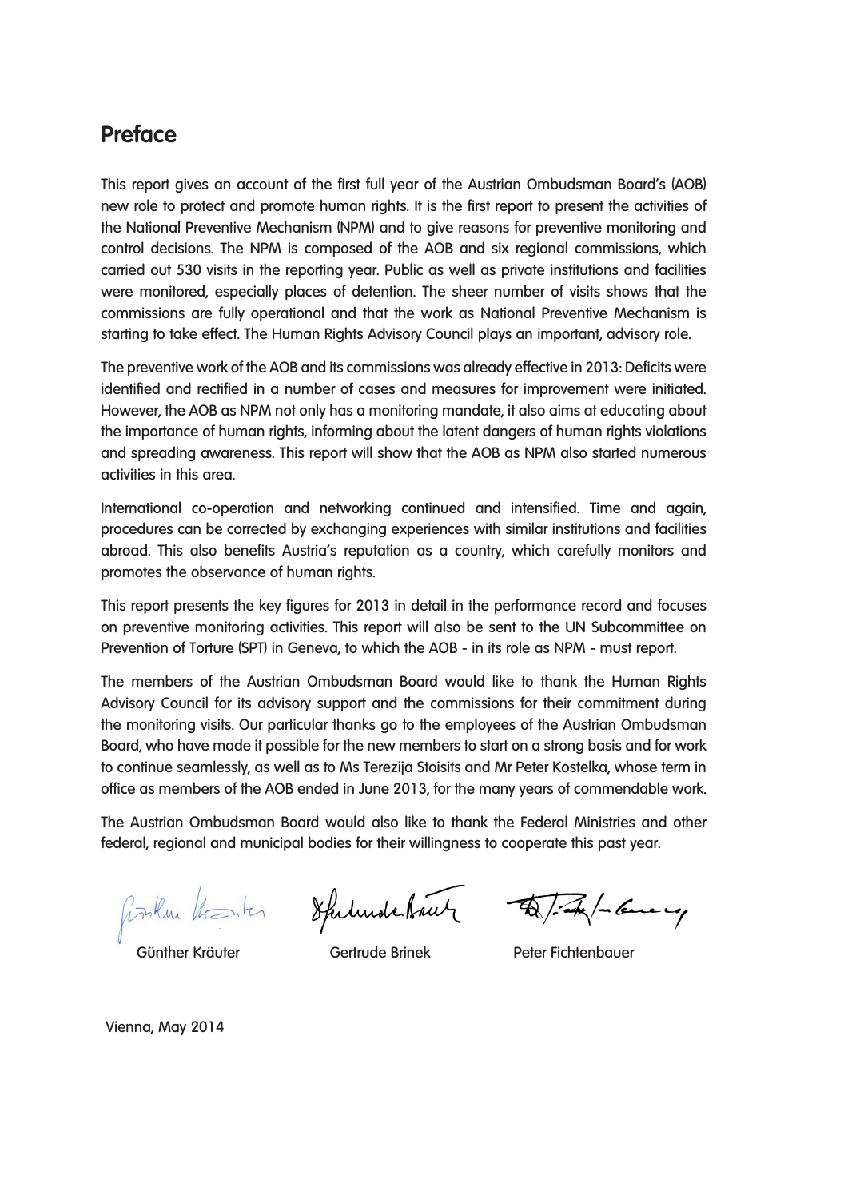## Preface

This report gives an account of the first full year of the Austrian Ombudsman Board's (AOB) new role to protect and promote human rights. It is the first report to present the activities of the National Preventive Mechanism (NPM) and to give reasons for preventive monitoring and control decisions. The NPM is composed of the AOB and six regional commissions, which carried out 530 visits in the reporting year. Public as well as private institutions and facilities were monitored, especially places of detention. The sheer number of visits shows that the commissions are fully operational and that the work as National Preventive Mechanism is starting to take effect. The Human Rights Advisory Council plays an important, advisory role.

The preventive work of the AOB and its commissions was already effective in 2013: Deficits were identified and rectified in a number of cases and measures for improvement were initiated. However, the AOB as NPM not only has a monitoring mandate, it also aims at educating about the importance of human rights, informing about the latent dangers of human rights violations and spreading awareness. This report will show that the AOB as NPM also started numerous activities in this area.

International co-operation and networking continued and intensified. Time and again, procedures can be corrected by exchanging experiences with similar institutions and facilities abroad. This also benefits Austria's reputation as a country, which carefully monitors and promotes the observance of human rights.

This report presents the key figures for 2013 in detail in the performance record and focuses on preventive monitoring activities. This report will also be sent to the UN Subcommittee on Prevention of Torture (SPT) in Geneva, to which the AOB - in its role as NPM - must report.

The members of the Austrian Ombudsman Board would like to thank the Human Rights Advisory Council for its advisory support and the commissions for their commitment during the monitoring visits. Our particular thanks go to the employees of the Austrian Ombudsman Board, who have made it possible for the new members to start on a strong basis and for work to continue seamlessly, as well as to Ms Terezija Stoisits and Mr Peter Kostelka, whose term in office as members of the AOB ended in June 2013, for the many years of commendable work.

The Austrian Ombudsman Board would also like to thank the Federal Ministries and other federal, regional and municipal bodies for their willingness to cooperate this past year.

Günther Kräuter Gertrude Brinek Peter Fichtenbauer

Vienna, May 2014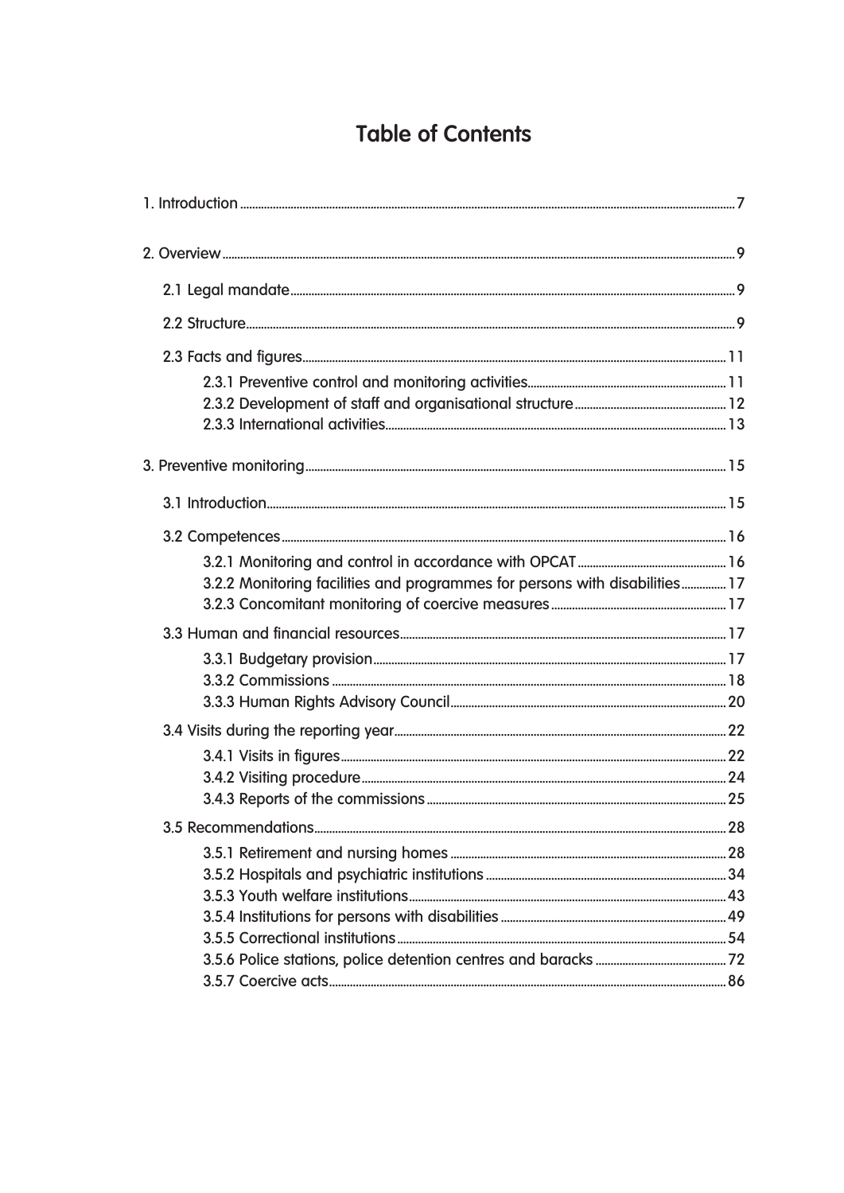# Table of Contents

1. Introduction ..... 7

2. Overview ..... 9

- 2.1 Legal mandate ..... 9
- 2.2 Structure ..... 9
- 2.3 Facts and figures ..... 11
  - 2.3.1 Preventive control and monitoring activities ..... 11
  - 2.3.2 Development of staff and organisational structure ..... 12
  - 2.3.3 International activities ..... 13

3. Preventive monitoring ..... 15

- 3.1 Introduction ..... 15
- 3.2 Competences ..... 16
  - 3.2.1 Monitoring and control in accordance with OPCAT ..... 16
  - 3.2.2 Monitoring facilities and programmes for persons with disabilities ..... 17
  - 3.2.3 Concomitant monitoring of coercive measures ..... 17
- 3.3 Human and financial resources ..... 17
  - 3.3.1 Budgetary provision ..... 17
  - 3.3.2 Commissions ..... 18
  - 3.3.3 Human Rights Advisory Council ..... 20
- 3.4 Visits during the reporting year ..... 22
  - 3.4.1 Visits in figures ..... 22
  - 3.4.2 Visiting procedure ..... 24
  - 3.4.3 Reports of the commissions ..... 25
- 3.5 Recommendations ..... 28
  - 3.5.1 Retirement and nursing homes ..... 28
  - 3.5.2 Hospitals and psychiatric institutions ..... 34
  - 3.5.3 Youth welfare institutions ..... 43
  - 3.5.4 Institutions for persons with disabilities ..... 49
  - 3.5.5 Correctional institutions ..... 54
  - 3.5.6 Police stations, police detention centres and baracks ..... 72
  - 3.5.7 Coercive acts ..... 86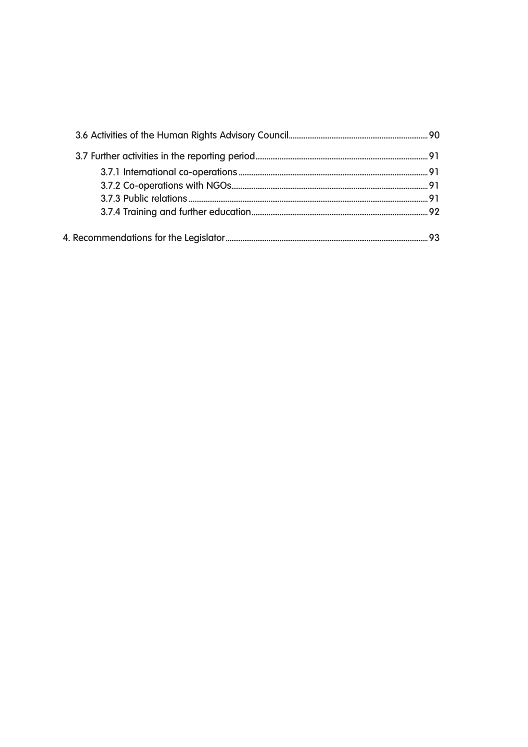3.6 Activities of the Human Rights Advisory Council ..... 90

3.7 Further activities in the reporting period ..... 91

- 3.7.1 International co-operations ..... 91
- 3.7.2 Co-operations with NGOs ..... 91
- 3.7.3 Public relations ..... 91
- 3.7.4 Training and further education ..... 92

4. Recommendations for the Legislator ..... 93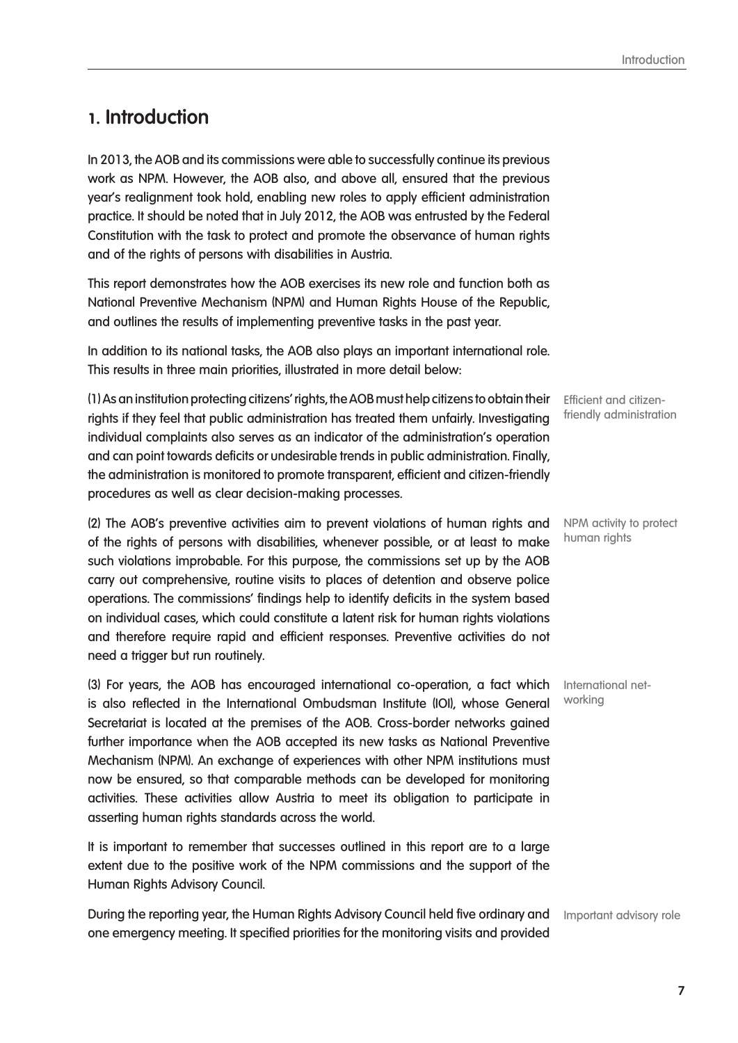# 1. Introduction

In 2013, the AOB and its commissions were able to successfully continue its previous work as NPM. However, the AOB also, and above all, ensured that the previous year's realignment took hold, enabling new roles to apply efficient administration practice. It should be noted that in July 2012, the AOB was entrusted by the Federal Constitution with the task to protect and promote the observance of human rights and of the rights of persons with disabilities in Austria.

This report demonstrates how the AOB exercises its new role and function both as National Preventive Mechanism (NPM) and Human Rights House of the Republic, and outlines the results of implementing preventive tasks in the past year.

In addition to its national tasks, the AOB also plays an important international role. This results in three main priorities, illustrated in more detail below:

Efficient and citizen-friendly administration

(1) As an institution protecting citizens' rights, the AOB must help citizens to obtain their rights if they feel that public administration has treated them unfairly. Investigating individual complaints also serves as an indicator of the administration's operation and can point towards deficits or undesirable trends in public administration. Finally, the administration is monitored to promote transparent, efficient and citizen-friendly procedures as well as clear decision-making processes.

NPM activity to protect human rights

(2) The AOB's preventive activities aim to prevent violations of human rights and of the rights of persons with disabilities, whenever possible, or at least to make such violations improbable. For this purpose, the commissions set up by the AOB carry out comprehensive, routine visits to places of detention and observe police operations. The commissions' findings help to identify deficits in the system based on individual cases, which could constitute a latent risk for human rights violations and therefore require rapid and efficient responses. Preventive activities do not need a trigger but run routinely.

International networking

(3) For years, the AOB has encouraged international co-operation, a fact which is also reflected in the International Ombudsman Institute (IOI), whose General Secretariat is located at the premises of the AOB. Cross-border networks gained further importance when the AOB accepted its new tasks as National Preventive Mechanism (NPM). An exchange of experiences with other NPM institutions must now be ensured, so that comparable methods can be developed for monitoring activities. These activities allow Austria to meet its obligation to participate in asserting human rights standards across the world.

It is important to remember that successes outlined in this report are to a large extent due to the positive work of the NPM commissions and the support of the Human Rights Advisory Council.

Important advisory role

During the reporting year, the Human Rights Advisory Council held five ordinary and one emergency meeting. It specified priorities for the monitoring visits and provided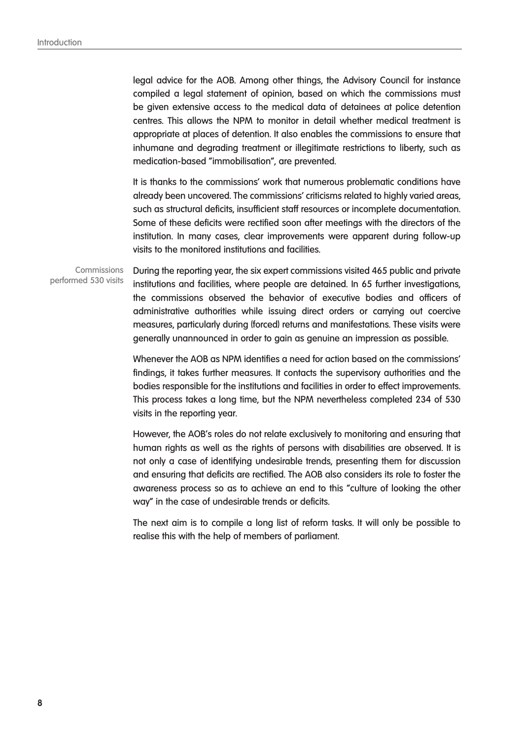legal advice for the AOB. Among other things, the Advisory Council for instance compiled a legal statement of opinion, based on which the commissions must be given extensive access to the medical data of detainees at police detention centres. This allows the NPM to monitor in detail whether medical treatment is appropriate at places of detention. It also enables the commissions to ensure that inhumane and degrading treatment or illegitimate restrictions to liberty, such as medication-based "immobilisation", are prevented.

It is thanks to the commissions' work that numerous problematic conditions have already been uncovered. The commissions' criticisms related to highly varied areas, such as structural deficits, insufficient staff resources or incomplete documentation. Some of these deficits were rectified soon after meetings with the directors of the institution. In many cases, clear improvements were apparent during follow-up visits to the monitored institutions and facilities.

Commissions performed 530 visits

During the reporting year, the six expert commissions visited 465 public and private institutions and facilities, where people are detained. In 65 further investigations, the commissions observed the behavior of executive bodies and officers of administrative authorities while issuing direct orders or carrying out coercive measures, particularly during (forced) returns and manifestations. These visits were generally unannounced in order to gain as genuine an impression as possible.

Whenever the AOB as NPM identifies a need for action based on the commissions' findings, it takes further measures. It contacts the supervisory authorities and the bodies responsible for the institutions and facilities in order to effect improvements. This process takes a long time, but the NPM nevertheless completed 234 of 530 visits in the reporting year.

However, the AOB's roles do not relate exclusively to monitoring and ensuring that human rights as well as the rights of persons with disabilities are observed. It is not only a case of identifying undesirable trends, presenting them for discussion and ensuring that deficits are rectified. The AOB also considers its role to foster the awareness process so as to achieve an end to this "culture of looking the other way" in the case of undesirable trends or deficits.

The next aim is to compile a long list of reform tasks. It will only be possible to realise this with the help of members of parliament.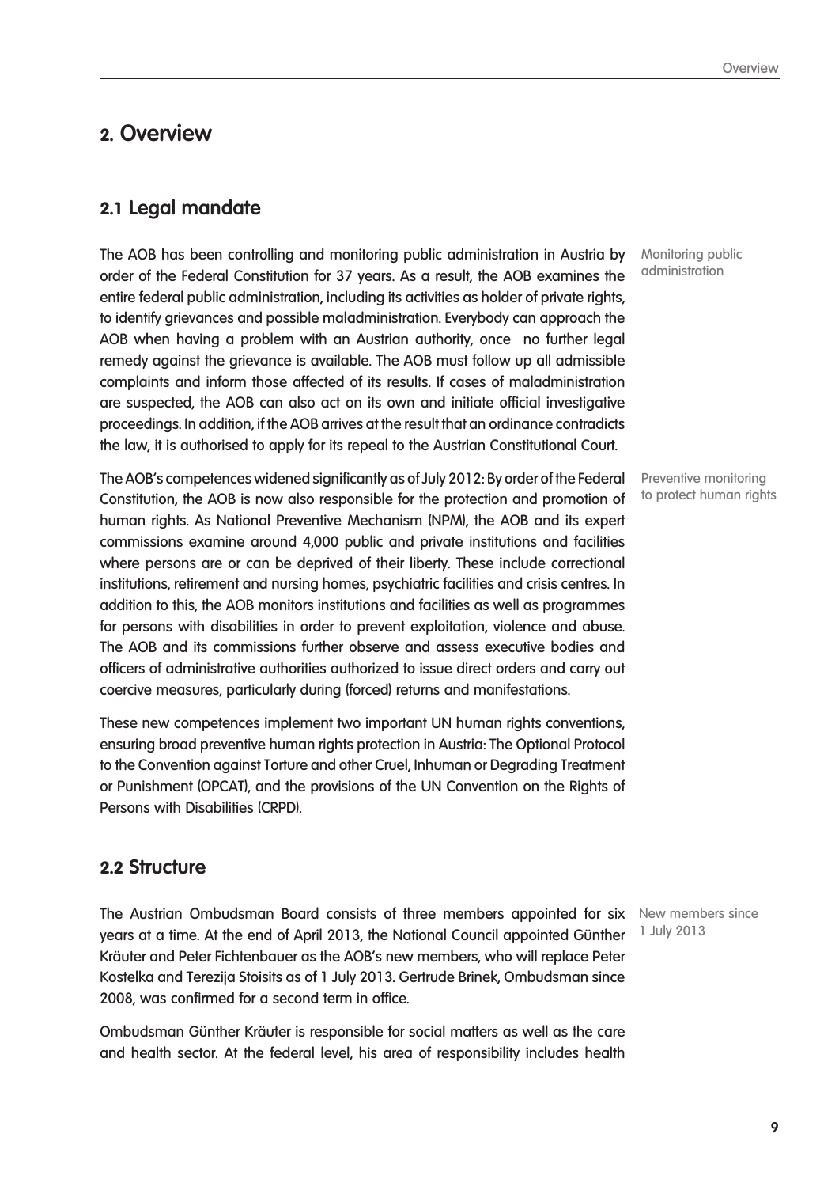# 2. Overview

## 2.1 Legal mandate

Monitoring public administration

The AOB has been controlling and monitoring public administration in Austria by order of the Federal Constitution for 37 years. As a result, the AOB examines the entire federal public administration, including its activities as holder of private rights, to identify grievances and possible maladministration. Everybody can approach the AOB when having a problem with an Austrian authority, once no further legal remedy against the grievance is available. The AOB must follow up all admissible complaints and inform those affected of its results. If cases of maladministration are suspected, the AOB can also act on its own and initiate official investigative proceedings. In addition, if the AOB arrives at the result that an ordinance contradicts the law, it is authorised to apply for its repeal to the Austrian Constitutional Court.

Preventive monitoring to protect human rights

The AOB's competences widened significantly as of July 2012: By order of the Federal Constitution, the AOB is now also responsible for the protection and promotion of human rights. As National Preventive Mechanism (NPM), the AOB and its expert commissions examine around 4,000 public and private institutions and facilities where persons are or can be deprived of their liberty. These include correctional institutions, retirement and nursing homes, psychiatric facilities and crisis centres. In addition to this, the AOB monitors institutions and facilities as well as programmes for persons with disabilities in order to prevent exploitation, violence and abuse. The AOB and its commissions further observe and assess executive bodies and officers of administrative authorities authorized to issue direct orders and carry out coercive measures, particularly during (forced) returns and manifestations.

These new competences implement two important UN human rights conventions, ensuring broad preventive human rights protection in Austria: The Optional Protocol to the Convention against Torture and other Cruel, Inhuman or Degrading Treatment or Punishment (OPCAT), and the provisions of the UN Convention on the Rights of Persons with Disabilities (CRPD).

## 2.2 Structure

New members since 1 July 2013

The Austrian Ombudsman Board consists of three members appointed for six years at a time. At the end of April 2013, the National Council appointed Günther Kräuter and Peter Fichtenbauer as the AOB's new members, who will replace Peter Kostelka and Terezija Stoisits as of 1 July 2013. Gertrude Brinek, Ombudsman since 2008, was confirmed for a second term in office.

Ombudsman Günther Kräuter is responsible for social matters as well as the care and health sector. At the federal level, his area of responsibility includes health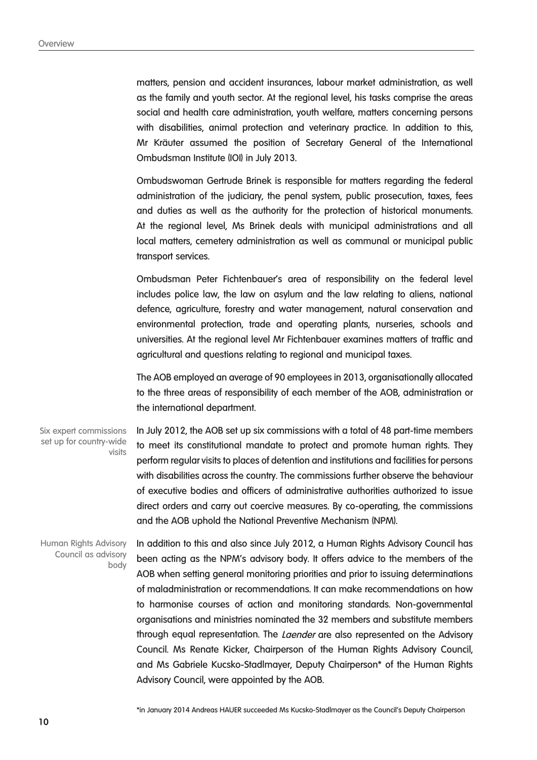matters, pension and accident insurances, labour market administration, as well as the family and youth sector. At the regional level, his tasks comprise the areas social and health care administration, youth welfare, matters concerning persons with disabilities, animal protection and veterinary practice. In addition to this, Mr Kräuter assumed the position of Secretary General of the International Ombudsman Institute (IOI) in July 2013.

Ombudswoman Gertrude Brinek is responsible for matters regarding the federal administration of the judiciary, the penal system, public prosecution, taxes, fees and duties as well as the authority for the protection of historical monuments. At the regional level, Ms Brinek deals with municipal administrations and all local matters, cemetery administration as well as communal or municipal public transport services.

Ombudsman Peter Fichtenbauer's area of responsibility on the federal level includes police law, the law on asylum and the law relating to aliens, national defence, agriculture, forestry and water management, natural conservation and environmental protection, trade and operating plants, nurseries, schools and universities. At the regional level Mr Fichtenbauer examines matters of traffic and agricultural and questions relating to regional and municipal taxes.

The AOB employed an average of 90 employees in 2013, organisationally allocated to the three areas of responsibility of each member of the AOB, administration or the international department.

*Six expert commissions set up for country-wide visits*

In July 2012, the AOB set up six commissions with a total of 48 part-time members to meet its constitutional mandate to protect and promote human rights. They perform regular visits to places of detention and institutions and facilities for persons with disabilities across the country. The commissions further observe the behaviour of executive bodies and officers of administrative authorities authorized to issue direct orders and carry out coercive measures. By co-operating, the commissions and the AOB uphold the National Preventive Mechanism (NPM).

*Human Rights Advisory Council as advisory body*

In addition to this and also since July 2012, a Human Rights Advisory Council has been acting as the NPM's advisory body. It offers advice to the members of the AOB when setting general monitoring priorities and prior to issuing determinations of maladministration or recommendations. It can make recommendations on how to harmonise courses of action and monitoring standards. Non-governmental organisations and ministries nominated the 32 members and substitute members through equal representation. The *Laender* are also represented on the Advisory Council. Ms Renate Kicker, Chairperson of the Human Rights Advisory Council, and Ms Gabriele Kucsko-Stadlmayer, Deputy Chairperson* of the Human Rights Advisory Council, were appointed by the AOB.

*in January 2014 Andreas HAUER succeeded Ms Kucsko-Stadlmayer as the Council's Deputy Chairperson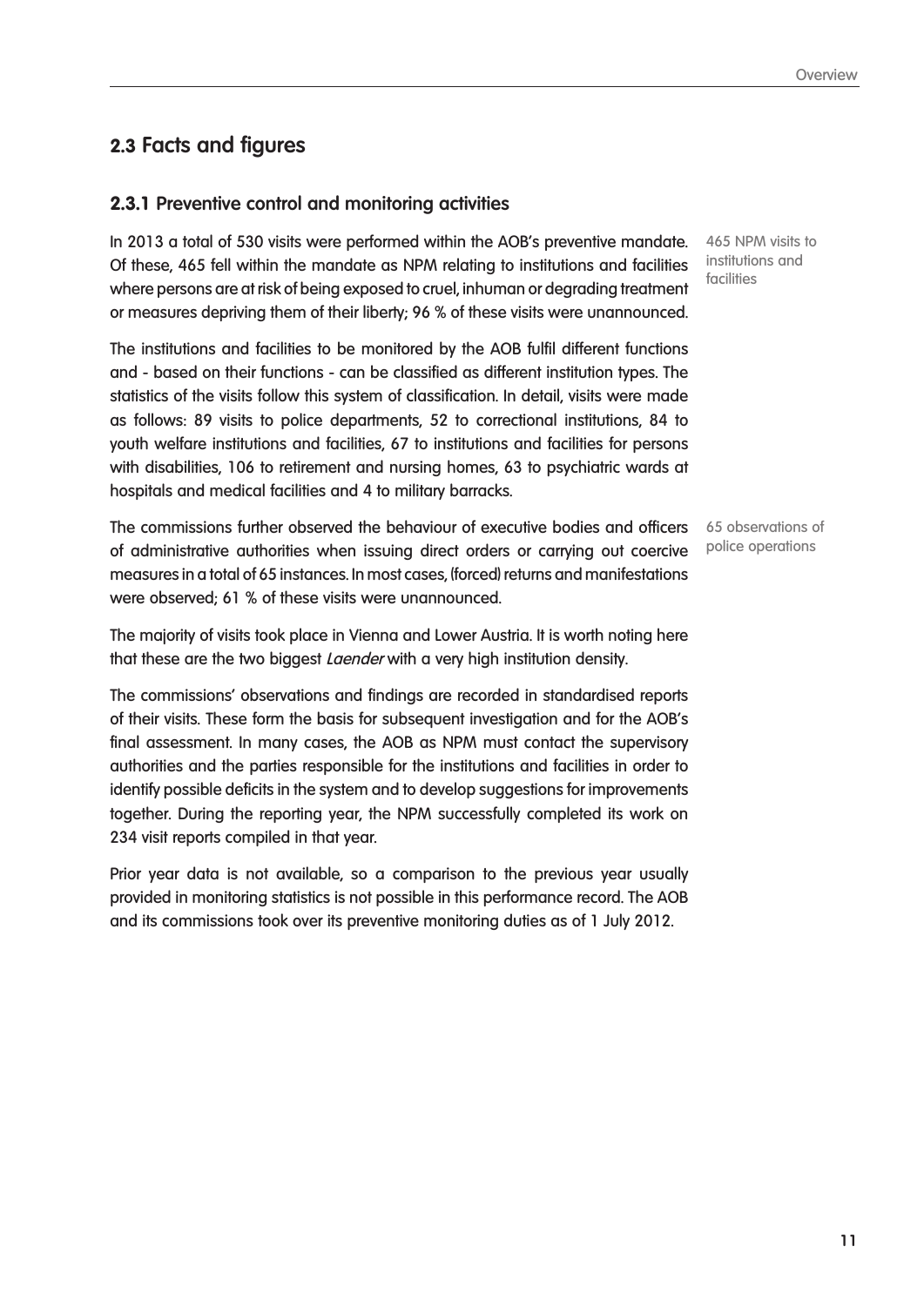## 2.3 Facts and figures

### 2.3.1 Preventive control and monitoring activities

465 NPM visits to institutions and facilities

In 2013 a total of 530 visits were performed within the AOB's preventive mandate. Of these, 465 fell within the mandate as NPM relating to institutions and facilities where persons are at risk of being exposed to cruel, inhuman or degrading treatment or measures depriving them of their liberty; 96 % of these visits were unannounced.

The institutions and facilities to be monitored by the AOB fulfil different functions and - based on their functions - can be classified as different institution types. The statistics of the visits follow this system of classification. In detail, visits were made as follows: 89 visits to police departments, 52 to correctional institutions, 84 to youth welfare institutions and facilities, 67 to institutions and facilities for persons with disabilities, 106 to retirement and nursing homes, 63 to psychiatric wards at hospitals and medical facilities and 4 to military barracks.

65 observations of police operations

The commissions further observed the behaviour of executive bodies and officers of administrative authorities when issuing direct orders or carrying out coercive measures in a total of 65 instances. In most cases, (forced) returns and manifestations were observed; 61 % of these visits were unannounced.

The majority of visits took place in Vienna and Lower Austria. It is worth noting here that these are the two biggest *Laender* with a very high institution density.

The commissions' observations and findings are recorded in standardised reports of their visits. These form the basis for subsequent investigation and for the AOB's final assessment. In many cases, the AOB as NPM must contact the supervisory authorities and the parties responsible for the institutions and facilities in order to identify possible deficits in the system and to develop suggestions for improvements together. During the reporting year, the NPM successfully completed its work on 234 visit reports compiled in that year.

Prior year data is not available, so a comparison to the previous year usually provided in monitoring statistics is not possible in this performance record. The AOB and its commissions took over its preventive monitoring duties as of 1 July 2012.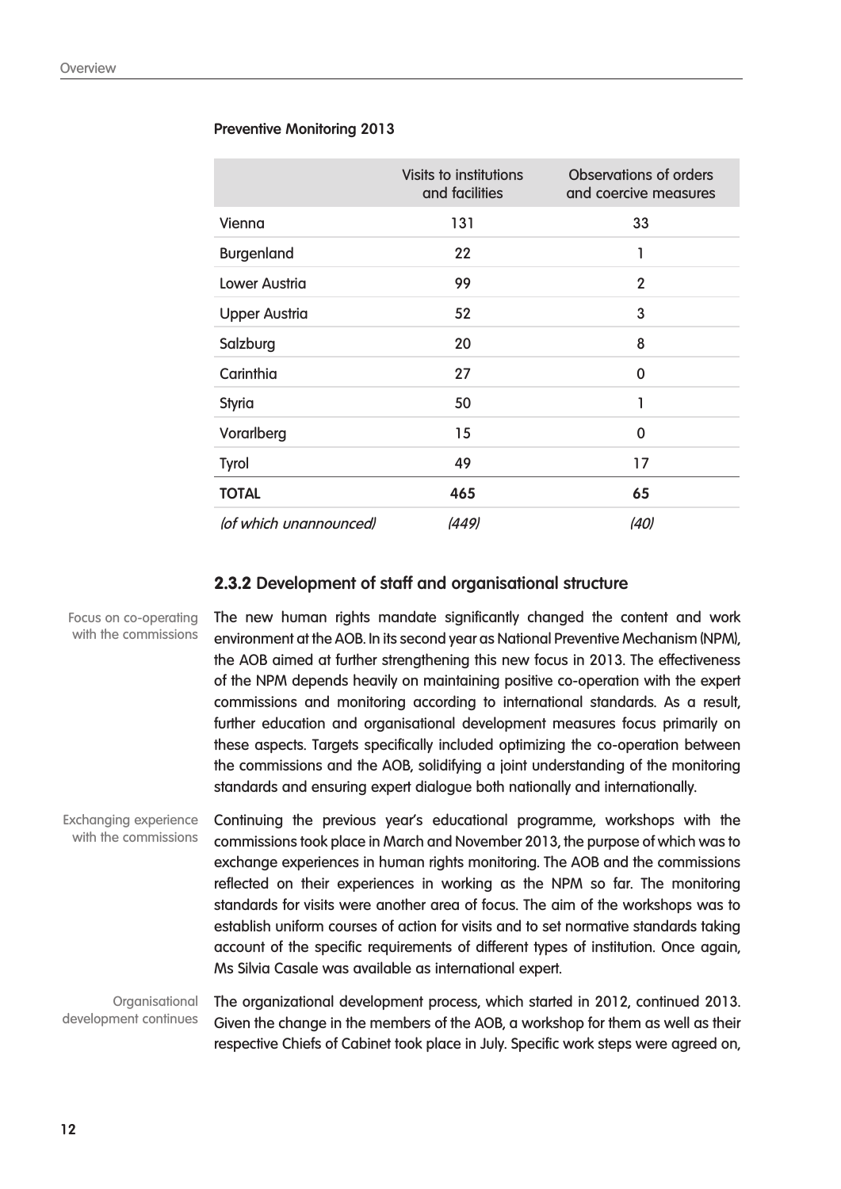**Preventive Monitoring 2013**

| | Visits to institutions and facilities | Observations of orders and coercive measures |
|---|---|---|
| Vienna | 131 | 33 |
| Burgenland | 22 | 1 |
| Lower Austria | 99 | 2 |
| Upper Austria | 52 | 3 |
| Salzburg | 20 | 8 |
| Carinthia | 27 | 0 |
| Styria | 50 | 1 |
| Vorarlberg | 15 | 0 |
| Tyrol | 49 | 17 |
| **TOTAL** | **465** | **65** |
| *(of which unannounced)* | *(449)* | *(40)* |

### 2.3.2 Development of staff and organisational structure

Focus on co-operating with the commissions

The new human rights mandate significantly changed the content and work environment at the AOB. In its second year as National Preventive Mechanism (NPM), the AOB aimed at further strengthening this new focus in 2013. The effectiveness of the NPM depends heavily on maintaining positive co-operation with the expert commissions and monitoring according to international standards. As a result, further education and organisational development measures focus primarily on these aspects. Targets specifically included optimizing the co-operation between the commissions and the AOB, solidifying a joint understanding of the monitoring standards and ensuring expert dialogue both nationally and internationally.

Exchanging experience with the commissions

Continuing the previous year's educational programme, workshops with the commissions took place in March and November 2013, the purpose of which was to exchange experiences in human rights monitoring. The AOB and the commissions reflected on their experiences in working as the NPM so far. The monitoring standards for visits were another area of focus. The aim of the workshops was to establish uniform courses of action for visits and to set normative standards taking account of the specific requirements of different types of institution. Once again, Ms Silvia Casale was available as international expert.

Organisational development continues

The organizational development process, which started in 2012, continued 2013. Given the change in the members of the AOB, a workshop for them as well as their respective Chiefs of Cabinet took place in July. Specific work steps were agreed on,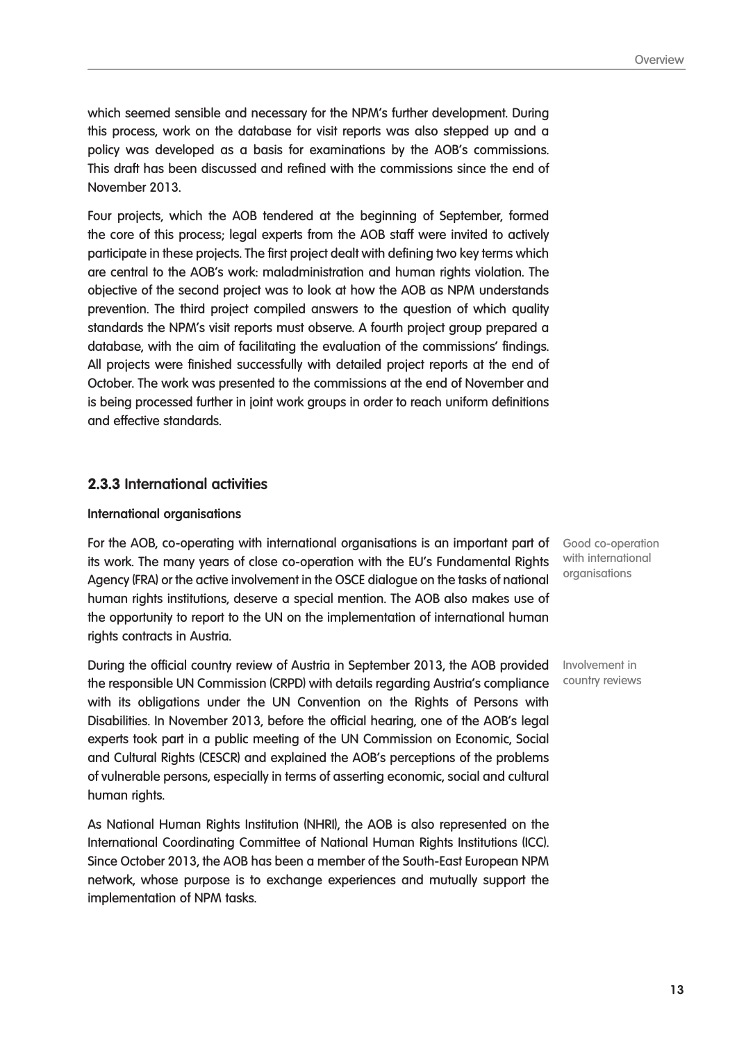which seemed sensible and necessary for the NPM's further development. During this process, work on the database for visit reports was also stepped up and a policy was developed as a basis for examinations by the AOB's commissions. This draft has been discussed and refined with the commissions since the end of November 2013.

Four projects, which the AOB tendered at the beginning of September, formed the core of this process; legal experts from the AOB staff were invited to actively participate in these projects. The first project dealt with defining two key terms which are central to the AOB's work: maladministration and human rights violation. The objective of the second project was to look at how the AOB as NPM understands prevention. The third project compiled answers to the question of which quality standards the NPM's visit reports must observe. A fourth project group prepared a database, with the aim of facilitating the evaluation of the commissions' findings. All projects were finished successfully with detailed project reports at the end of October. The work was presented to the commissions at the end of November and is being processed further in joint work groups in order to reach uniform definitions and effective standards.

### 2.3.3 International activities

**International organisations**

Good co-operation with international organisations

For the AOB, co-operating with international organisations is an important part of its work. The many years of close co-operation with the EU's Fundamental Rights Agency (FRA) or the active involvement in the OSCE dialogue on the tasks of national human rights institutions, deserve a special mention. The AOB also makes use of the opportunity to report to the UN on the implementation of international human rights contracts in Austria.

Involvement in country reviews

During the official country review of Austria in September 2013, the AOB provided the responsible UN Commission (CRPD) with details regarding Austria's compliance with its obligations under the UN Convention on the Rights of Persons with Disabilities. In November 2013, before the official hearing, one of the AOB's legal experts took part in a public meeting of the UN Commission on Economic, Social and Cultural Rights (CESCR) and explained the AOB's perceptions of the problems of vulnerable persons, especially in terms of asserting economic, social and cultural human rights.

As National Human Rights Institution (NHRI), the AOB is also represented on the International Coordinating Committee of National Human Rights Institutions (ICC). Since October 2013, the AOB has been a member of the South-East European NPM network, whose purpose is to exchange experiences and mutually support the implementation of NPM tasks.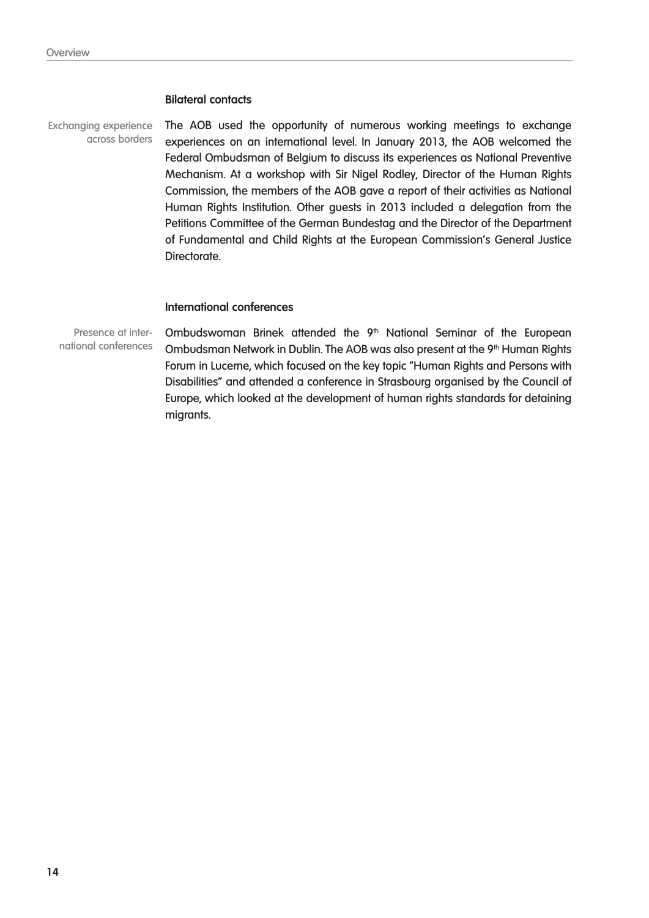### Bilateral contacts

Exchanging experience across borders

The AOB used the opportunity of numerous working meetings to exchange experiences on an international level. In January 2013, the AOB welcomed the Federal Ombudsman of Belgium to discuss its experiences as National Preventive Mechanism. At a workshop with Sir Nigel Rodley, Director of the Human Rights Commission, the members of the AOB gave a report of their activities as National Human Rights Institution. Other guests in 2013 included a delegation from the Petitions Committee of the German Bundestag and the Director of the Department of Fundamental and Child Rights at the European Commission's General Justice Directorate.

### International conferences

Presence at international conferences

Ombudswoman Brinek attended the 9th National Seminar of the European Ombudsman Network in Dublin. The AOB was also present at the 9th Human Rights Forum in Lucerne, which focused on the key topic "Human Rights and Persons with Disabilities" and attended a conference in Strasbourg organised by the Council of Europe, which looked at the development of human rights standards for detaining migrants.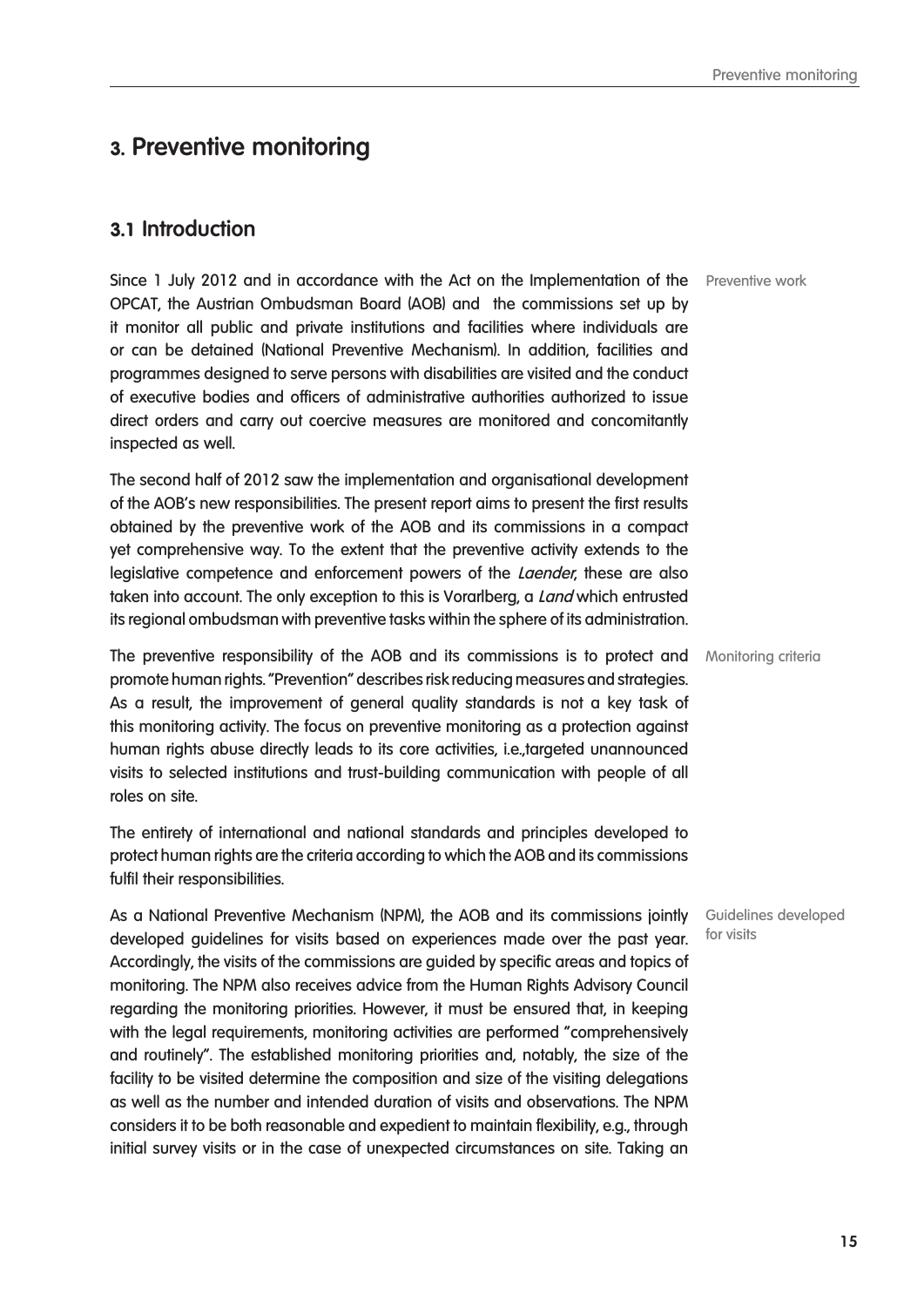# 3. Preventive monitoring

## 3.1 Introduction

Preventive work

Since 1 July 2012 and in accordance with the Act on the Implementation of the OPCAT, the Austrian Ombudsman Board (AOB) and the commissions set up by it monitor all public and private institutions and facilities where individuals are or can be detained (National Preventive Mechanism). In addition, facilities and programmes designed to serve persons with disabilities are visited and the conduct of executive bodies and officers of administrative authorities authorized to issue direct orders and carry out coercive measures are monitored and concomitantly inspected as well.

The second half of 2012 saw the implementation and organisational development of the AOB's new responsibilities. The present report aims to present the first results obtained by the preventive work of the AOB and its commissions in a compact yet comprehensive way. To the extent that the preventive activity extends to the legislative competence and enforcement powers of the *Laender*, these are also taken into account. The only exception to this is Vorarlberg, a *Land* which entrusted its regional ombudsman with preventive tasks within the sphere of its administration.

Monitoring criteria

The preventive responsibility of the AOB and its commissions is to protect and promote human rights. "Prevention" describes risk reducing measures and strategies. As a result, the improvement of general quality standards is not a key task of this monitoring activity. The focus on preventive monitoring as a protection against human rights abuse directly leads to its core activities, i.e.,targeted unannounced visits to selected institutions and trust-building communication with people of all roles on site.

The entirety of international and national standards and principles developed to protect human rights are the criteria according to which the AOB and its commissions fulfil their responsibilities.

Guidelines developed for visits

As a National Preventive Mechanism (NPM), the AOB and its commissions jointly developed guidelines for visits based on experiences made over the past year. Accordingly, the visits of the commissions are guided by specific areas and topics of monitoring. The NPM also receives advice from the Human Rights Advisory Council regarding the monitoring priorities. However, it must be ensured that, in keeping with the legal requirements, monitoring activities are performed "comprehensively and routinely". The established monitoring priorities and, notably, the size of the facility to be visited determine the composition and size of the visiting delegations as well as the number and intended duration of visits and observations. The NPM considers it to be both reasonable and expedient to maintain flexibility, e.g., through initial survey visits or in the case of unexpected circumstances on site. Taking an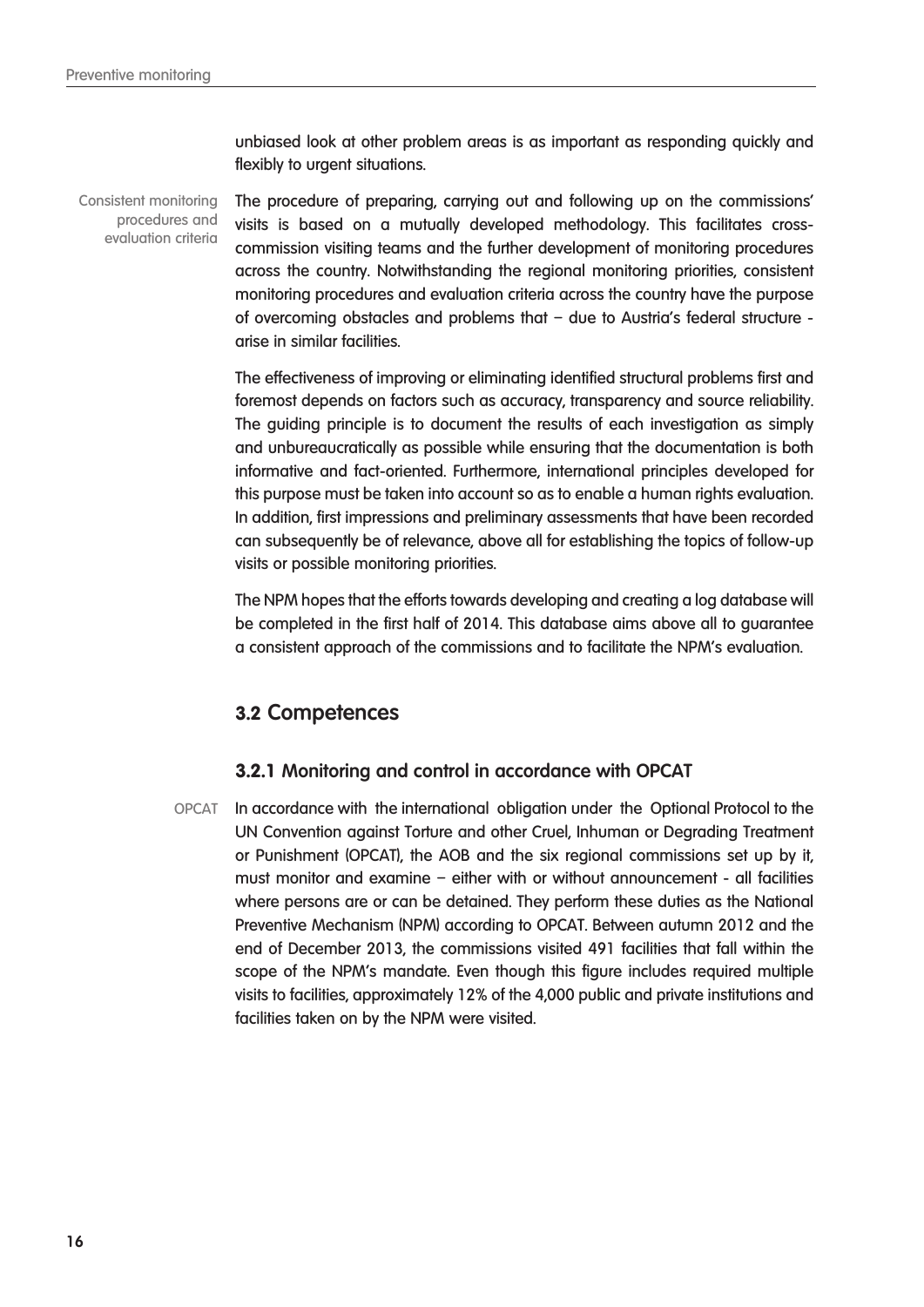unbiased look at other problem areas is as important as responding quickly and flexibly to urgent situations.

Consistent monitoring procedures and evaluation criteria

The procedure of preparing, carrying out and following up on the commissions' visits is based on a mutually developed methodology. This facilitates cross-commission visiting teams and the further development of monitoring procedures across the country. Notwithstanding the regional monitoring priorities, consistent monitoring procedures and evaluation criteria across the country have the purpose of overcoming obstacles and problems that – due to Austria's federal structure - arise in similar facilities.

The effectiveness of improving or eliminating identified structural problems first and foremost depends on factors such as accuracy, transparency and source reliability. The guiding principle is to document the results of each investigation as simply and unbureaucratically as possible while ensuring that the documentation is both informative and fact-oriented. Furthermore, international principles developed for this purpose must be taken into account so as to enable a human rights evaluation. In addition, first impressions and preliminary assessments that have been recorded can subsequently be of relevance, above all for establishing the topics of follow-up visits or possible monitoring priorities.

The NPM hopes that the efforts towards developing and creating a log database will be completed in the first half of 2014. This database aims above all to guarantee a consistent approach of the commissions and to facilitate the NPM's evaluation.

## 3.2 Competences

### 3.2.1 Monitoring and control in accordance with OPCAT

OPCAT

In accordance with the international obligation under the Optional Protocol to the UN Convention against Torture and other Cruel, Inhuman or Degrading Treatment or Punishment (OPCAT), the AOB and the six regional commissions set up by it, must monitor and examine – either with or without announcement - all facilities where persons are or can be detained. They perform these duties as the National Preventive Mechanism (NPM) according to OPCAT. Between autumn 2012 and the end of December 2013, the commissions visited 491 facilities that fall within the scope of the NPM's mandate. Even though this figure includes required multiple visits to facilities, approximately 12% of the 4,000 public and private institutions and facilities taken on by the NPM were visited.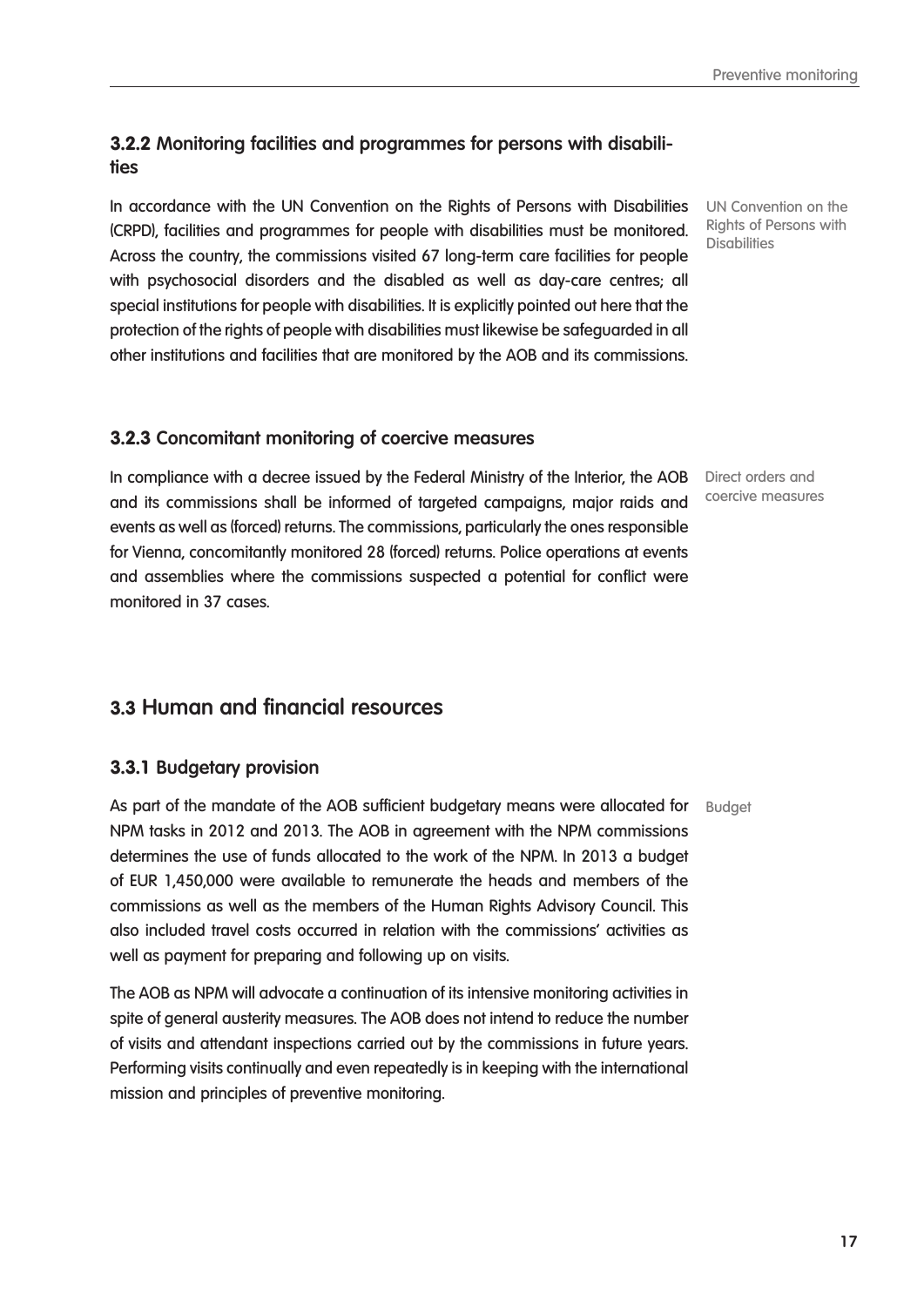### 3.2.2 Monitoring facilities and programmes for persons with disabilities

UN Convention on the Rights of Persons with Disabilities

In accordance with the UN Convention on the Rights of Persons with Disabilities (CRPD), facilities and programmes for people with disabilities must be monitored. Across the country, the commissions visited 67 long-term care facilities for people with psychosocial disorders and the disabled as well as day-care centres; all special institutions for people with disabilities. It is explicitly pointed out here that the protection of the rights of people with disabilities must likewise be safeguarded in all other institutions and facilities that are monitored by the AOB and its commissions.

### 3.2.3 Concomitant monitoring of coercive measures

Direct orders and coercive measures

In compliance with a decree issued by the Federal Ministry of the Interior, the AOB and its commissions shall be informed of targeted campaigns, major raids and events as well as (forced) returns. The commissions, particularly the ones responsible for Vienna, concomitantly monitored 28 (forced) returns. Police operations at events and assemblies where the commissions suspected a potential for conflict were monitored in 37 cases.

## 3.3 Human and financial resources

### 3.3.1 Budgetary provision

Budget

As part of the mandate of the AOB sufficient budgetary means were allocated for NPM tasks in 2012 and 2013. The AOB in agreement with the NPM commissions determines the use of funds allocated to the work of the NPM. In 2013 a budget of EUR 1,450,000 were available to remunerate the heads and members of the commissions as well as the members of the Human Rights Advisory Council. This also included travel costs occurred in relation with the commissions' activities as well as payment for preparing and following up on visits.

The AOB as NPM will advocate a continuation of its intensive monitoring activities in spite of general austerity measures. The AOB does not intend to reduce the number of visits and attendant inspections carried out by the commissions in future years. Performing visits continually and even repeatedly is in keeping with the international mission and principles of preventive monitoring.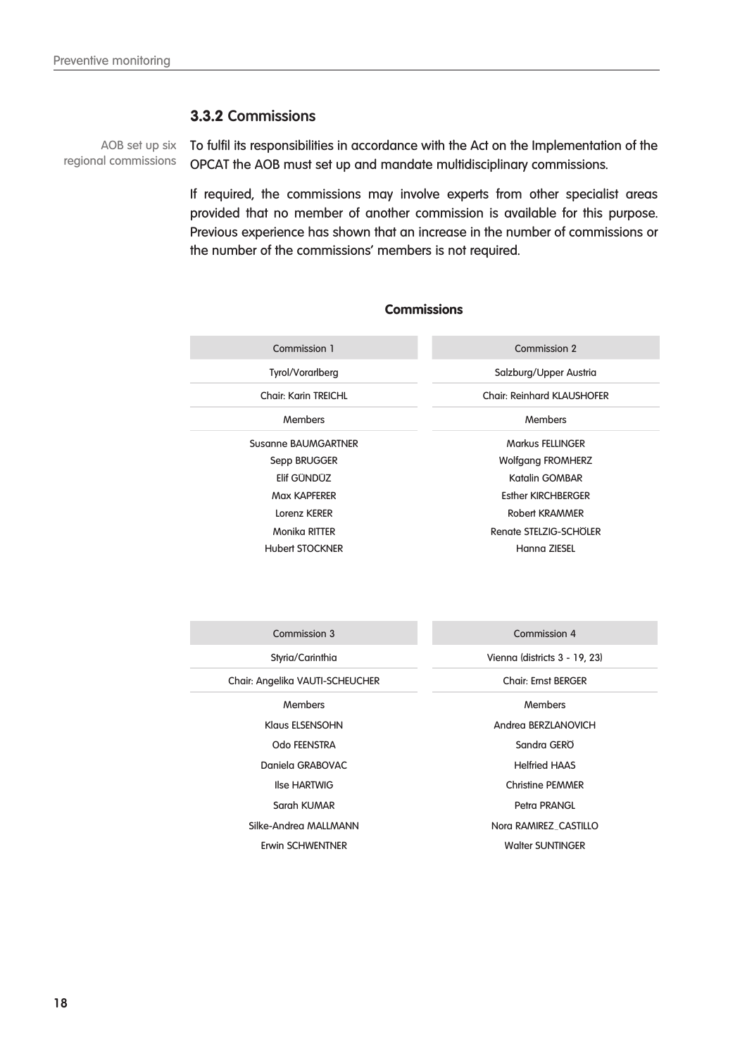### 3.3.2 Commissions

AOB set up six regional commissions

To fulfil its responsibilities in accordance with the Act on the Implementation of the OPCAT the AOB must set up and mandate multidisciplinary commissions.

If required, the commissions may involve experts from other specialist areas provided that no member of another commission is available for this purpose. Previous experience has shown that an increase in the number of commissions or the number of the commissions' members is not required.

**Commissions**

| Commission 1 | Commission 2 |
|---|---|
| Tyrol/Vorarlberg | Salzburg/Upper Austria |
| Chair: Karin TREICHL | Chair: Reinhard KLAUSHOFER |
| Members | Members |
| Susanne BAUMGARTNER | Markus FELLINGER |
| Sepp BRUGGER | Wolfgang FROMHERZ |
| Elif GÜNDÜZ | Katalin GOMBAR |
| Max KAPFERER | Esther KIRCHBERGER |
| Lorenz KERER | Robert KRAMMER |
| Monika RITTER | Renate STELZIG-SCHÖLER |
| Hubert STOCKNER | Hanna ZIESEL |

| Commission 3 | Commission 4 |
|---|---|
| Styria/Carinthia | Vienna (districts 3 - 19, 23) |
| Chair: Angelika VAUTI-SCHEUCHER | Chair: Ernst BERGER |
| Members | Members |
| Klaus ELSENSOHN | Andrea BERZLANOVICH |
| Odo FEENSTRA | Sandra GERÖ |
| Daniela GRABOVAC | Helfried HAAS |
| Ilse HARTWIG | Christine PEMMER |
| Sarah KUMAR | Petra PRANGL |
| Silke-Andrea MALLMANN | Nora RAMIREZ_CASTILLO |
| Erwin SCHWENTNER | Walter SUNTINGER |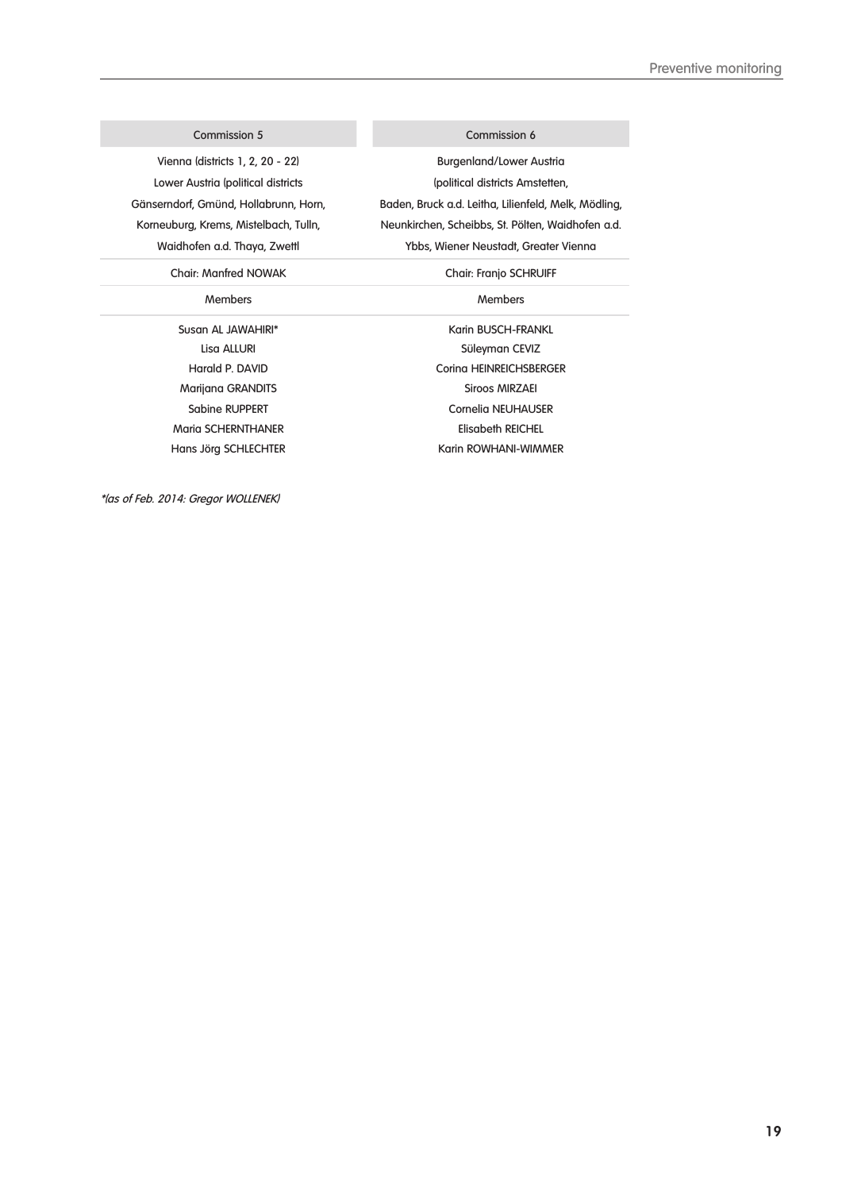| Commission 5 | Commission 6 |
|---|---|
| Vienna (districts 1, 2, 20 - 22)<br>Lower Austria (political districts<br>Gänserndorf, Gmünd, Hollabrunn, Horn,<br>Korneuburg, Krems, Mistelbach, Tulln,<br>Waidhofen a.d. Thaya, Zwettl | Burgenland/Lower Austria<br>(political districts Amstetten,<br>Baden, Bruck a.d. Leitha, Lilienfeld, Melk, Mödling,<br>Neunkirchen, Scheibbs, St. Pölten, Waidhofen a.d.<br>Ybbs, Wiener Neustadt, Greater Vienna |
| Chair: Manfred NOWAK | Chair: Franjo SCHRUIFF |
| Members | Members |
| Susan AL JAWAHIRI*<br>Lisa ALLURI<br>Harald P. DAVID<br>Marijana GRANDITS<br>Sabine RUPPERT<br>Maria SCHERNTHANER<br>Hans Jörg SCHLECHTER | Karin BUSCH-FRANKL<br>Süleyman CEVIZ<br>Corina HEINREICHSBERGER<br>Siroos MIRZAEI<br>Cornelia NEUHAUSER<br>Elisabeth REICHEL<br>Karin ROWHANI-WIMMER |

*\*(as of Feb. 2014: Gregor WOLLENEK)*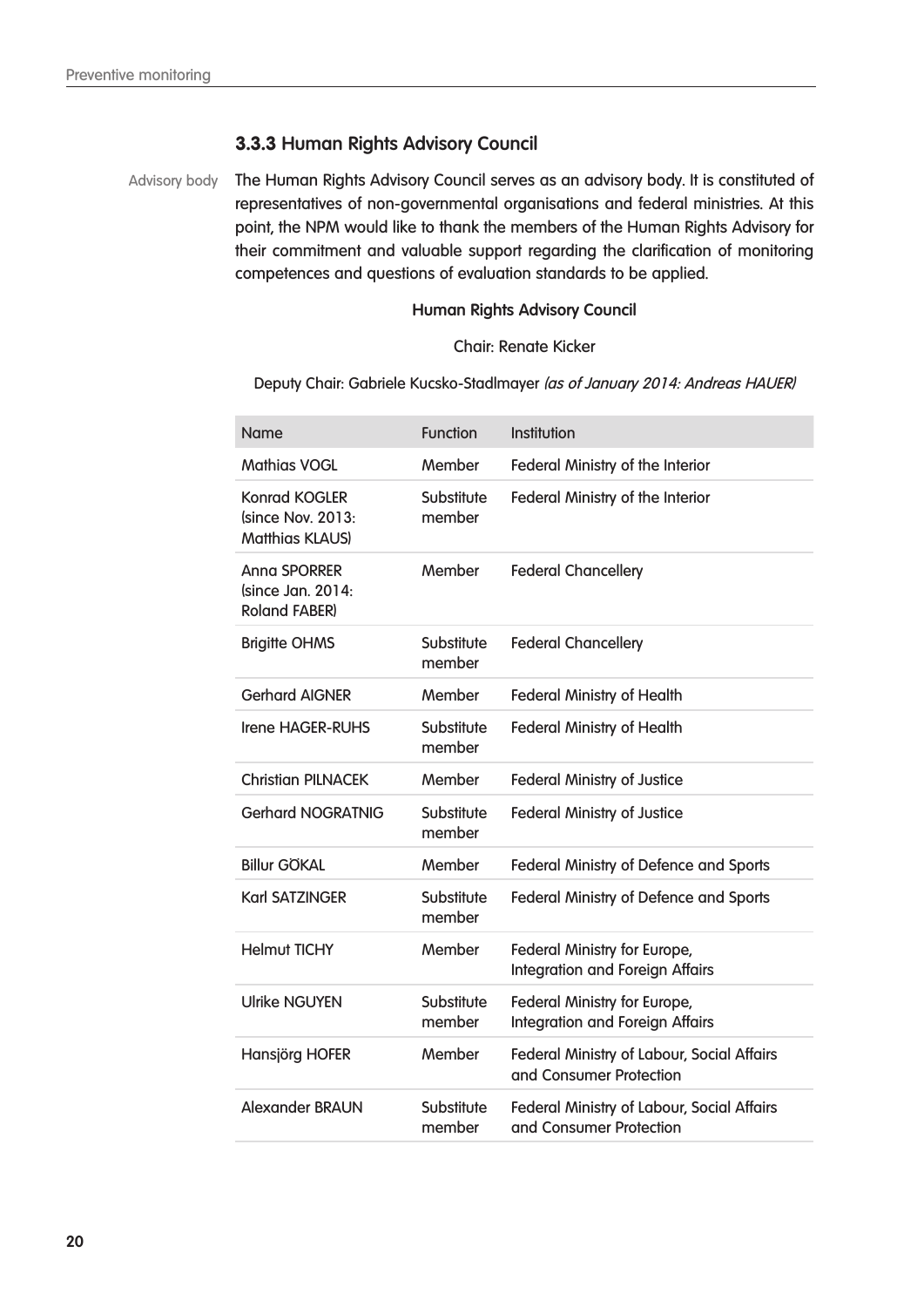### 3.3.3 Human Rights Advisory Council

Advisory body

The Human Rights Advisory Council serves as an advisory body. It is constituted of representatives of non-governmental organisations and federal ministries. At this point, the NPM would like to thank the members of the Human Rights Advisory for their commitment and valuable support regarding the clarification of monitoring competences and questions of evaluation standards to be applied.

**Human Rights Advisory Council**

Chair: Renate Kicker

Deputy Chair: Gabriele Kucsko-Stadlmayer *(as of January 2014: Andreas HAUER)*

| Name | Function | Institution |
|---|---|---|
| Mathias VOGL | Member | Federal Ministry of the Interior |
| Konrad KOGLER (since Nov. 2013: Matthias KLAUS) | Substitute member | Federal Ministry of the Interior |
| Anna SPORRER (since Jan. 2014: Roland FABER) | Member | Federal Chancellery |
| Brigitte OHMS | Substitute member | Federal Chancellery |
| Gerhard AIGNER | Member | Federal Ministry of Health |
| Irene HAGER-RUHS | Substitute member | Federal Ministry of Health |
| Christian PILNACEK | Member | Federal Ministry of Justice |
| Gerhard NOGRATNIG | Substitute member | Federal Ministry of Justice |
| Billur GÖKAL | Member | Federal Ministry of Defence and Sports |
| Karl SATZINGER | Substitute member | Federal Ministry of Defence and Sports |
| Helmut TICHY | Member | Federal Ministry for Europe, Integration and Foreign Affairs |
| Ulrike NGUYEN | Substitute member | Federal Ministry for Europe, Integration and Foreign Affairs |
| Hansjörg HOFER | Member | Federal Ministry of Labour, Social Affairs and Consumer Protection |
| Alexander BRAUN | Substitute member | Federal Ministry of Labour, Social Affairs and Consumer Protection |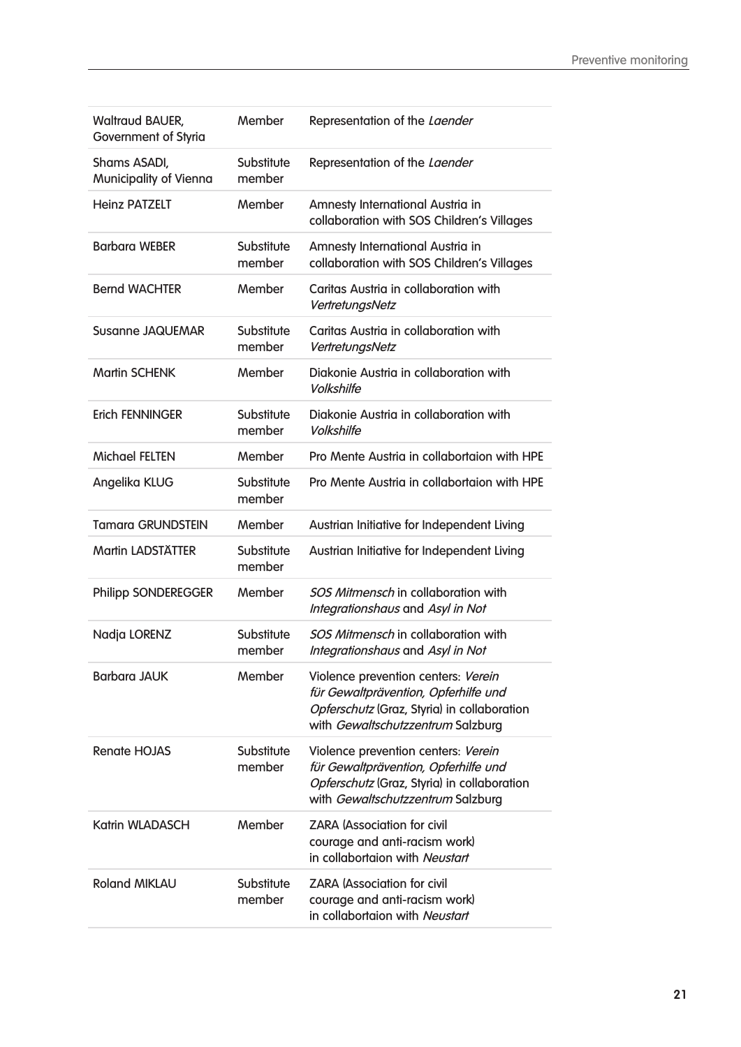| | | |
|---|---|---|
| Waltraud BAUER, Government of Styria | Member | Representation of the *Laender* |
| Shams ASADI, Municipality of Vienna | Substitute member | Representation of the *Laender* |
| Heinz PATZELT | Member | Amnesty International Austria in collaboration with SOS Children's Villages |
| Barbara WEBER | Substitute member | Amnesty International Austria in collaboration with SOS Children's Villages |
| Bernd WACHTER | Member | Caritas Austria in collaboration with *VertretungsNetz* |
| Susanne JAQUEMAR | Substitute member | Caritas Austria in collaboration with *VertretungsNetz* |
| Martin SCHENK | Member | Diakonie Austria in collaboration with *Volkshilfe* |
| Erich FENNINGER | Substitute member | Diakonie Austria in collaboration with *Volkshilfe* |
| Michael FELTEN | Member | Pro Mente Austria in collabortaion with HPE |
| Angelika KLUG | Substitute member | Pro Mente Austria in collabortaion with HPE |
| Tamara GRUNDSTEIN | Member | Austrian Initiative for Independent Living |
| Martin LADSTÄTTER | Substitute member | Austrian Initiative for Independent Living |
| Philipp SONDEREGGER | Member | *SOS Mitmensch* in collaboration with *Integrationshaus* and *Asyl in Not* |
| Nadja LORENZ | Substitute member | *SOS Mitmensch* in collaboration with *Integrationshaus* and *Asyl in Not* |
| Barbara JAUK | Member | Violence prevention centers: *Verein für Gewaltprävention, Opferhilfe und Opferschutz* (Graz, Styria) in collaboration with *Gewaltschutzzentrum* Salzburg |
| Renate HOJAS | Substitute member | Violence prevention centers: *Verein für Gewaltprävention, Opferhilfe und Opferschutz* (Graz, Styria) in collaboration with *Gewaltschutzzentrum* Salzburg |
| Katrin WLADASCH | Member | ZARA (Association for civil courage and anti-racism work) in collabortaion with *Neustart* |
| Roland MIKLAU | Substitute member | ZARA (Association for civil courage and anti-racism work) in collabortaion with *Neustart* |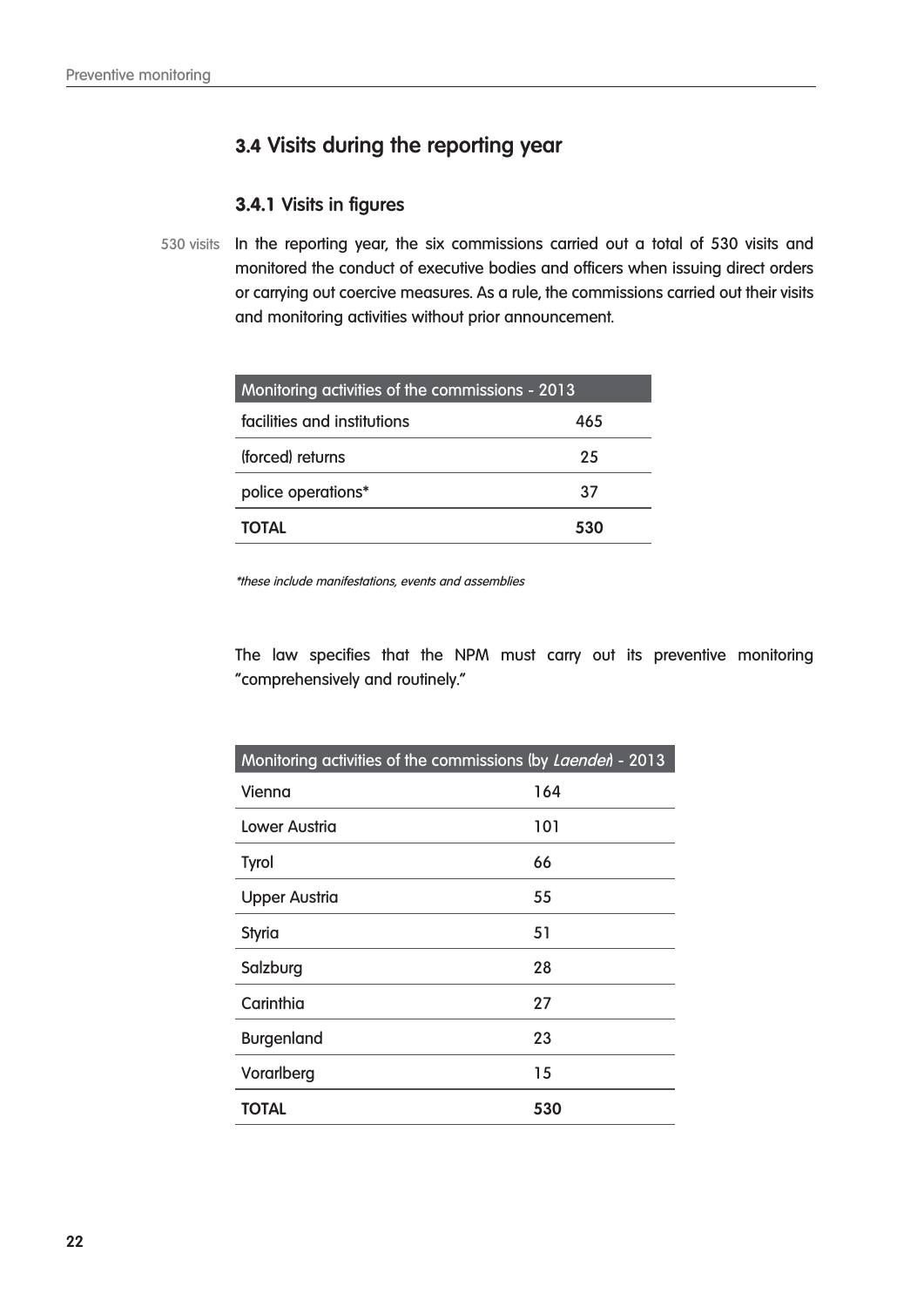## 3.4 Visits during the reporting year

### 3.4.1 Visits in figures

530 visits

In the reporting year, the six commissions carried out a total of 530 visits and monitored the conduct of executive bodies and officers when issuing direct orders or carrying out coercive measures. As a rule, the commissions carried out their visits and monitoring activities without prior announcement.

| Monitoring activities of the commissions - 2013 | |
|---|---|
| facilities and institutions | 465 |
| (forced) returns | 25 |
| police operations* | 37 |
| **TOTAL** | **530** |

*\*these include manifestations, events and assemblies*

The law specifies that the NPM must carry out its preventive monitoring "comprehensively and routinely."

| Monitoring activities of the commissions (by *Laender*) - 2013 | |
|---|---|
| Vienna | 164 |
| Lower Austria | 101 |
| Tyrol | 66 |
| Upper Austria | 55 |
| Styria | 51 |
| Salzburg | 28 |
| Carinthia | 27 |
| Burgenland | 23 |
| Vorarlberg | 15 |
| **TOTAL** | **530** |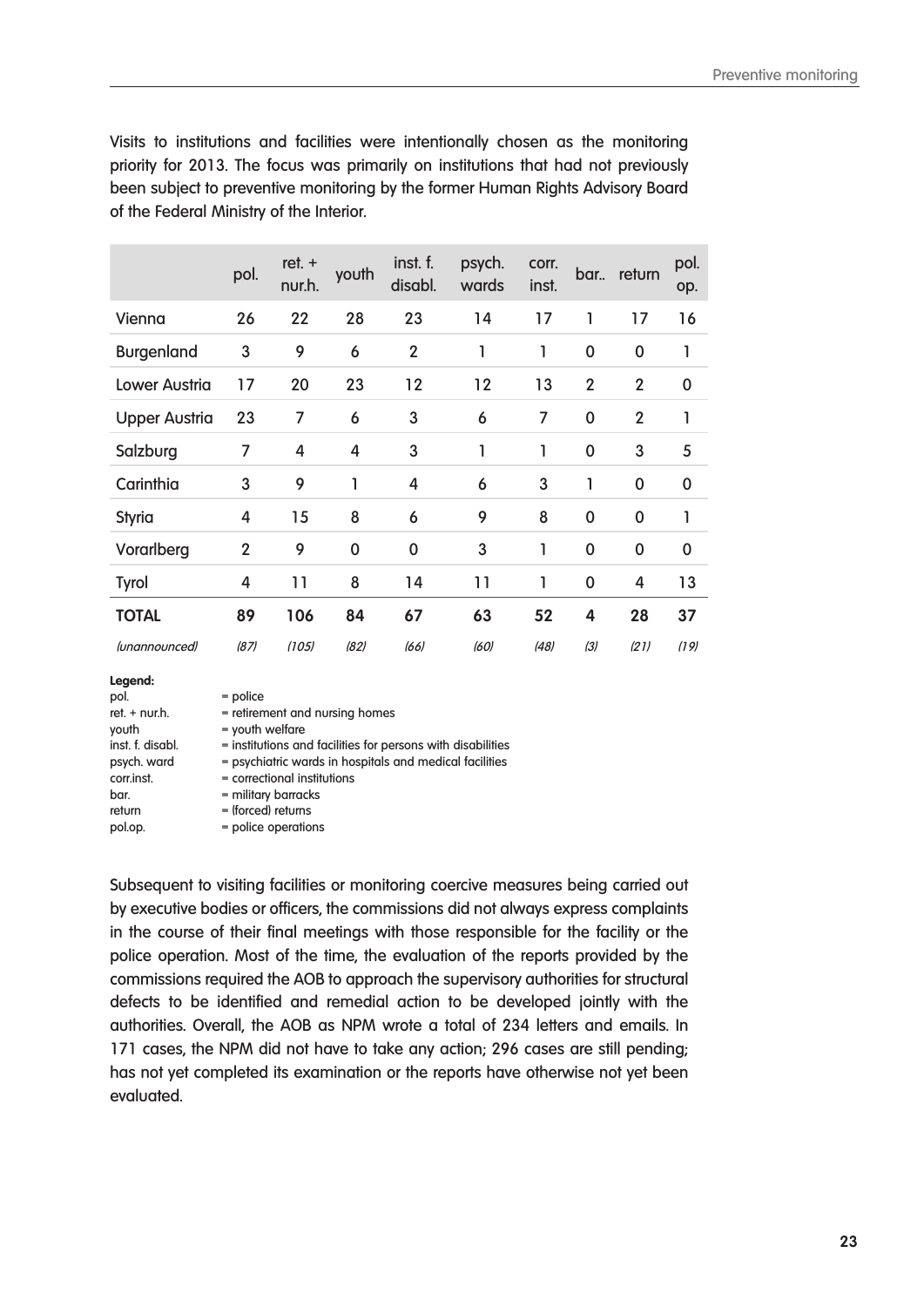Visits to institutions and facilities were intentionally chosen as the monitoring priority for 2013. The focus was primarily on institutions that had not previously been subject to preventive monitoring by the former Human Rights Advisory Board of the Federal Ministry of the Interior.

| | pol. | ret. + nur.h. | youth | inst. f. disabl. | psych. wards | corr. inst. | bar.. | return | pol. op. |
|---|---|---|---|---|---|---|---|---|---|
| Vienna | 26 | 22 | 28 | 23 | 14 | 17 | 1 | 17 | 16 |
| Burgenland | 3 | 9 | 6 | 2 | 1 | 1 | 0 | 0 | 1 |
| Lower Austria | 17 | 20 | 23 | 12 | 12 | 13 | 2 | 2 | 0 |
| Upper Austria | 23 | 7 | 6 | 3 | 6 | 7 | 0 | 2 | 1 |
| Salzburg | 7 | 4 | 4 | 3 | 1 | 1 | 0 | 3 | 5 |
| Carinthia | 3 | 9 | 1 | 4 | 6 | 3 | 1 | 0 | 0 |
| Styria | 4 | 15 | 8 | 6 | 9 | 8 | 0 | 0 | 1 |
| Vorarlberg | 2 | 9 | 0 | 0 | 3 | 1 | 0 | 0 | 0 |
| Tyrol | 4 | 11 | 8 | 14 | 11 | 1 | 0 | 4 | 13 |
| **TOTAL** | **89** | **106** | **84** | **67** | **63** | **52** | **4** | **28** | **37** |
| *(unannounced)* | *(87)* | *(105)* | *(82)* | *(66)* | *(60)* | *(48)* | *(3)* | *(21)* | *(19)* |

**Legend:**

pol. = police
ret. + nur.h. = retirement and nursing homes
youth = youth welfare
inst. f. disabl. = institutions and facilities for persons with disabilities
psych. ward = psychiatric wards in hospitals and medical facilities
corr.inst. = correctional institutions
bar. = military barracks
return = (forced) returns
pol.op. = police operations

Subsequent to visiting facilities or monitoring coercive measures being carried out by executive bodies or officers, the commissions did not always express complaints in the course of their final meetings with those responsible for the facility or the police operation. Most of the time, the evaluation of the reports provided by the commissions required the AOB to approach the supervisory authorities for structural defects to be identified and remedial action to be developed jointly with the authorities. Overall, the AOB as NPM wrote a total of 234 letters and emails. In 171 cases, the NPM did not have to take any action; 296 cases are still pending; has not yet completed its examination or the reports have otherwise not yet been evaluated.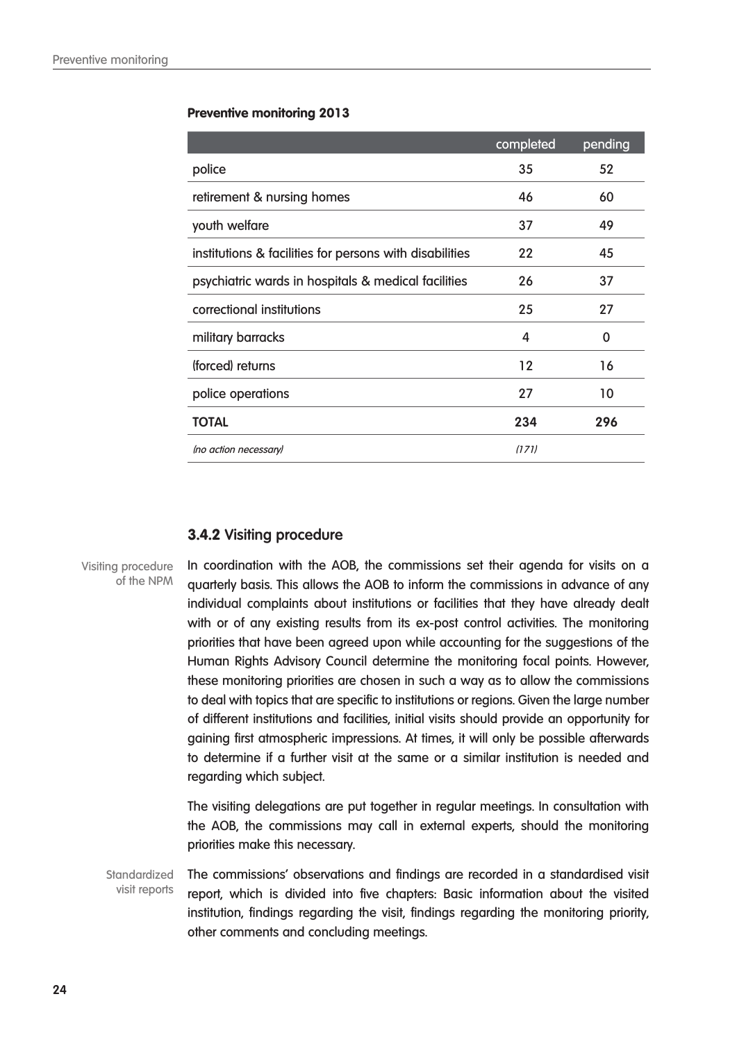**Preventive monitoring 2013**

| | completed | pending |
|---|---|---|
| police | 35 | 52 |
| retirement & nursing homes | 46 | 60 |
| youth welfare | 37 | 49 |
| institutions & facilities for persons with disabilities | 22 | 45 |
| psychiatric wards in hospitals & medical facilities | 26 | 37 |
| correctional institutions | 25 | 27 |
| military barracks | 4 | 0 |
| (forced) returns | 12 | 16 |
| police operations | 27 | 10 |
| **TOTAL** | **234** | **296** |
| *(no action necessary)* | *(171)* | |

### 3.4.2 Visiting procedure

Visiting procedure of the NPM

In coordination with the AOB, the commissions set their agenda for visits on a quarterly basis. This allows the AOB to inform the commissions in advance of any individual complaints about institutions or facilities that they have already dealt with or of any existing results from its ex-post control activities. The monitoring priorities that have been agreed upon while accounting for the suggestions of the Human Rights Advisory Council determine the monitoring focal points. However, these monitoring priorities are chosen in such a way as to allow the commissions to deal with topics that are specific to institutions or regions. Given the large number of different institutions and facilities, initial visits should provide an opportunity for gaining first atmospheric impressions. At times, it will only be possible afterwards to determine if a further visit at the same or a similar institution is needed and regarding which subject.

The visiting delegations are put together in regular meetings. In consultation with the AOB, the commissions may call in external experts, should the monitoring priorities make this necessary.

Standardized visit reports

The commissions' observations and findings are recorded in a standardised visit report, which is divided into five chapters: Basic information about the visited institution, findings regarding the visit, findings regarding the monitoring priority, other comments and concluding meetings.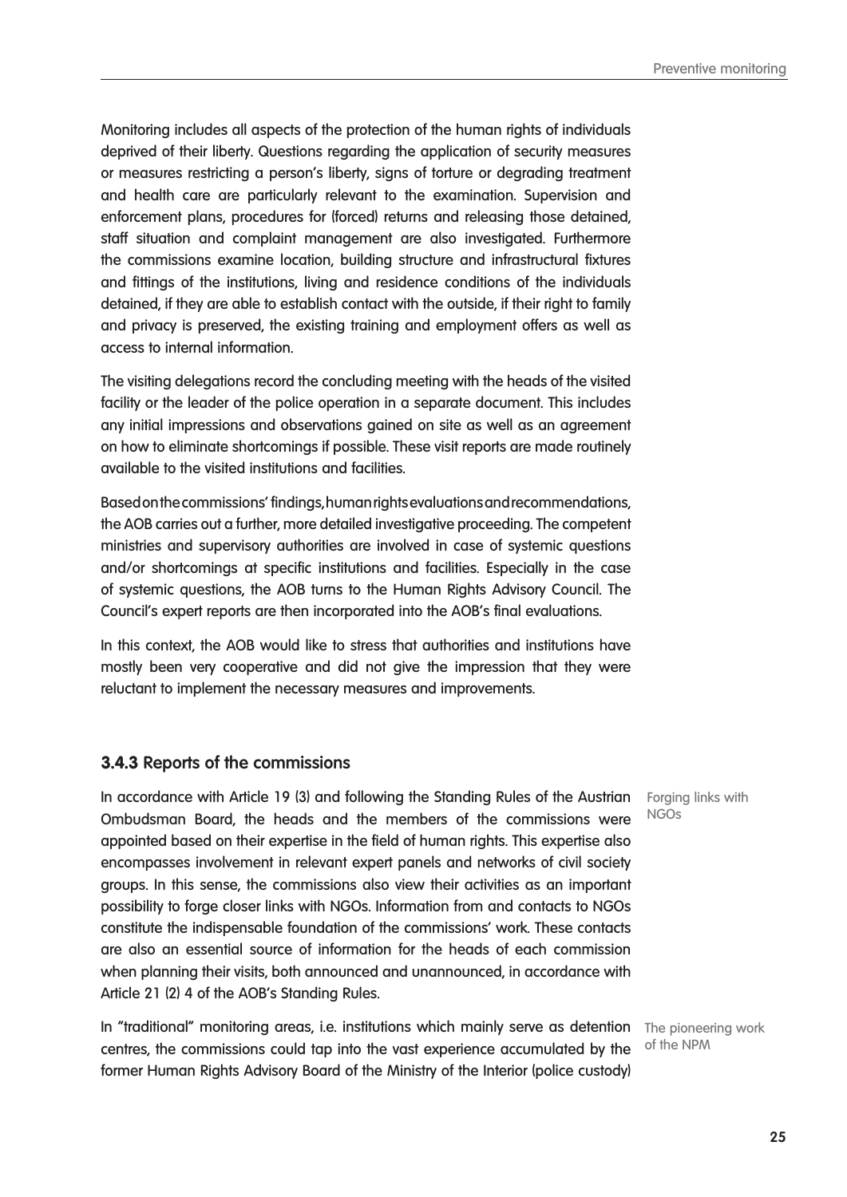Monitoring includes all aspects of the protection of the human rights of individuals deprived of their liberty. Questions regarding the application of security measures or measures restricting a person's liberty, signs of torture or degrading treatment and health care are particularly relevant to the examination. Supervision and enforcement plans, procedures for (forced) returns and releasing those detained, staff situation and complaint management are also investigated. Furthermore the commissions examine location, building structure and infrastructural fixtures and fittings of the institutions, living and residence conditions of the individuals detained, if they are able to establish contact with the outside, if their right to family and privacy is preserved, the existing training and employment offers as well as access to internal information.

The visiting delegations record the concluding meeting with the heads of the visited facility or the leader of the police operation in a separate document. This includes any initial impressions and observations gained on site as well as an agreement on how to eliminate shortcomings if possible. These visit reports are made routinely available to the visited institutions and facilities.

Based on the commissions' findings, human rights evaluations and recommendations, the AOB carries out a further, more detailed investigative proceeding. The competent ministries and supervisory authorities are involved in case of systemic questions and/or shortcomings at specific institutions and facilities. Especially in the case of systemic questions, the AOB turns to the Human Rights Advisory Council. The Council's expert reports are then incorporated into the AOB's final evaluations.

In this context, the AOB would like to stress that authorities and institutions have mostly been very cooperative and did not give the impression that they were reluctant to implement the necessary measures and improvements.

### 3.4.3 Reports of the commissions

*Forging links with NGOs*

In accordance with Article 19 (3) and following the Standing Rules of the Austrian Ombudsman Board, the heads and the members of the commissions were appointed based on their expertise in the field of human rights. This expertise also encompasses involvement in relevant expert panels and networks of civil society groups. In this sense, the commissions also view their activities as an important possibility to forge closer links with NGOs. Information from and contacts to NGOs constitute the indispensable foundation of the commissions' work. These contacts are also an essential source of information for the heads of each commission when planning their visits, both announced and unannounced, in accordance with Article 21 (2) 4 of the AOB's Standing Rules.

*The pioneering work of the NPM*

In "traditional" monitoring areas, i.e. institutions which mainly serve as detention centres, the commissions could tap into the vast experience accumulated by the former Human Rights Advisory Board of the Ministry of the Interior (police custody)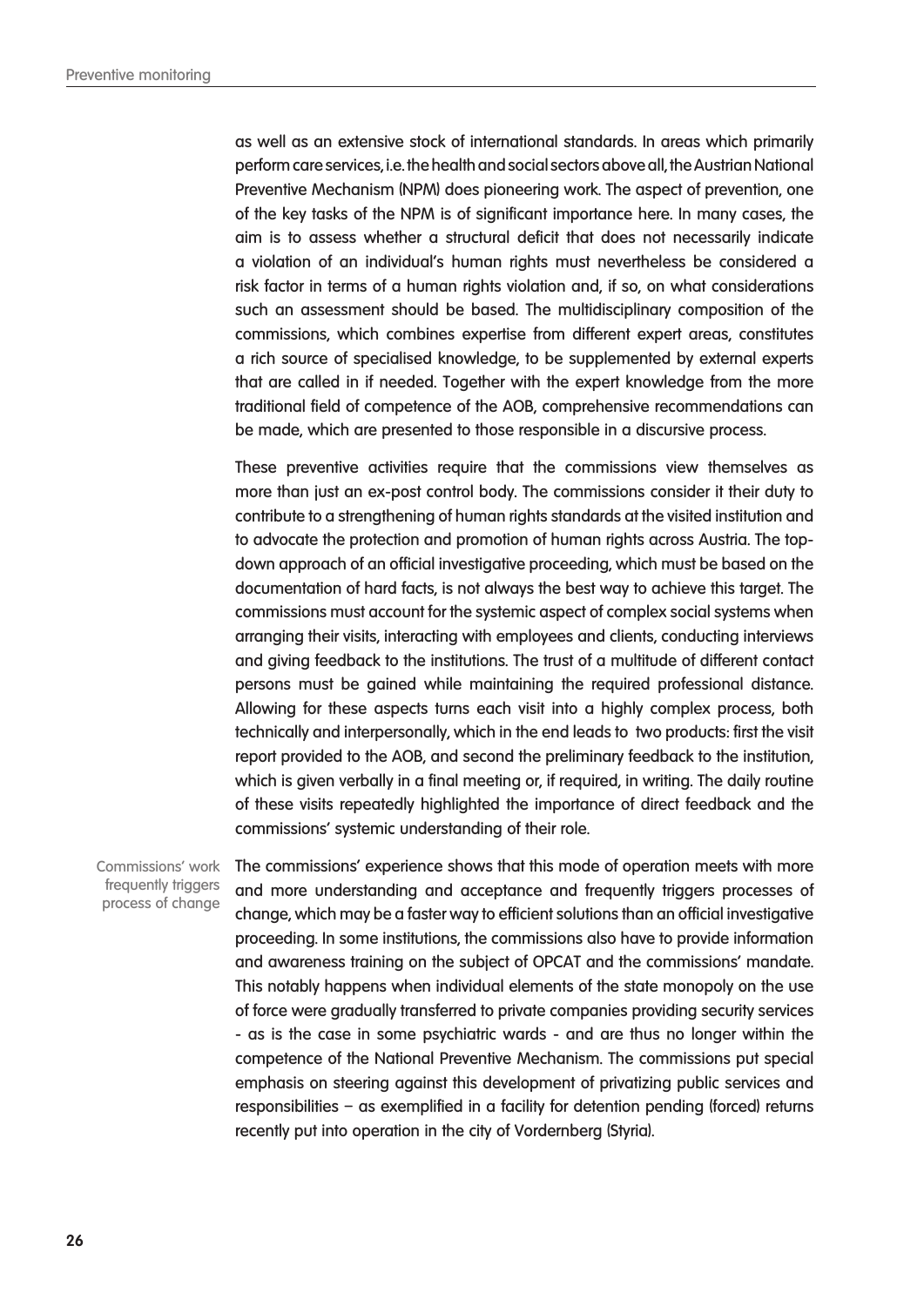as well as an extensive stock of international standards. In areas which primarily perform care services, i.e. the health and social sectors above all, the Austrian National Preventive Mechanism (NPM) does pioneering work. The aspect of prevention, one of the key tasks of the NPM is of significant importance here. In many cases, the aim is to assess whether a structural deficit that does not necessarily indicate a violation of an individual's human rights must nevertheless be considered a risk factor in terms of a human rights violation and, if so, on what considerations such an assessment should be based. The multidisciplinary composition of the commissions, which combines expertise from different expert areas, constitutes a rich source of specialised knowledge, to be supplemented by external experts that are called in if needed. Together with the expert knowledge from the more traditional field of competence of the AOB, comprehensive recommendations can be made, which are presented to those responsible in a discursive process.

These preventive activities require that the commissions view themselves as more than just an ex-post control body. The commissions consider it their duty to contribute to a strengthening of human rights standards at the visited institution and to advocate the protection and promotion of human rights across Austria. The top-down approach of an official investigative proceeding, which must be based on the documentation of hard facts, is not always the best way to achieve this target. The commissions must account for the systemic aspect of complex social systems when arranging their visits, interacting with employees and clients, conducting interviews and giving feedback to the institutions. The trust of a multitude of different contact persons must be gained while maintaining the required professional distance. Allowing for these aspects turns each visit into a highly complex process, both technically and interpersonally, which in the end leads to two products: first the visit report provided to the AOB, and second the preliminary feedback to the institution, which is given verbally in a final meeting or, if required, in writing. The daily routine of these visits repeatedly highlighted the importance of direct feedback and the commissions' systemic understanding of their role.

*Commissions' work frequently triggers process of change*

The commissions' experience shows that this mode of operation meets with more and more understanding and acceptance and frequently triggers processes of change, which may be a faster way to efficient solutions than an official investigative proceeding. In some institutions, the commissions also have to provide information and awareness training on the subject of OPCAT and the commissions' mandate. This notably happens when individual elements of the state monopoly on the use of force were gradually transferred to private companies providing security services - as is the case in some psychiatric wards - and are thus no longer within the competence of the National Preventive Mechanism. The commissions put special emphasis on steering against this development of privatizing public services and responsibilities – as exemplified in a facility for detention pending (forced) returns recently put into operation in the city of Vordernberg (Styria).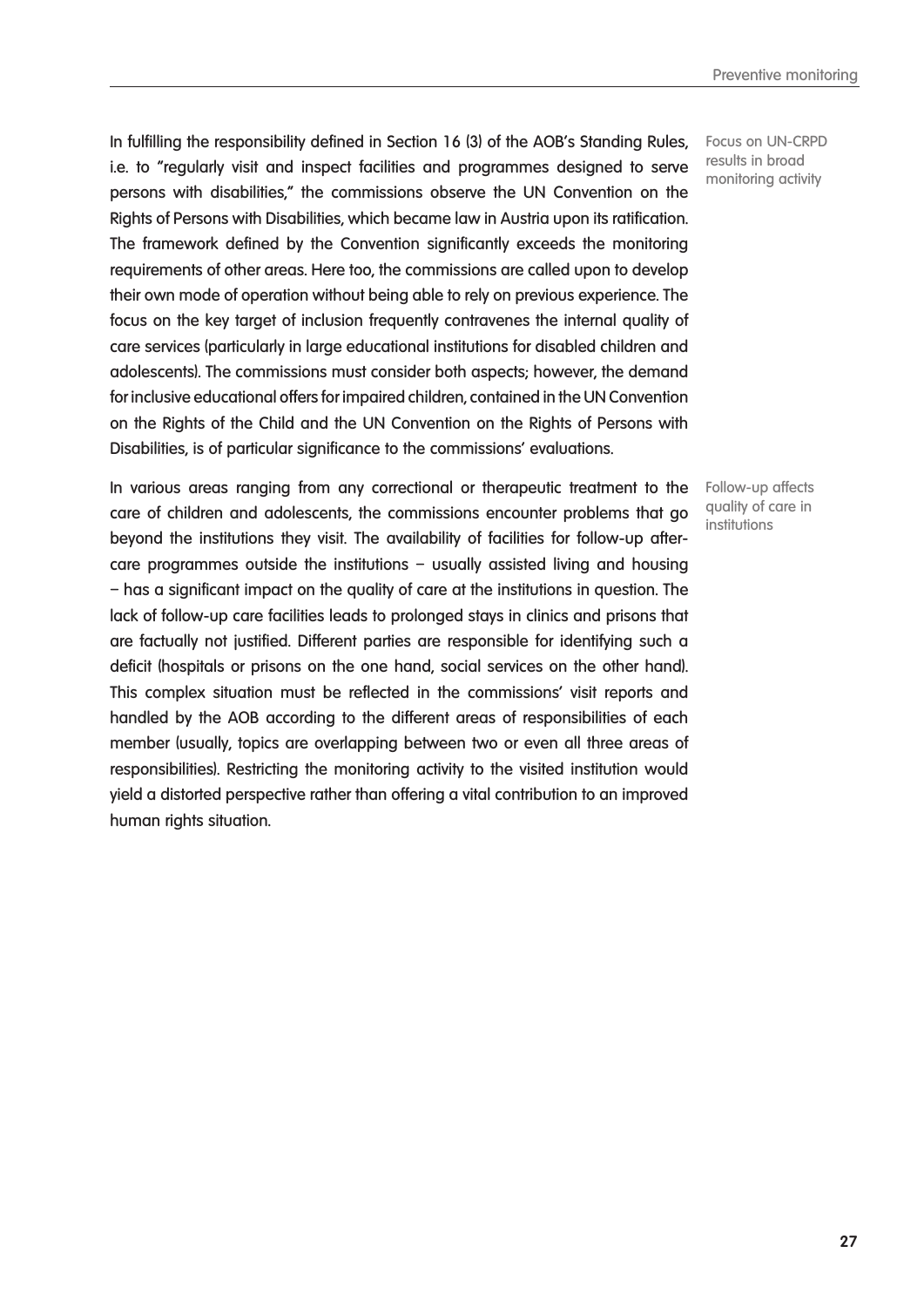Focus on UN-CRPD results in broad monitoring activity

In fulfilling the responsibility defined in Section 16 (3) of the AOB's Standing Rules, i.e. to "regularly visit and inspect facilities and programmes designed to serve persons with disabilities," the commissions observe the UN Convention on the Rights of Persons with Disabilities, which became law in Austria upon its ratification. The framework defined by the Convention significantly exceeds the monitoring requirements of other areas. Here too, the commissions are called upon to develop their own mode of operation without being able to rely on previous experience. The focus on the key target of inclusion frequently contravenes the internal quality of care services (particularly in large educational institutions for disabled children and adolescents). The commissions must consider both aspects; however, the demand for inclusive educational offers for impaired children, contained in the UN Convention on the Rights of the Child and the UN Convention on the Rights of Persons with Disabilities, is of particular significance to the commissions' evaluations.

Follow-up affects quality of care in institutions

In various areas ranging from any correctional or therapeutic treatment to the care of children and adolescents, the commissions encounter problems that go beyond the institutions they visit. The availability of facilities for follow-up after-care programmes outside the institutions – usually assisted living and housing – has a significant impact on the quality of care at the institutions in question. The lack of follow-up care facilities leads to prolonged stays in clinics and prisons that are factually not justified. Different parties are responsible for identifying such a deficit (hospitals or prisons on the one hand, social services on the other hand). This complex situation must be reflected in the commissions' visit reports and handled by the AOB according to the different areas of responsibilities of each member (usually, topics are overlapping between two or even all three areas of responsibilities). Restricting the monitoring activity to the visited institution would yield a distorted perspective rather than offering a vital contribution to an improved human rights situation.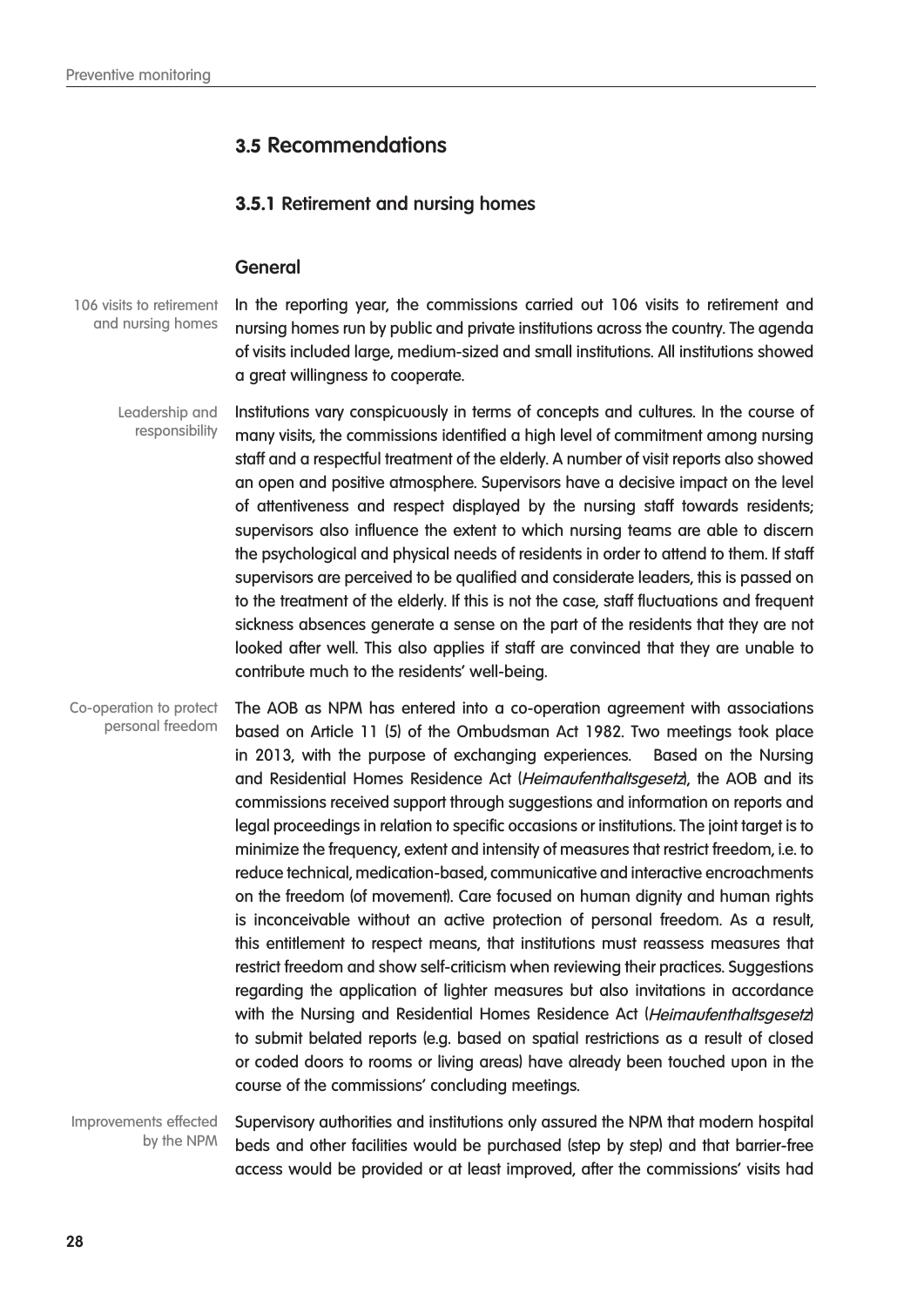## 3.5 Recommendations

### 3.5.1 Retirement and nursing homes

#### General

106 visits to retirement and nursing homes

In the reporting year, the commissions carried out 106 visits to retirement and nursing homes run by public and private institutions across the country. The agenda of visits included large, medium-sized and small institutions. All institutions showed a great willingness to cooperate.

Leadership and responsibility

Institutions vary conspicuously in terms of concepts and cultures. In the course of many visits, the commissions identified a high level of commitment among nursing staff and a respectful treatment of the elderly. A number of visit reports also showed an open and positive atmosphere. Supervisors have a decisive impact on the level of attentiveness and respect displayed by the nursing staff towards residents; supervisors also influence the extent to which nursing teams are able to discern the psychological and physical needs of residents in order to attend to them. If staff supervisors are perceived to be qualified and considerate leaders, this is passed on to the treatment of the elderly. If this is not the case, staff fluctuations and frequent sickness absences generate a sense on the part of the residents that they are not looked after well. This also applies if staff are convinced that they are unable to contribute much to the residents' well-being.

Co-operation to protect personal freedom

The AOB as NPM has entered into a co-operation agreement with associations based on Article 11 (5) of the Ombudsman Act 1982. Two meetings took place in 2013, with the purpose of exchanging experiences. Based on the Nursing and Residential Homes Residence Act (*Heimaufenthaltsgesetz*), the AOB and its commissions received support through suggestions and information on reports and legal proceedings in relation to specific occasions or institutions. The joint target is to minimize the frequency, extent and intensity of measures that restrict freedom, i.e. to reduce technical, medication-based, communicative and interactive encroachments on the freedom (of movement). Care focused on human dignity and human rights is inconceivable without an active protection of personal freedom. As a result, this entitlement to respect means, that institutions must reassess measures that restrict freedom and show self-criticism when reviewing their practices. Suggestions regarding the application of lighter measures but also invitations in accordance with the Nursing and Residential Homes Residence Act (*Heimaufenthaltsgesetz*) to submit belated reports (e.g. based on spatial restrictions as a result of closed or coded doors to rooms or living areas) have already been touched upon in the course of the commissions' concluding meetings.

Improvements effected by the NPM

Supervisory authorities and institutions only assured the NPM that modern hospital beds and other facilities would be purchased (step by step) and that barrier-free access would be provided or at least improved, after the commissions' visits had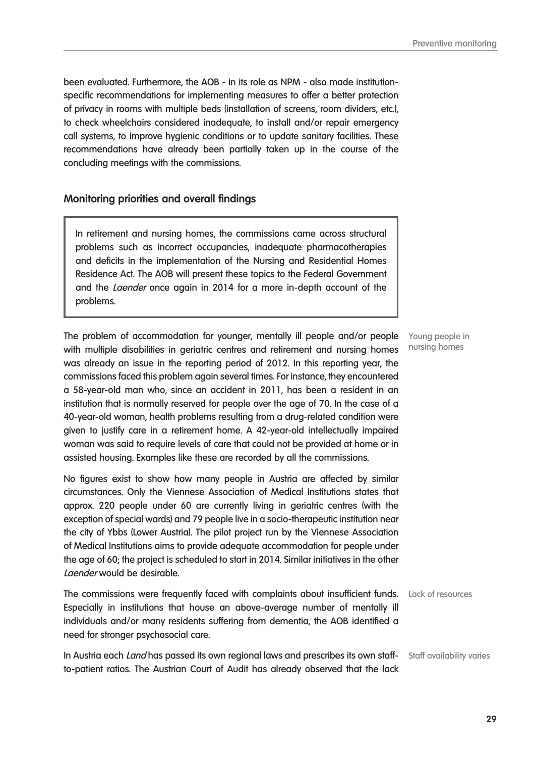been evaluated. Furthermore, the AOB - in its role as NPM - also made institution-specific recommendations for implementing measures to offer a better protection of privacy in rooms with multiple beds (installation of screens, room dividers, etc.), to check wheelchairs considered inadequate, to install and/or repair emergency call systems, to improve hygienic conditions or to update sanitary facilities. These recommendations have already been partially taken up in the course of the concluding meetings with the commissions.

## Monitoring priorities and overall findings

> In retirement and nursing homes, the commissions came across structural problems such as incorrect occupancies, inadequate pharmacotherapies and deficits in the implementation of the Nursing and Residential Homes Residence Act. The AOB will present these topics to the Federal Government and the *Laender* once again in 2014 for a more in-depth account of the problems.

*Young people in nursing homes*

The problem of accommodation for younger, mentally ill people and/or people with multiple disabilities in geriatric centres and retirement and nursing homes was already an issue in the reporting period of 2012. In this reporting year, the commissions faced this problem again several times. For instance, they encountered a 58-year-old man who, since an accident in 2011, has been a resident in an institution that is normally reserved for people over the age of 70. In the case of a 40-year-old woman, health problems resulting from a drug-related condition were given to justify care in a retirement home. A 42-year-old intellectually impaired woman was said to require levels of care that could not be provided at home or in assisted housing. Examples like these are recorded by all the commissions.

No figures exist to show how many people in Austria are affected by similar circumstances. Only the Viennese Association of Medical Institutions states that approx. 220 people under 60 are currently living in geriatric centres (with the exception of special wards) and 79 people live in a socio-therapeutic institution near the city of Ybbs (Lower Austria). The pilot project run by the Viennese Association of Medical Institutions aims to provide adequate accommodation for people under the age of 60; the project is scheduled to start in 2014. Similar initiatives in the other *Laender* would be desirable.

*Lack of resources*

The commissions were frequently faced with complaints about insufficient funds. Especially in institutions that house an above-average number of mentally ill individuals and/or many residents suffering from dementia, the AOB identified a need for stronger psychosocial care.

*Staff availability varies*

In Austria each *Land* has passed its own regional laws and prescribes its own staff-to-patient ratios. The Austrian Court of Audit has already observed that the lack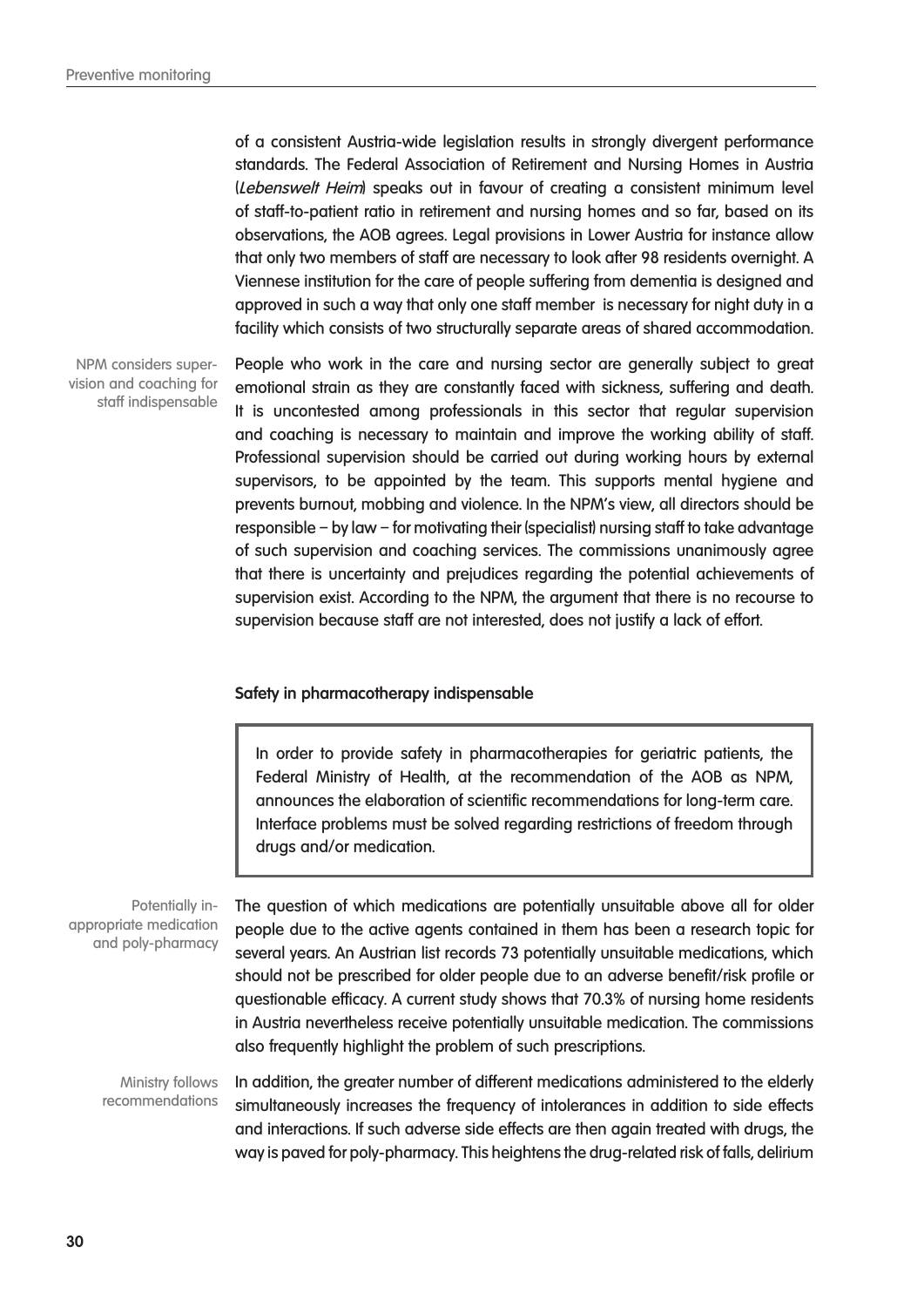of a consistent Austria-wide legislation results in strongly divergent performance standards. The Federal Association of Retirement and Nursing Homes in Austria (*Lebenswelt Heim*) speaks out in favour of creating a consistent minimum level of staff-to-patient ratio in retirement and nursing homes and so far, based on its observations, the AOB agrees. Legal provisions in Lower Austria for instance allow that only two members of staff are necessary to look after 98 residents overnight. A Viennese institution for the care of people suffering from dementia is designed and approved in such a way that only one staff member is necessary for night duty in a facility which consists of two structurally separate areas of shared accommodation.

NPM considers supervision and coaching for staff indispensable

People who work in the care and nursing sector are generally subject to great emotional strain as they are constantly faced with sickness, suffering and death. It is uncontested among professionals in this sector that regular supervision and coaching is necessary to maintain and improve the working ability of staff. Professional supervision should be carried out during working hours by external supervisors, to be appointed by the team. This supports mental hygiene and prevents burnout, mobbing and violence. In the NPM's view, all directors should be responsible – by law – for motivating their (specialist) nursing staff to take advantage of such supervision and coaching services. The commissions unanimously agree that there is uncertainty and prejudices regarding the potential achievements of supervision exist. According to the NPM, the argument that there is no recourse to supervision because staff are not interested, does not justify a lack of effort.

**Safety in pharmacotherapy indispensable**

> In order to provide safety in pharmacotherapies for geriatric patients, the Federal Ministry of Health, at the recommendation of the AOB as NPM, announces the elaboration of scientific recommendations for long-term care. Interface problems must be solved regarding restrictions of freedom through drugs and/or medication.

Potentially inappropriate medication and poly-pharmacy

The question of which medications are potentially unsuitable above all for older people due to the active agents contained in them has been a research topic for several years. An Austrian list records 73 potentially unsuitable medications, which should not be prescribed for older people due to an adverse benefit/risk profile or questionable efficacy. A current study shows that 70.3% of nursing home residents in Austria nevertheless receive potentially unsuitable medication. The commissions also frequently highlight the problem of such prescriptions.

Ministry follows recommendations

In addition, the greater number of different medications administered to the elderly simultaneously increases the frequency of intolerances in addition to side effects and interactions. If such adverse side effects are then again treated with drugs, the way is paved for poly-pharmacy. This heightens the drug-related risk of falls, delirium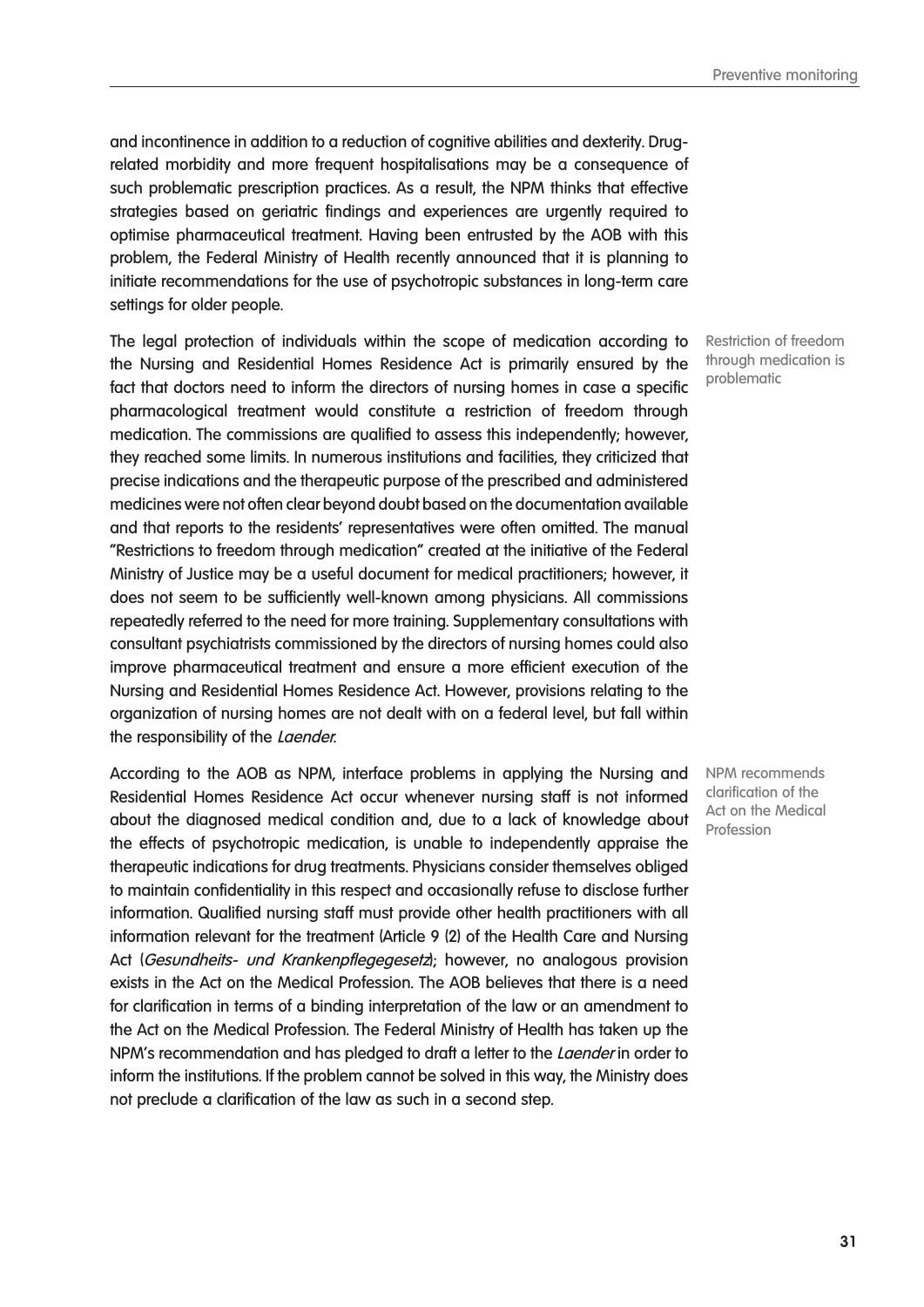and incontinence in addition to a reduction of cognitive abilities and dexterity. Drug-related morbidity and more frequent hospitalisations may be a consequence of such problematic prescription practices. As a result, the NPM thinks that effective strategies based on geriatric findings and experiences are urgently required to optimise pharmaceutical treatment. Having been entrusted by the AOB with this problem, the Federal Ministry of Health recently announced that it is planning to initiate recommendations for the use of psychotropic substances in long-term care settings for older people.

Restriction of freedom through medication is problematic

The legal protection of individuals within the scope of medication according to the Nursing and Residential Homes Residence Act is primarily ensured by the fact that doctors need to inform the directors of nursing homes in case a specific pharmacological treatment would constitute a restriction of freedom through medication. The commissions are qualified to assess this independently; however, they reached some limits. In numerous institutions and facilities, they criticized that precise indications and the therapeutic purpose of the prescribed and administered medicines were not often clear beyond doubt based on the documentation available and that reports to the residents' representatives were often omitted. The manual "Restrictions to freedom through medication" created at the initiative of the Federal Ministry of Justice may be a useful document for medical practitioners; however, it does not seem to be sufficiently well-known among physicians. All commissions repeatedly referred to the need for more training. Supplementary consultations with consultant psychiatrists commissioned by the directors of nursing homes could also improve pharmaceutical treatment and ensure a more efficient execution of the Nursing and Residential Homes Residence Act. However, provisions relating to the organization of nursing homes are not dealt with on a federal level, but fall within the responsibility of the *Laender*.

NPM recommends clarification of the Act on the Medical Profession

According to the AOB as NPM, interface problems in applying the Nursing and Residential Homes Residence Act occur whenever nursing staff is not informed about the diagnosed medical condition and, due to a lack of knowledge about the effects of psychotropic medication, is unable to independently appraise the therapeutic indications for drug treatments. Physicians consider themselves obliged to maintain confidentiality in this respect and occasionally refuse to disclose further information. Qualified nursing staff must provide other health practitioners with all information relevant for the treatment (Article 9 (2) of the Health Care and Nursing Act (*Gesundheits- und Krankenpflegegesetz*); however, no analogous provision exists in the Act on the Medical Profession. The AOB believes that there is a need for clarification in terms of a binding interpretation of the law or an amendment to the Act on the Medical Profession. The Federal Ministry of Health has taken up the NPM's recommendation and has pledged to draft a letter to the *Laender* in order to inform the institutions. If the problem cannot be solved in this way, the Ministry does not preclude a clarification of the law as such in a second step.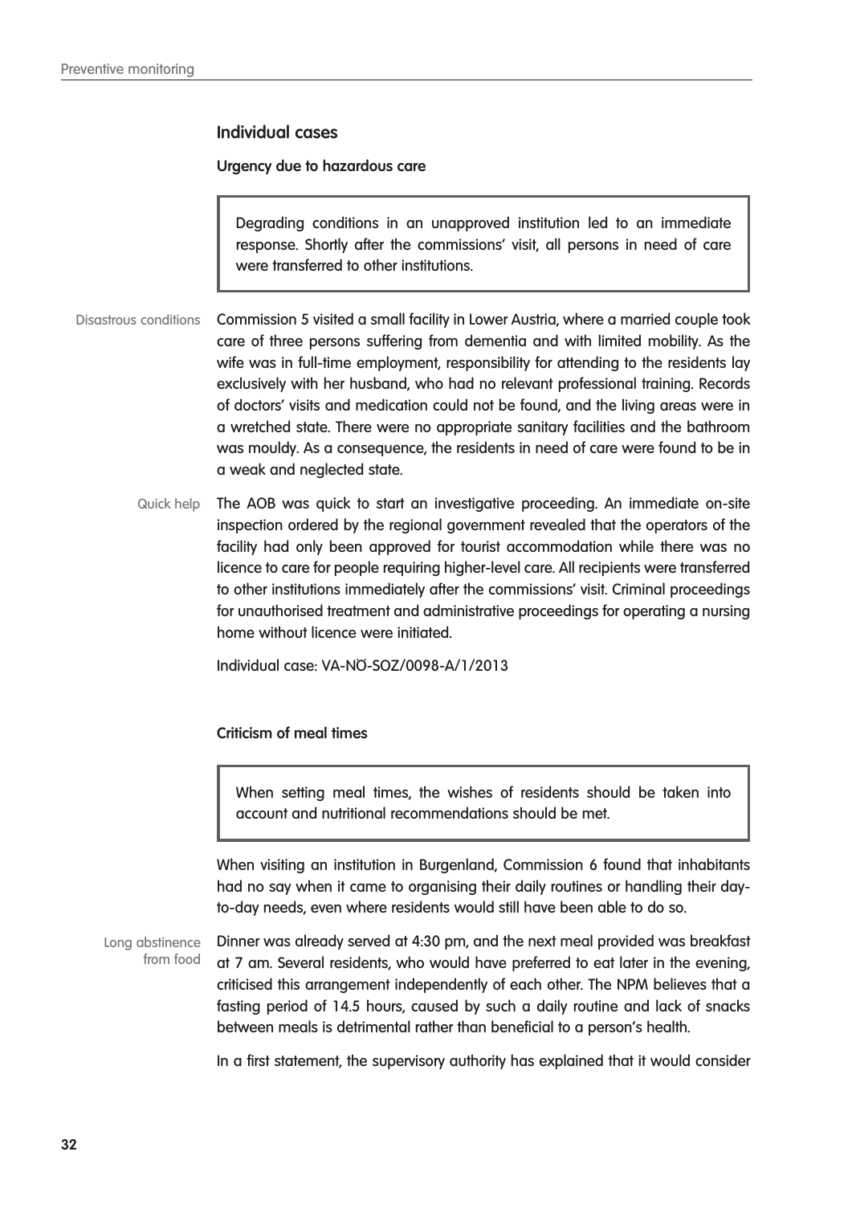## Individual cases

### Urgency due to hazardous care

> Degrading conditions in an unapproved institution led to an immediate response. Shortly after the commissions' visit, all persons in need of care were transferred to other institutions.

*Disastrous conditions*

Commission 5 visited a small facility in Lower Austria, where a married couple took care of three persons suffering from dementia and with limited mobility. As the wife was in full-time employment, responsibility for attending to the residents lay exclusively with her husband, who had no relevant professional training. Records of doctors' visits and medication could not be found, and the living areas were in a wretched state. There were no appropriate sanitary facilities and the bathroom was mouldy. As a consequence, the residents in need of care were found to be in a weak and neglected state.

*Quick help*

The AOB was quick to start an investigative proceeding. An immediate on-site inspection ordered by the regional government revealed that the operators of the facility had only been approved for tourist accommodation while there was no licence to care for people requiring higher-level care. All recipients were transferred to other institutions immediately after the commissions' visit. Criminal proceedings for unauthorised treatment and administrative proceedings for operating a nursing home without licence were initiated.

Individual case: VA-NÖ-SOZ/0098-A/1/2013

### Criticism of meal times

> When setting meal times, the wishes of residents should be taken into account and nutritional recommendations should be met.

When visiting an institution in Burgenland, Commission 6 found that inhabitants had no say when it came to organising their daily routines or handling their day-to-day needs, even where residents would still have been able to do so.

*Long abstinence from food*

Dinner was already served at 4:30 pm, and the next meal provided was breakfast at 7 am. Several residents, who would have preferred to eat later in the evening, criticised this arrangement independently of each other. The NPM believes that a fasting period of 14.5 hours, caused by such a daily routine and lack of snacks between meals is detrimental rather than beneficial to a person's health.

In a first statement, the supervisory authority has explained that it would consider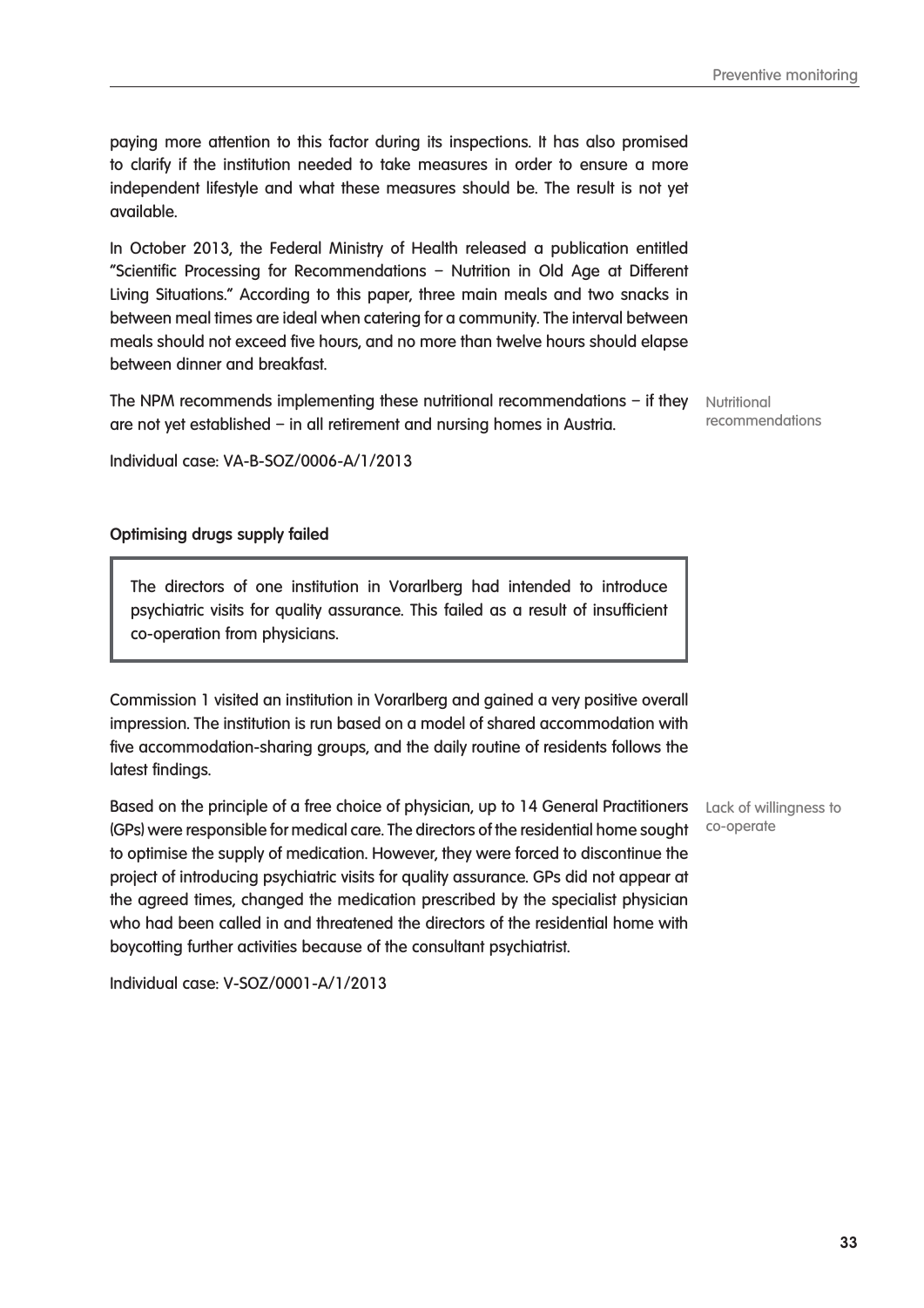paying more attention to this factor during its inspections. It has also promised to clarify if the institution needed to take measures in order to ensure a more independent lifestyle and what these measures should be. The result is not yet available.

In October 2013, the Federal Ministry of Health released a publication entitled "Scientific Processing for Recommendations – Nutrition in Old Age at Different Living Situations." According to this paper, three main meals and two snacks in between meal times are ideal when catering for a community. The interval between meals should not exceed five hours, and no more than twelve hours should elapse between dinner and breakfast.

Nutritional recommendations

The NPM recommends implementing these nutritional recommendations – if they are not yet established – in all retirement and nursing homes in Austria.

Individual case: VA-B-SOZ/0006-A/1/2013

**Optimising drugs supply failed**

> The directors of one institution in Vorarlberg had intended to introduce psychiatric visits for quality assurance. This failed as a result of insufficient co-operation from physicians.

Commission 1 visited an institution in Vorarlberg and gained a very positive overall impression. The institution is run based on a model of shared accommodation with five accommodation-sharing groups, and the daily routine of residents follows the latest findings.

Lack of willingness to co-operate

Based on the principle of a free choice of physician, up to 14 General Practitioners (GPs) were responsible for medical care. The directors of the residential home sought to optimise the supply of medication. However, they were forced to discontinue the project of introducing psychiatric visits for quality assurance. GPs did not appear at the agreed times, changed the medication prescribed by the specialist physician who had been called in and threatened the directors of the residential home with boycotting further activities because of the consultant psychiatrist.

Individual case: V-SOZ/0001-A/1/2013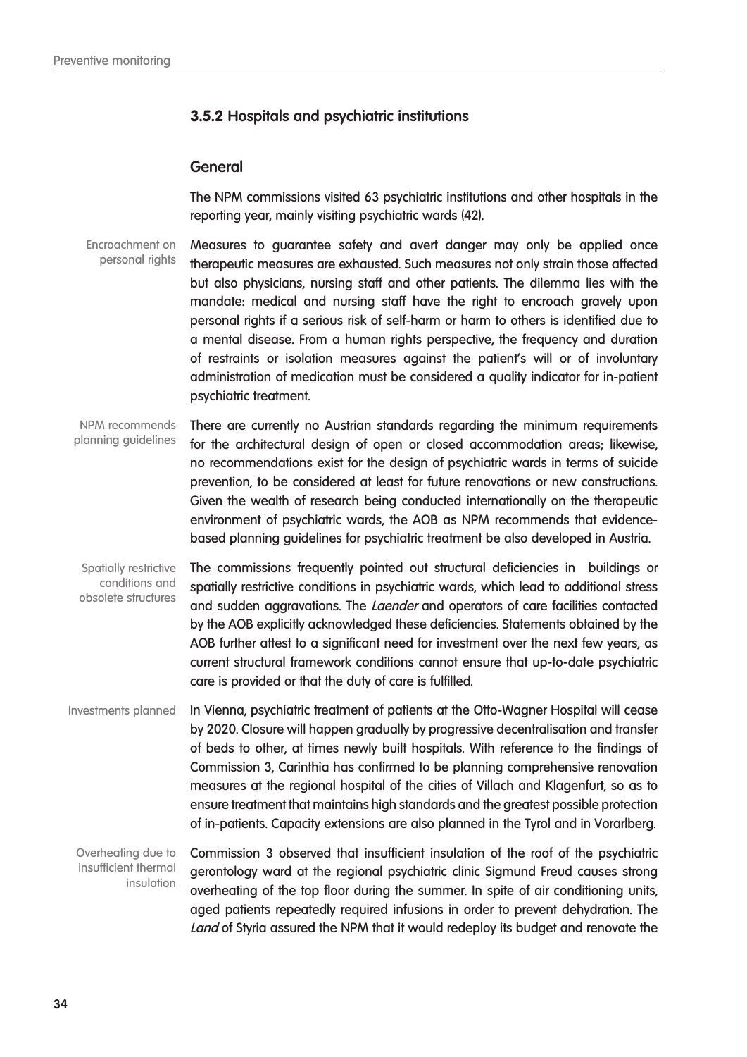### 3.5.2 Hospitals and psychiatric institutions

#### General

The NPM commissions visited 63 psychiatric institutions and other hospitals in the reporting year, mainly visiting psychiatric wards (42).

Encroachment on personal rights

Measures to guarantee safety and avert danger may only be applied once therapeutic measures are exhausted. Such measures not only strain those affected but also physicians, nursing staff and other patients. The dilemma lies with the mandate: medical and nursing staff have the right to encroach gravely upon personal rights if a serious risk of self-harm or harm to others is identified due to a mental disease. From a human rights perspective, the frequency and duration of restraints or isolation measures against the patient's will or of involuntary administration of medication must be considered a quality indicator for in-patient psychiatric treatment.

NPM recommends planning guidelines

There are currently no Austrian standards regarding the minimum requirements for the architectural design of open or closed accommodation areas; likewise, no recommendations exist for the design of psychiatric wards in terms of suicide prevention, to be considered at least for future renovations or new constructions. Given the wealth of research being conducted internationally on the therapeutic environment of psychiatric wards, the AOB as NPM recommends that evidence-based planning guidelines for psychiatric treatment be also developed in Austria.

Spatially restrictive conditions and obsolete structures

The commissions frequently pointed out structural deficiencies in buildings or spatially restrictive conditions in psychiatric wards, which lead to additional stress and sudden aggravations. The *Laender* and operators of care facilities contacted by the AOB explicitly acknowledged these deficiencies. Statements obtained by the AOB further attest to a significant need for investment over the next few years, as current structural framework conditions cannot ensure that up-to-date psychiatric care is provided or that the duty of care is fulfilled.

Investments planned

In Vienna, psychiatric treatment of patients at the Otto-Wagner Hospital will cease by 2020. Closure will happen gradually by progressive decentralisation and transfer of beds to other, at times newly built hospitals. With reference to the findings of Commission 3, Carinthia has confirmed to be planning comprehensive renovation measures at the regional hospital of the cities of Villach and Klagenfurt, so as to ensure treatment that maintains high standards and the greatest possible protection of in-patients. Capacity extensions are also planned in the Tyrol and in Vorarlberg.

Overheating due to insufficient thermal insulation

Commission 3 observed that insufficient insulation of the roof of the psychiatric gerontology ward at the regional psychiatric clinic Sigmund Freud causes strong overheating of the top floor during the summer. In spite of air conditioning units, aged patients repeatedly required infusions in order to prevent dehydration. The *Land* of Styria assured the NPM that it would redeploy its budget and renovate the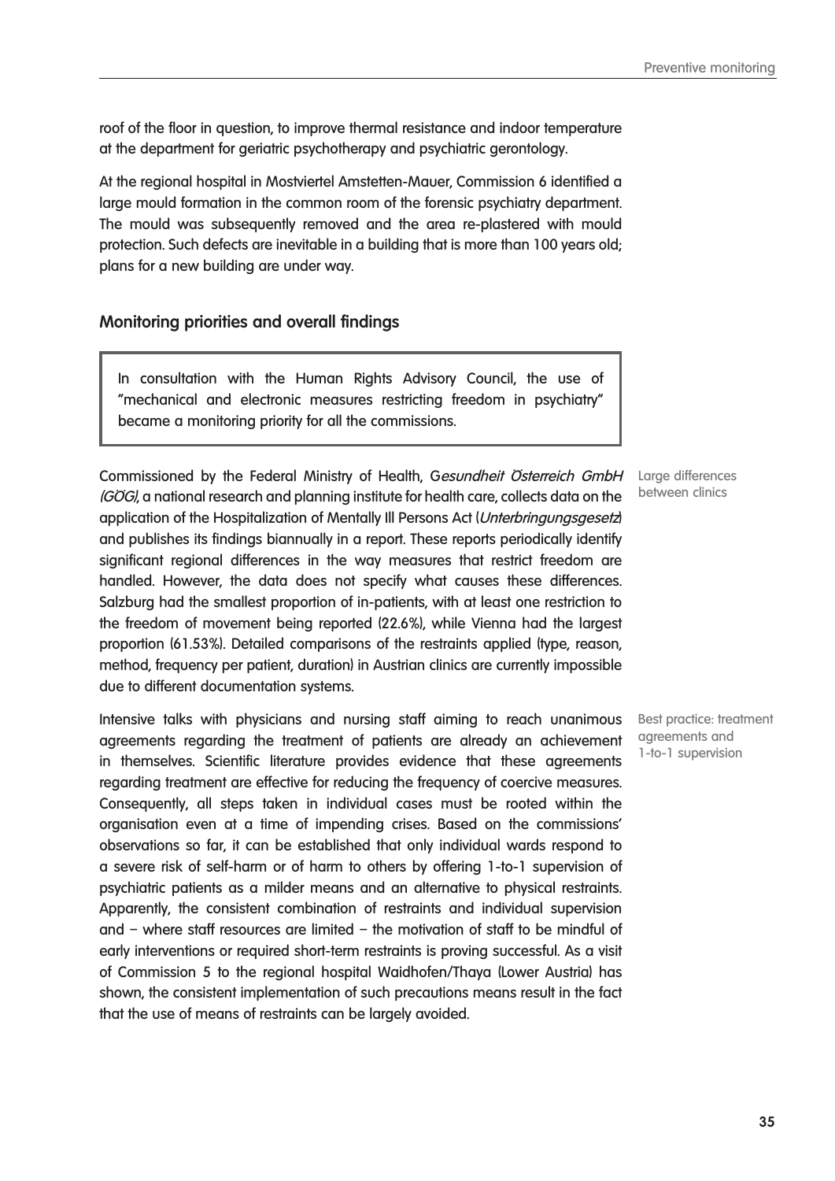roof of the floor in question, to improve thermal resistance and indoor temperature at the department for geriatric psychotherapy and psychiatric gerontology.

At the regional hospital in Mostviertel Amstetten-Mauer, Commission 6 identified a large mould formation in the common room of the forensic psychiatry department. The mould was subsequently removed and the area re-plastered with mould protection. Such defects are inevitable in a building that is more than 100 years old; plans for a new building are under way.

## Monitoring priorities and overall findings

> In consultation with the Human Rights Advisory Council, the use of "mechanical and electronic measures restricting freedom in psychiatry" became a monitoring priority for all the commissions.

Large differences between clinics

Commissioned by the Federal Ministry of Health, G*esundheit Österreich GmbH (GÖG)*, a national research and planning institute for health care, collects data on the application of the Hospitalization of Mentally Ill Persons Act (*Unterbringungsgesetz*) and publishes its findings biannually in a report. These reports periodically identify significant regional differences in the way measures that restrict freedom are handled. However, the data does not specify what causes these differences. Salzburg had the smallest proportion of in-patients, with at least one restriction to the freedom of movement being reported (22.6%), while Vienna had the largest proportion (61.53%). Detailed comparisons of the restraints applied (type, reason, method, frequency per patient, duration) in Austrian clinics are currently impossible due to different documentation systems.

Best practice: treatment agreements and 1-to-1 supervision

Intensive talks with physicians and nursing staff aiming to reach unanimous agreements regarding the treatment of patients are already an achievement in themselves. Scientific literature provides evidence that these agreements regarding treatment are effective for reducing the frequency of coercive measures. Consequently, all steps taken in individual cases must be rooted within the organisation even at a time of impending crises. Based on the commissions' observations so far, it can be established that only individual wards respond to a severe risk of self-harm or of harm to others by offering 1-to-1 supervision of psychiatric patients as a milder means and an alternative to physical restraints. Apparently, the consistent combination of restraints and individual supervision and – where staff resources are limited – the motivation of staff to be mindful of early interventions or required short-term restraints is proving successful. As a visit of Commission 5 to the regional hospital Waidhofen/Thaya (Lower Austria) has shown, the consistent implementation of such precautions means result in the fact that the use of means of restraints can be largely avoided.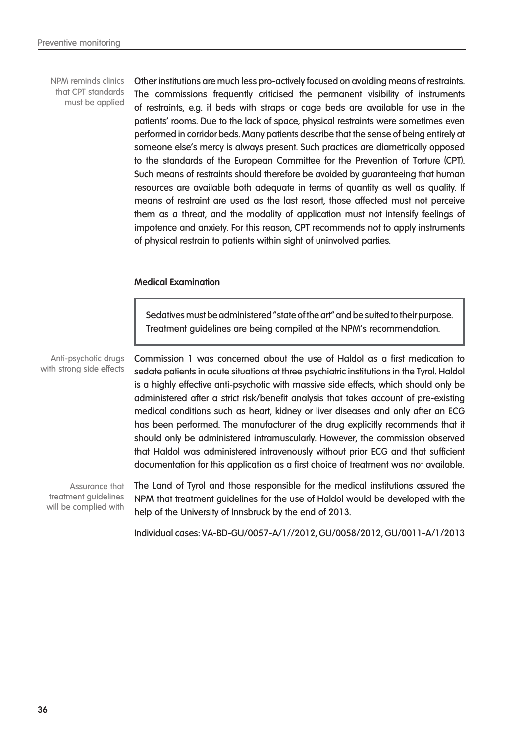NPM reminds clinics that CPT standards must be applied

Other institutions are much less pro-actively focused on avoiding means of restraints. The commissions frequently criticised the permanent visibility of instruments of restraints, e.g. if beds with straps or cage beds are available for use in the patients' rooms. Due to the lack of space, physical restraints were sometimes even performed in corridor beds. Many patients describe that the sense of being entirely at someone else's mercy is always present. Such practices are diametrically opposed to the standards of the European Committee for the Prevention of Torture (CPT). Such means of restraints should therefore be avoided by guaranteeing that human resources are available both adequate in terms of quantity as well as quality. If means of restraint are used as the last resort, those affected must not perceive them as a threat, and the modality of application must not intensify feelings of impotence and anxiety. For this reason, CPT recommends not to apply instruments of physical restrain to patients within sight of uninvolved parties.

#### Medical Examination

> Sedatives must be administered "state of the art" and be suited to their purpose. Treatment guidelines are being compiled at the NPM's recommendation.

Anti-psychotic drugs with strong side effects

Commission 1 was concerned about the use of Haldol as a first medication to sedate patients in acute situations at three psychiatric institutions in the Tyrol. Haldol is a highly effective anti-psychotic with massive side effects, which should only be administered after a strict risk/benefit analysis that takes account of pre-existing medical conditions such as heart, kidney or liver diseases and only after an ECG has been performed. The manufacturer of the drug explicitly recommends that it should only be administered intramuscularly. However, the commission observed that Haldol was administered intravenously without prior ECG and that sufficient documentation for this application as a first choice of treatment was not available.

Assurance that treatment guidelines will be complied with

The Land of Tyrol and those responsible for the medical institutions assured the NPM that treatment guidelines for the use of Haldol would be developed with the help of the University of Innsbruck by the end of 2013.

Individual cases: VA-BD-GU/0057-A/1//2012, GU/0058/2012, GU/0011-A/1/2013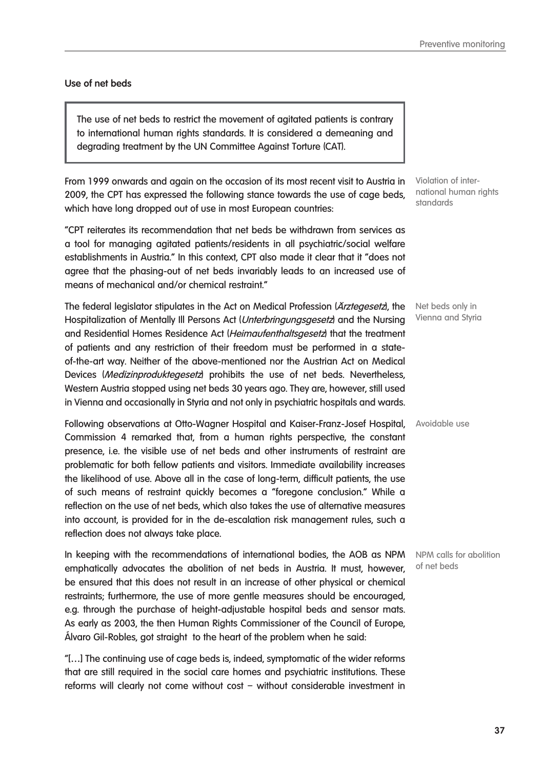### Use of net beds

> The use of net beds to restrict the movement of agitated patients is contrary to international human rights standards. It is considered a demeaning and degrading treatment by the UN Committee Against Torture (CAT).

Violation of international human rights standards

From 1999 onwards and again on the occasion of its most recent visit to Austria in 2009, the CPT has expressed the following stance towards the use of cage beds, which have long dropped out of use in most European countries:

"CPT reiterates its recommendation that net beds be withdrawn from services as a tool for managing agitated patients/residents in all psychiatric/social welfare establishments in Austria." In this context, CPT also made it clear that it "does not agree that the phasing-out of net beds invariably leads to an increased use of means of mechanical and/or chemical restraint."

Net beds only in Vienna and Styria

The federal legislator stipulates in the Act on Medical Profession (*Ärztegesetz*), the Hospitalization of Mentally Ill Persons Act (*Unterbringungsgesetz*) and the Nursing and Residential Homes Residence Act (*Heimaufenthaltsgesetz*) that the treatment of patients and any restriction of their freedom must be performed in a state-of-the-art way. Neither of the above-mentioned nor the Austrian Act on Medical Devices (*Medizinproduktegesetz*) prohibits the use of net beds. Nevertheless, Western Austria stopped using net beds 30 years ago. They are, however, still used in Vienna and occasionally in Styria and not only in psychiatric hospitals and wards.

Avoidable use

Following observations at Otto-Wagner Hospital and Kaiser-Franz-Josef Hospital, Commission 4 remarked that, from a human rights perspective, the constant presence, i.e. the visible use of net beds and other instruments of restraint are problematic for both fellow patients and visitors. Immediate availability increases the likelihood of use. Above all in the case of long-term, difficult patients, the use of such means of restraint quickly becomes a "foregone conclusion." While a reflection on the use of net beds, which also takes the use of alternative measures into account, is provided for in the de-escalation risk management rules, such a reflection does not always take place.

NPM calls for abolition of net beds

In keeping with the recommendations of international bodies, the AOB as NPM emphatically advocates the abolition of net beds in Austria. It must, however, be ensured that this does not result in an increase of other physical or chemical restraints; furthermore, the use of more gentle measures should be encouraged, e.g. through the purchase of height-adjustable hospital beds and sensor mats. As early as 2003, the then Human Rights Commissioner of the Council of Europe, Álvaro Gil-Robles, got straight to the heart of the problem when he said:

"[…] The continuing use of cage beds is, indeed, symptomatic of the wider reforms that are still required in the social care homes and psychiatric institutions. These reforms will clearly not come without cost – without considerable investment in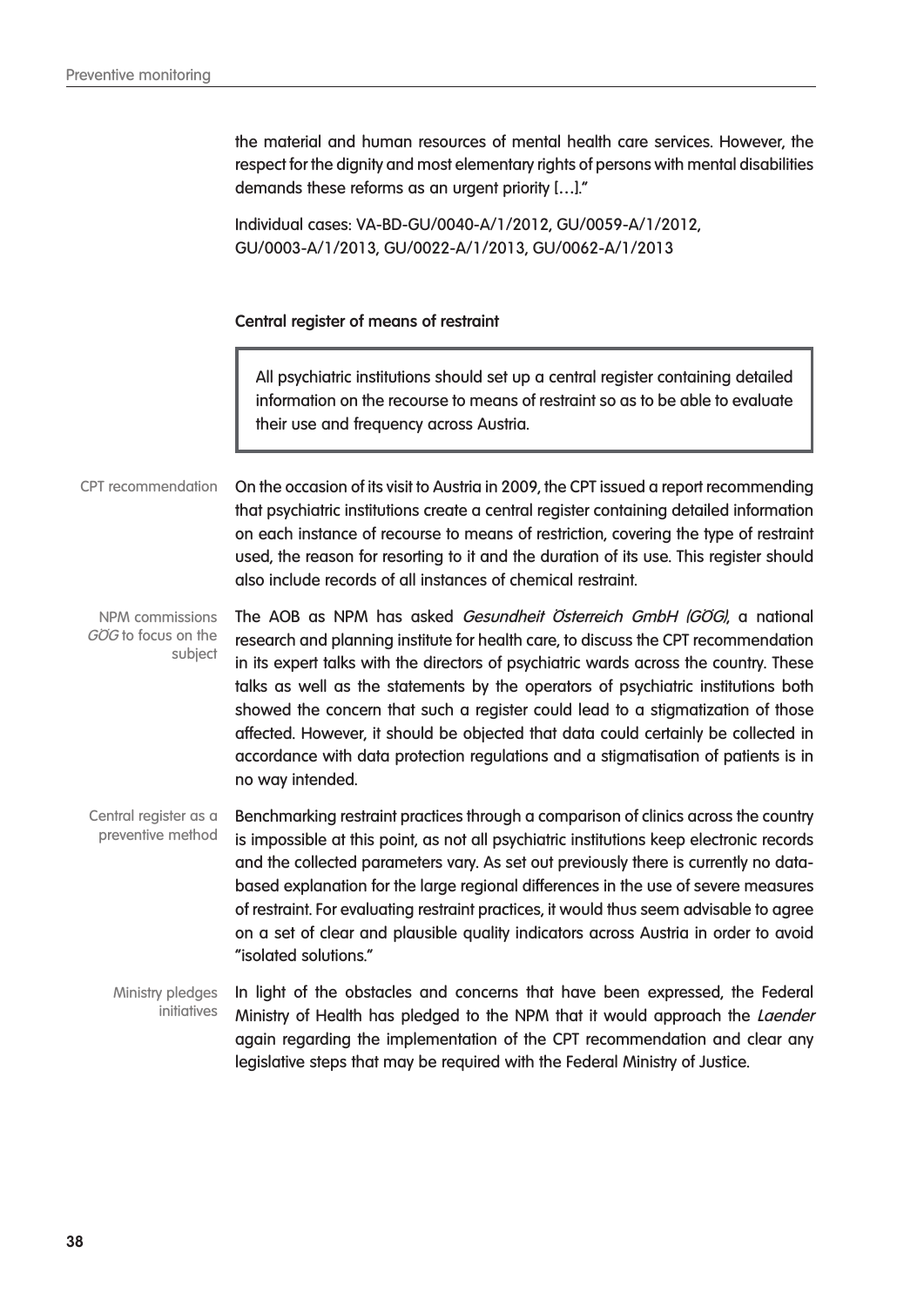the material and human resources of mental health care services. However, the respect for the dignity and most elementary rights of persons with mental disabilities demands these reforms as an urgent priority […]."

Individual cases: VA-BD-GU/0040-A/1/2012, GU/0059-A/1/2012, GU/0003-A/1/2013, GU/0022-A/1/2013, GU/0062-A/1/2013

**Central register of means of restraint**

> All psychiatric institutions should set up a central register containing detailed information on the recourse to means of restraint so as to be able to evaluate their use and frequency across Austria.

CPT recommendation

On the occasion of its visit to Austria in 2009, the CPT issued a report recommending that psychiatric institutions create a central register containing detailed information on each instance of recourse to means of restriction, covering the type of restraint used, the reason for resorting to it and the duration of its use. This register should also include records of all instances of chemical restraint.

NPM commissions *GÖG* to focus on the subject

The AOB as NPM has asked *Gesundheit Österreich GmbH (GÖG)*, a national research and planning institute for health care, to discuss the CPT recommendation in its expert talks with the directors of psychiatric wards across the country. These talks as well as the statements by the operators of psychiatric institutions both showed the concern that such a register could lead to a stigmatization of those affected. However, it should be objected that data could certainly be collected in accordance with data protection regulations and a stigmatisation of patients is in no way intended.

Central register as a preventive method

Benchmarking restraint practices through a comparison of clinics across the country is impossible at this point, as not all psychiatric institutions keep electronic records and the collected parameters vary. As set out previously there is currently no data-based explanation for the large regional differences in the use of severe measures of restraint. For evaluating restraint practices, it would thus seem advisable to agree on a set of clear and plausible quality indicators across Austria in order to avoid "isolated solutions."

Ministry pledges initiatives

In light of the obstacles and concerns that have been expressed, the Federal Ministry of Health has pledged to the NPM that it would approach the *Laender* again regarding the implementation of the CPT recommendation and clear any legislative steps that may be required with the Federal Ministry of Justice.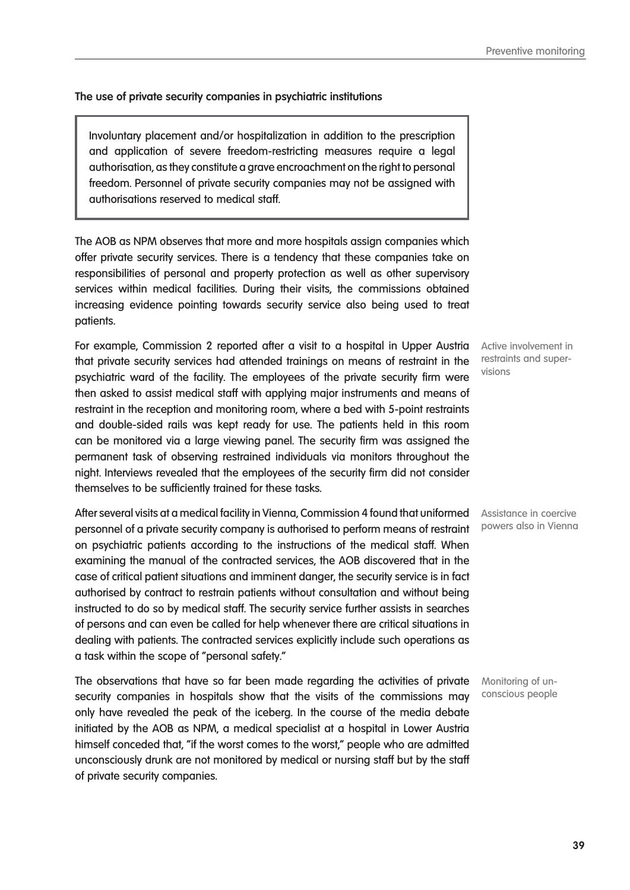**The use of private security companies in psychiatric institutions**

> Involuntary placement and/or hospitalization in addition to the prescription and application of severe freedom-restricting measures require a legal authorisation, as they constitute a grave encroachment on the right to personal freedom. Personnel of private security companies may not be assigned with authorisations reserved to medical staff.

The AOB as NPM observes that more and more hospitals assign companies which offer private security services. There is a tendency that these companies take on responsibilities of personal and property protection as well as other supervisory services within medical facilities. During their visits, the commissions obtained increasing evidence pointing towards security service also being used to treat patients.

Active involvement in restraints and supervisions

For example, Commission 2 reported after a visit to a hospital in Upper Austria that private security services had attended trainings on means of restraint in the psychiatric ward of the facility. The employees of the private security firm were then asked to assist medical staff with applying major instruments and means of restraint in the reception and monitoring room, where a bed with 5-point restraints and double-sided rails was kept ready for use. The patients held in this room can be monitored via a large viewing panel. The security firm was assigned the permanent task of observing restrained individuals via monitors throughout the night. Interviews revealed that the employees of the security firm did not consider themselves to be sufficiently trained for these tasks.

Assistance in coercive powers also in Vienna

After several visits at a medical facility in Vienna, Commission 4 found that uniformed personnel of a private security company is authorised to perform means of restraint on psychiatric patients according to the instructions of the medical staff. When examining the manual of the contracted services, the AOB discovered that in the case of critical patient situations and imminent danger, the security service is in fact authorised by contract to restrain patients without consultation and without being instructed to do so by medical staff. The security service further assists in searches of persons and can even be called for help whenever there are critical situations in dealing with patients. The contracted services explicitly include such operations as a task within the scope of "personal safety."

Monitoring of unconscious people

The observations that have so far been made regarding the activities of private security companies in hospitals show that the visits of the commissions may only have revealed the peak of the iceberg. In the course of the media debate initiated by the AOB as NPM, a medical specialist at a hospital in Lower Austria himself conceded that, "if the worst comes to the worst," people who are admitted unconsciously drunk are not monitored by medical or nursing staff but by the staff of private security companies.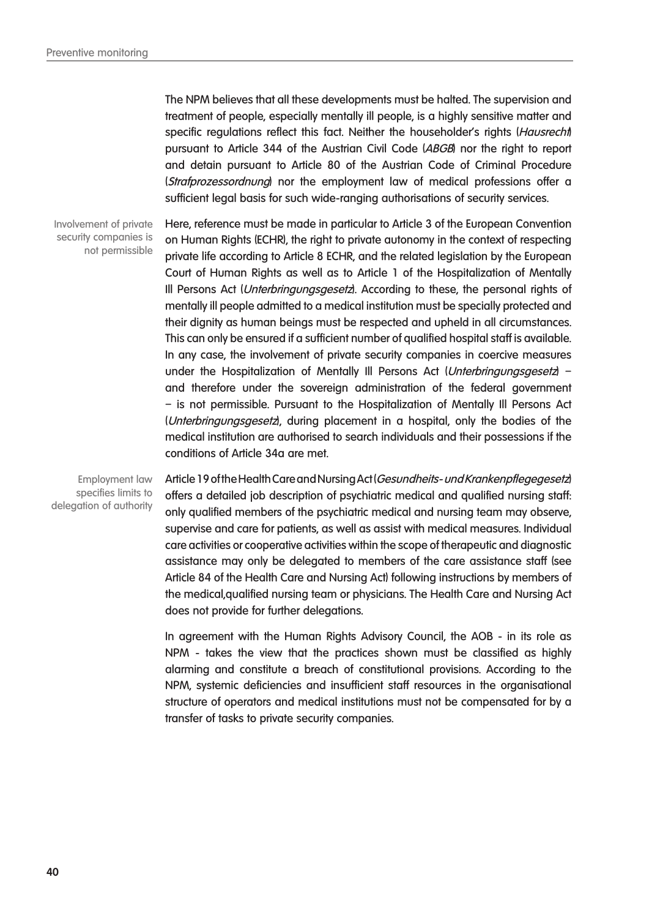The NPM believes that all these developments must be halted. The supervision and treatment of people, especially mentally ill people, is a highly sensitive matter and specific regulations reflect this fact. Neither the householder's rights (*Hausrecht*) pursuant to Article 344 of the Austrian Civil Code (*ABGB*) nor the right to report and detain pursuant to Article 80 of the Austrian Code of Criminal Procedure (*Strafprozessordnung*) nor the employment law of medical professions offer a sufficient legal basis for such wide-ranging authorisations of security services.

Involvement of private security companies is not permissible

Here, reference must be made in particular to Article 3 of the European Convention on Human Rights (ECHR), the right to private autonomy in the context of respecting private life according to Article 8 ECHR, and the related legislation by the European Court of Human Rights as well as to Article 1 of the Hospitalization of Mentally Ill Persons Act (*Unterbringungsgesetz*). According to these, the personal rights of mentally ill people admitted to a medical institution must be specially protected and their dignity as human beings must be respected and upheld in all circumstances. This can only be ensured if a sufficient number of qualified hospital staff is available. In any case, the involvement of private security companies in coercive measures under the Hospitalization of Mentally Ill Persons Act (*Unterbringungsgesetz*) – and therefore under the sovereign administration of the federal government – is not permissible. Pursuant to the Hospitalization of Mentally Ill Persons Act (*Unterbringungsgesetz*), during placement in a hospital, only the bodies of the medical institution are authorised to search individuals and their possessions if the conditions of Article 34a are met.

Employment law specifies limits to delegation of authority

Article 19 of the Health Care and Nursing Act (*Gesundheits- und Krankenpflegegesetz*) offers a detailed job description of psychiatric medical and qualified nursing staff: only qualified members of the psychiatric medical and nursing team may observe, supervise and care for patients, as well as assist with medical measures. Individual care activities or cooperative activities within the scope of therapeutic and diagnostic assistance may only be delegated to members of the care assistance staff (see Article 84 of the Health Care and Nursing Act) following instructions by members of the medical,qualified nursing team or physicians. The Health Care and Nursing Act does not provide for further delegations.

In agreement with the Human Rights Advisory Council, the AOB - in its role as NPM - takes the view that the practices shown must be classified as highly alarming and constitute a breach of constitutional provisions. According to the NPM, systemic deficiencies and insufficient staff resources in the organisational structure of operators and medical institutions must not be compensated for by a transfer of tasks to private security companies.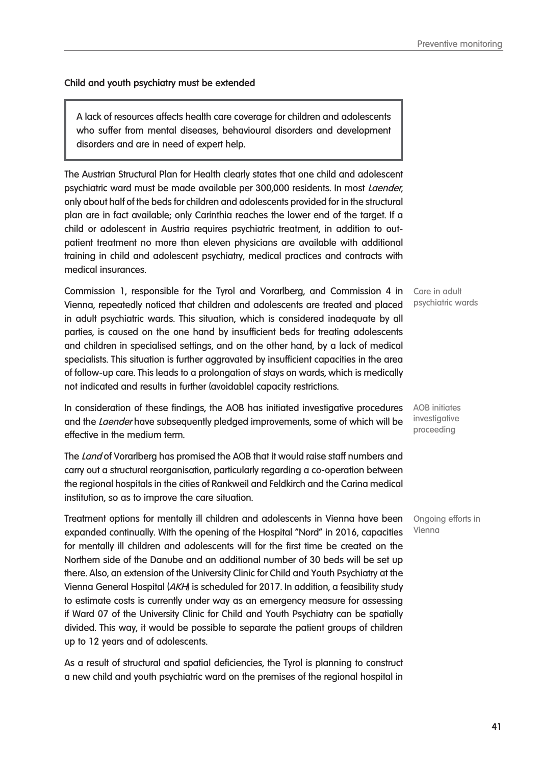**Child and youth psychiatry must be extended**

> A lack of resources affects health care coverage for children and adolescents who suffer from mental diseases, behavioural disorders and development disorders and are in need of expert help.

The Austrian Structural Plan for Health clearly states that one child and adolescent psychiatric ward must be made available per 300,000 residents. In most *Laender*, only about half of the beds for children and adolescents provided for in the structural plan are in fact available; only Carinthia reaches the lower end of the target. If a child or adolescent in Austria requires psychiatric treatment, in addition to outpatient treatment no more than eleven physicians are available with additional training in child and adolescent psychiatry, medical practices and contracts with medical insurances.

Care in adult psychiatric wards

Commission 1, responsible for the Tyrol and Vorarlberg, and Commission 4 in Vienna, repeatedly noticed that children and adolescents are treated and placed in adult psychiatric wards. This situation, which is considered inadequate by all parties, is caused on the one hand by insufficient beds for treating adolescents and children in specialised settings, and on the other hand, by a lack of medical specialists. This situation is further aggravated by insufficient capacities in the area of follow-up care. This leads to a prolongation of stays on wards, which is medically not indicated and results in further (avoidable) capacity restrictions.

AOB initiates investigative proceeding

In consideration of these findings, the AOB has initiated investigative procedures and the *Laender* have subsequently pledged improvements, some of which will be effective in the medium term.

The *Land* of Vorarlberg has promised the AOB that it would raise staff numbers and carry out a structural reorganisation, particularly regarding a co-operation between the regional hospitals in the cities of Rankweil and Feldkirch and the Carina medical institution, so as to improve the care situation.

Ongoing efforts in Vienna

Treatment options for mentally ill children and adolescents in Vienna have been expanded continually. With the opening of the Hospital "Nord" in 2016, capacities for mentally ill children and adolescents will for the first time be created on the Northern side of the Danube and an additional number of 30 beds will be set up there. Also, an extension of the University Clinic for Child and Youth Psychiatry at the Vienna General Hospital (*AKH*) is scheduled for 2017. In addition, a feasibility study to estimate costs is currently under way as an emergency measure for assessing if Ward 07 of the University Clinic for Child and Youth Psychiatry can be spatially divided. This way, it would be possible to separate the patient groups of children up to 12 years and of adolescents.

As a result of structural and spatial deficiencies, the Tyrol is planning to construct a new child and youth psychiatric ward on the premises of the regional hospital in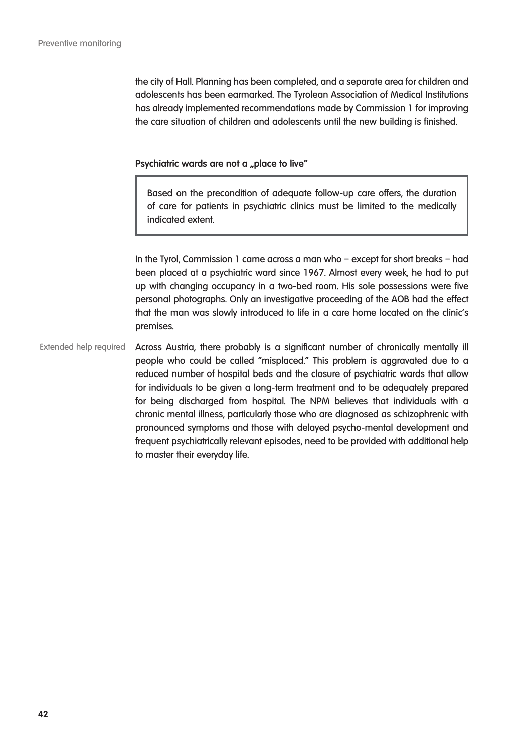the city of Hall. Planning has been completed, and a separate area for children and adolescents has been earmarked. The Tyrolean Association of Medical Institutions has already implemented recommendations made by Commission 1 for improving the care situation of children and adolescents until the new building is finished.

**Psychiatric wards are not a „place to live"**

> Based on the precondition of adequate follow-up care offers, the duration of care for patients in psychiatric clinics must be limited to the medically indicated extent.

In the Tyrol, Commission 1 came across a man who – except for short breaks – had been placed at a psychiatric ward since 1967. Almost every week, he had to put up with changing occupancy in a two-bed room. His sole possessions were five personal photographs. Only an investigative proceeding of the AOB had the effect that the man was slowly introduced to life in a care home located on the clinic's premises.

Extended help required

Across Austria, there probably is a significant number of chronically mentally ill people who could be called "misplaced." This problem is aggravated due to a reduced number of hospital beds and the closure of psychiatric wards that allow for individuals to be given a long-term treatment and to be adequately prepared for being discharged from hospital. The NPM believes that individuals with a chronic mental illness, particularly those who are diagnosed as schizophrenic with pronounced symptoms and those with delayed psycho-mental development and frequent psychiatrically relevant episodes, need to be provided with additional help to master their everyday life.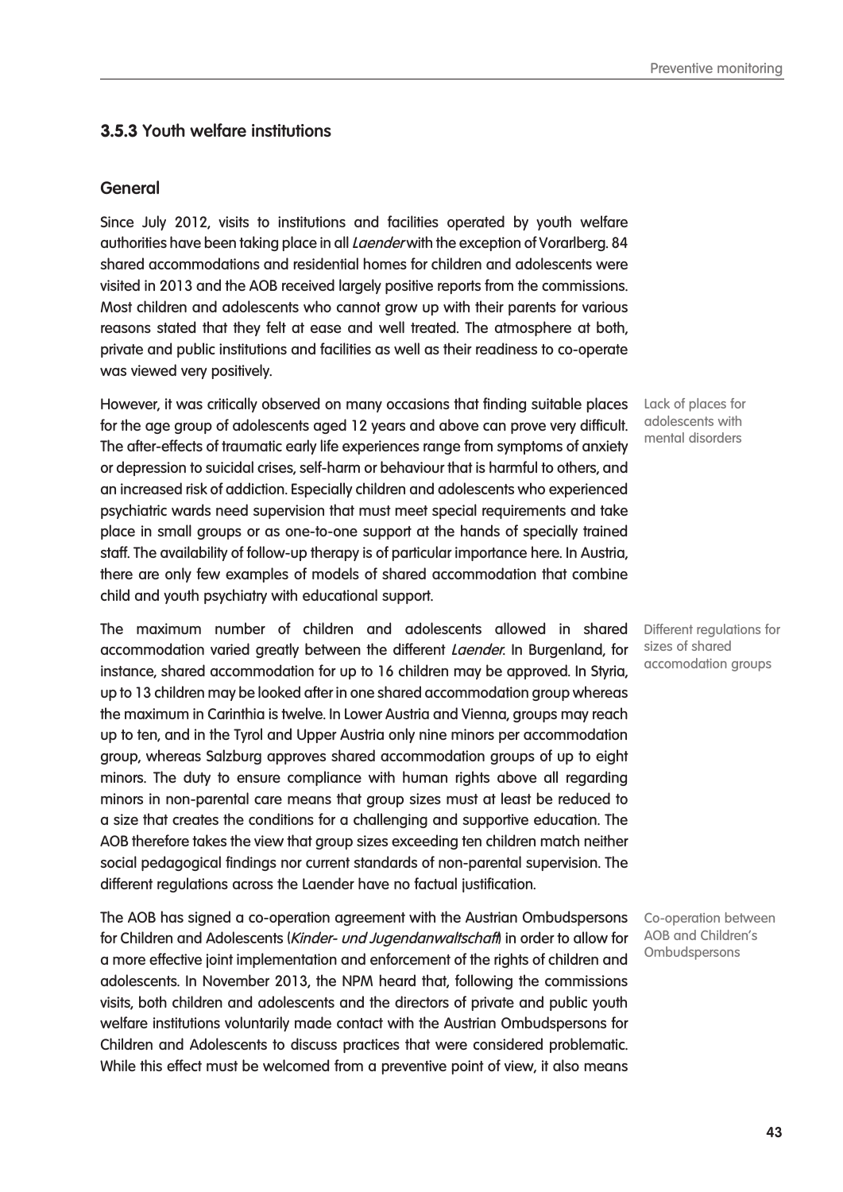### 3.5.3 Youth welfare institutions

#### General

Since July 2012, visits to institutions and facilities operated by youth welfare authorities have been taking place in all *Laender* with the exception of Vorarlberg. 84 shared accommodations and residential homes for children and adolescents were visited in 2013 and the AOB received largely positive reports from the commissions. Most children and adolescents who cannot grow up with their parents for various reasons stated that they felt at ease and well treated. The atmosphere at both, private and public institutions and facilities as well as their readiness to co-operate was viewed very positively.

Lack of places for adolescents with mental disorders

However, it was critically observed on many occasions that finding suitable places for the age group of adolescents aged 12 years and above can prove very difficult. The after-effects of traumatic early life experiences range from symptoms of anxiety or depression to suicidal crises, self-harm or behaviour that is harmful to others, and an increased risk of addiction. Especially children and adolescents who experienced psychiatric wards need supervision that must meet special requirements and take place in small groups or as one-to-one support at the hands of specially trained staff. The availability of follow-up therapy is of particular importance here. In Austria, there are only few examples of models of shared accommodation that combine child and youth psychiatry with educational support.

Different regulations for sizes of shared accomodation groups

The maximum number of children and adolescents allowed in shared accommodation varied greatly between the different *Laender*. In Burgenland, for instance, shared accommodation for up to 16 children may be approved. In Styria, up to 13 children may be looked after in one shared accommodation group whereas the maximum in Carinthia is twelve. In Lower Austria and Vienna, groups may reach up to ten, and in the Tyrol and Upper Austria only nine minors per accommodation group, whereas Salzburg approves shared accommodation groups of up to eight minors. The duty to ensure compliance with human rights above all regarding minors in non-parental care means that group sizes must at least be reduced to a size that creates the conditions for a challenging and supportive education. The AOB therefore takes the view that group sizes exceeding ten children match neither social pedagogical findings nor current standards of non-parental supervision. The different regulations across the Laender have no factual justification.

Co-operation between AOB and Children's Ombudspersons

The AOB has signed a co-operation agreement with the Austrian Ombudspersons for Children and Adolescents (*Kinder- und Jugendanwaltschaft*) in order to allow for a more effective joint implementation and enforcement of the rights of children and adolescents. In November 2013, the NPM heard that, following the commissions visits, both children and adolescents and the directors of private and public youth welfare institutions voluntarily made contact with the Austrian Ombudspersons for Children and Adolescents to discuss practices that were considered problematic. While this effect must be welcomed from a preventive point of view, it also means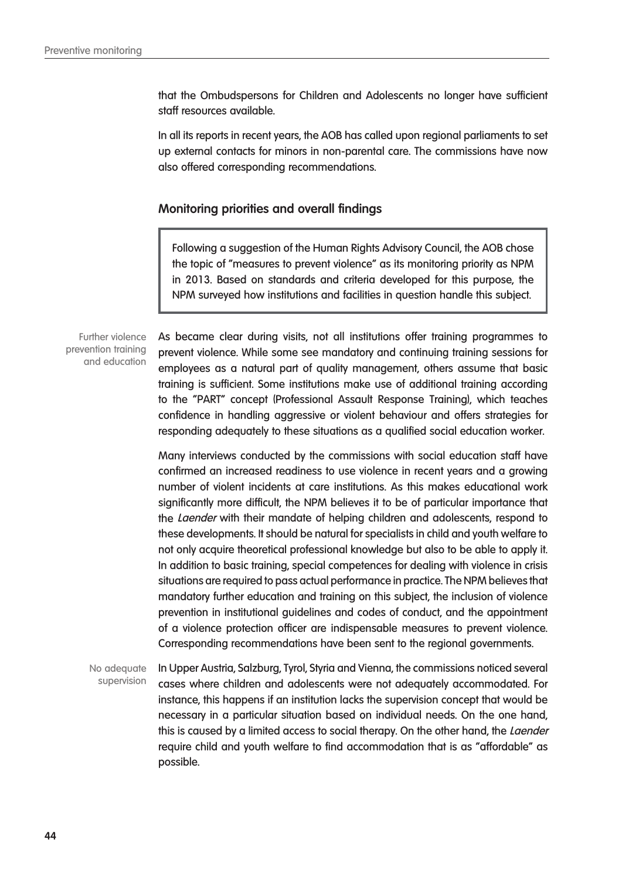that the Ombudspersons for Children and Adolescents no longer have sufficient staff resources available.

In all its reports in recent years, the AOB has called upon regional parliaments to set up external contacts for minors in non-parental care. The commissions have now also offered corresponding recommendations.

## Monitoring priorities and overall findings

> Following a suggestion of the Human Rights Advisory Council, the AOB chose the topic of "measures to prevent violence" as its monitoring priority as NPM in 2013. Based on standards and criteria developed for this purpose, the NPM surveyed how institutions and facilities in question handle this subject.

Further violence prevention training and education

As became clear during visits, not all institutions offer training programmes to prevent violence. While some see mandatory and continuing training sessions for employees as a natural part of quality management, others assume that basic training is sufficient. Some institutions make use of additional training according to the "PART" concept (Professional Assault Response Training), which teaches confidence in handling aggressive or violent behaviour and offers strategies for responding adequately to these situations as a qualified social education worker.

Many interviews conducted by the commissions with social education staff have confirmed an increased readiness to use violence in recent years and a growing number of violent incidents at care institutions. As this makes educational work significantly more difficult, the NPM believes it to be of particular importance that the *Laender* with their mandate of helping children and adolescents, respond to these developments. It should be natural for specialists in child and youth welfare to not only acquire theoretical professional knowledge but also to be able to apply it. In addition to basic training, special competences for dealing with violence in crisis situations are required to pass actual performance in practice. The NPM believes that mandatory further education and training on this subject, the inclusion of violence prevention in institutional guidelines and codes of conduct, and the appointment of a violence protection officer are indispensable measures to prevent violence. Corresponding recommendations have been sent to the regional governments.

No adequate supervision

In Upper Austria, Salzburg, Tyrol, Styria and Vienna, the commissions noticed several cases where children and adolescents were not adequately accommodated. For instance, this happens if an institution lacks the supervision concept that would be necessary in a particular situation based on individual needs. On the one hand, this is caused by a limited access to social therapy. On the other hand, the *Laender* require child and youth welfare to find accommodation that is as "affordable" as possible.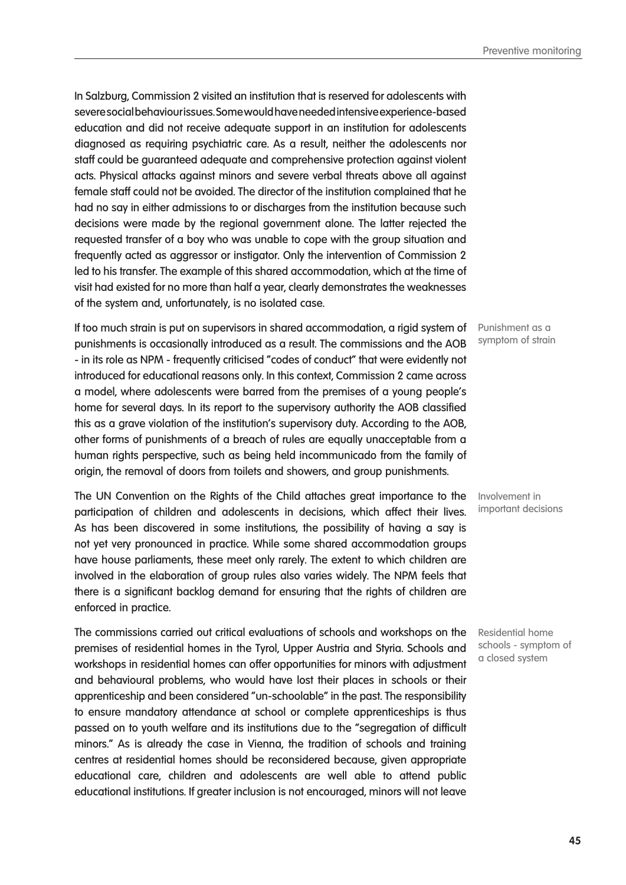In Salzburg, Commission 2 visited an institution that is reserved for adolescents with severe social behaviour issues. Some would have needed intensive experience-based education and did not receive adequate support in an institution for adolescents diagnosed as requiring psychiatric care. As a result, neither the adolescents nor staff could be guaranteed adequate and comprehensive protection against violent acts. Physical attacks against minors and severe verbal threats above all against female staff could not be avoided. The director of the institution complained that he had no say in either admissions to or discharges from the institution because such decisions were made by the regional government alone. The latter rejected the requested transfer of a boy who was unable to cope with the group situation and frequently acted as aggressor or instigator. Only the intervention of Commission 2 led to his transfer. The example of this shared accommodation, which at the time of visit had existed for no more than half a year, clearly demonstrates the weaknesses of the system and, unfortunately, is no isolated case.

*Punishment as a symptom of strain*

If too much strain is put on supervisors in shared accommodation, a rigid system of punishments is occasionally introduced as a result. The commissions and the AOB - in its role as NPM - frequently criticised "codes of conduct" that were evidently not introduced for educational reasons only. In this context, Commission 2 came across a model, where adolescents were barred from the premises of a young people's home for several days. In its report to the supervisory authority the AOB classified this as a grave violation of the institution's supervisory duty. According to the AOB, other forms of punishments of a breach of rules are equally unacceptable from a human rights perspective, such as being held incommunicado from the family of origin, the removal of doors from toilets and showers, and group punishments.

*Involvement in important decisions*

The UN Convention on the Rights of the Child attaches great importance to the participation of children and adolescents in decisions, which affect their lives. As has been discovered in some institutions, the possibility of having a say is not yet very pronounced in practice. While some shared accommodation groups have house parliaments, these meet only rarely. The extent to which children are involved in the elaboration of group rules also varies widely. The NPM feels that there is a significant backlog demand for ensuring that the rights of children are enforced in practice.

*Residential home schools - symptom of a closed system*

The commissions carried out critical evaluations of schools and workshops on the premises of residential homes in the Tyrol, Upper Austria and Styria. Schools and workshops in residential homes can offer opportunities for minors with adjustment and behavioural problems, who would have lost their places in schools or their apprenticeship and been considered "un-schoolable" in the past. The responsibility to ensure mandatory attendance at school or complete apprenticeships is thus passed on to youth welfare and its institutions due to the "segregation of difficult minors." As is already the case in Vienna, the tradition of schools and training centres at residential homes should be reconsidered because, given appropriate educational care, children and adolescents are well able to attend public educational institutions. If greater inclusion is not encouraged, minors will not leave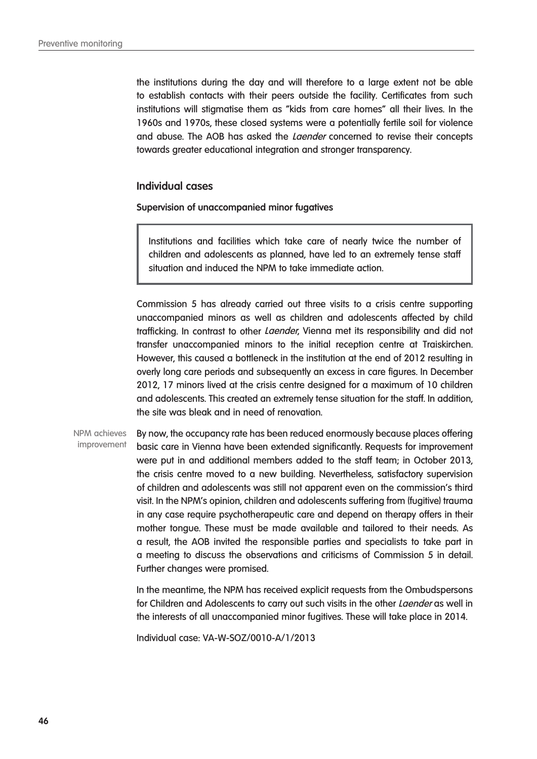the institutions during the day and will therefore to a large extent not be able to establish contacts with their peers outside the facility. Certificates from such institutions will stigmatise them as "kids from care homes" all their lives. In the 1960s and 1970s, these closed systems were a potentially fertile soil for violence and abuse. The AOB has asked the *Laender* concerned to revise their concepts towards greater educational integration and stronger transparency.

## Individual cases

### Supervision of unaccompanied minor fugatives

> Institutions and facilities which take care of nearly twice the number of children and adolescents as planned, have led to an extremely tense staff situation and induced the NPM to take immediate action.

Commission 5 has already carried out three visits to a crisis centre supporting unaccompanied minors as well as children and adolescents affected by child trafficking. In contrast to other *Laender*, Vienna met its responsibility and did not transfer unaccompanied minors to the initial reception centre at Traiskirchen. However, this caused a bottleneck in the institution at the end of 2012 resulting in overly long care periods and subsequently an excess in care figures. In December 2012, 17 minors lived at the crisis centre designed for a maximum of 10 children and adolescents. This created an extremely tense situation for the staff. In addition, the site was bleak and in need of renovation.

NPM achieves improvement

By now, the occupancy rate has been reduced enormously because places offering basic care in Vienna have been extended significantly. Requests for improvement were put in and additional members added to the staff team; in October 2013, the crisis centre moved to a new building. Nevertheless, satisfactory supervision of children and adolescents was still not apparent even on the commission's third visit. In the NPM's opinion, children and adolescents suffering from (fugitive) trauma in any case require psychotherapeutic care and depend on therapy offers in their mother tongue. These must be made available and tailored to their needs. As a result, the AOB invited the responsible parties and specialists to take part in a meeting to discuss the observations and criticisms of Commission 5 in detail. Further changes were promised.

In the meantime, the NPM has received explicit requests from the Ombudspersons for Children and Adolescents to carry out such visits in the other *Laender* as well in the interests of all unaccompanied minor fugitives. These will take place in 2014.

Individual case: VA-W-SOZ/0010-A/1/2013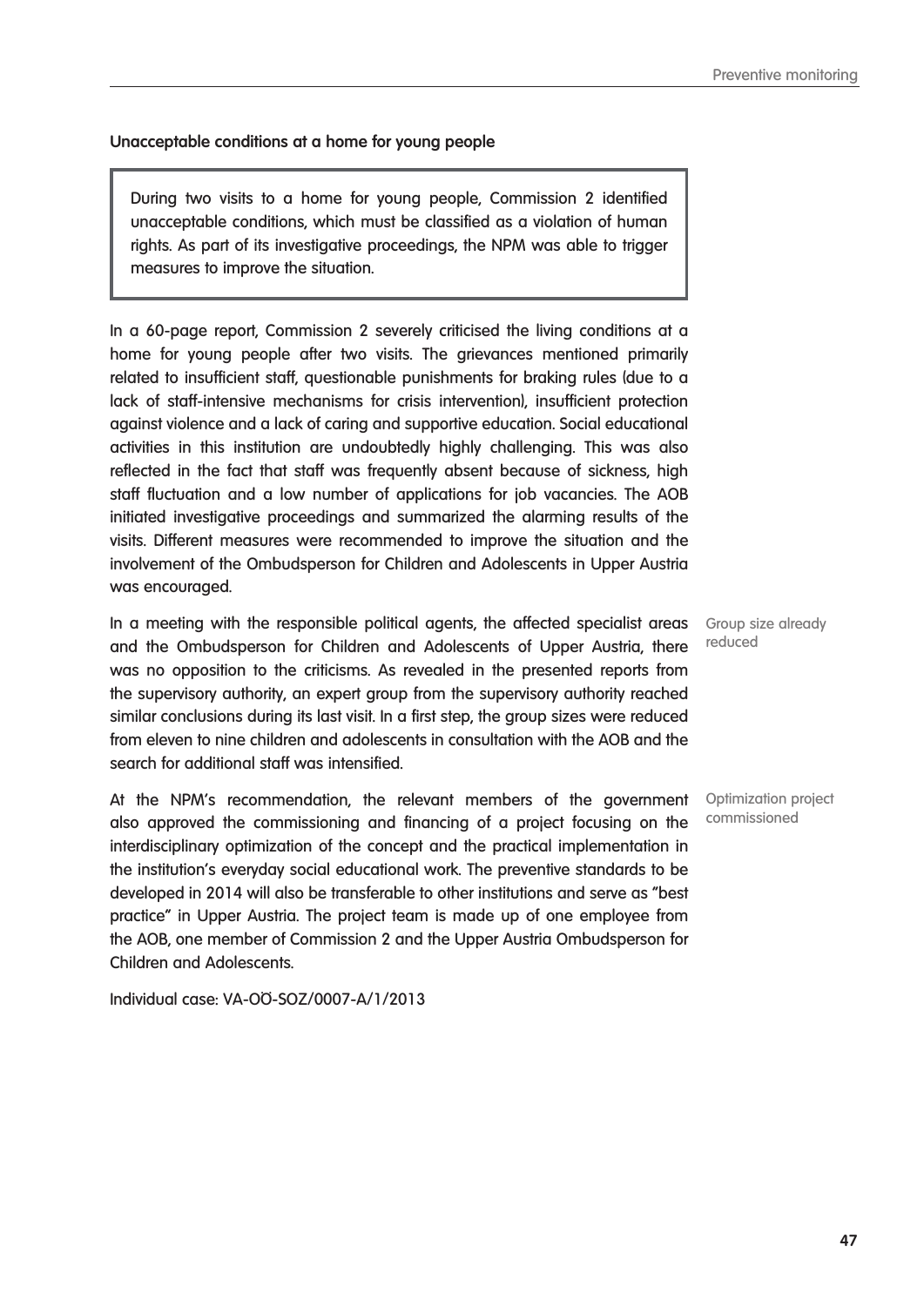**Unacceptable conditions at a home for young people**

> During two visits to a home for young people, Commission 2 identified unacceptable conditions, which must be classified as a violation of human rights. As part of its investigative proceedings, the NPM was able to trigger measures to improve the situation.

In a 60-page report, Commission 2 severely criticised the living conditions at a home for young people after two visits. The grievances mentioned primarily related to insufficient staff, questionable punishments for braking rules (due to a lack of staff-intensive mechanisms for crisis intervention), insufficient protection against violence and a lack of caring and supportive education. Social educational activities in this institution are undoubtedly highly challenging. This was also reflected in the fact that staff was frequently absent because of sickness, high staff fluctuation and a low number of applications for job vacancies. The AOB initiated investigative proceedings and summarized the alarming results of the visits. Different measures were recommended to improve the situation and the involvement of the Ombudsperson for Children and Adolescents in Upper Austria was encouraged.

Group size already reduced

In a meeting with the responsible political agents, the affected specialist areas and the Ombudsperson for Children and Adolescents of Upper Austria, there was no opposition to the criticisms. As revealed in the presented reports from the supervisory authority, an expert group from the supervisory authority reached similar conclusions during its last visit. In a first step, the group sizes were reduced from eleven to nine children and adolescents in consultation with the AOB and the search for additional staff was intensified.

Optimization project commissioned

At the NPM's recommendation, the relevant members of the government also approved the commissioning and financing of a project focusing on the interdisciplinary optimization of the concept and the practical implementation in the institution's everyday social educational work. The preventive standards to be developed in 2014 will also be transferable to other institutions and serve as "best practice" in Upper Austria. The project team is made up of one employee from the AOB, one member of Commission 2 and the Upper Austria Ombudsperson for Children and Adolescents.

Individual case: VA-OÖ-SOZ/0007-A/1/2013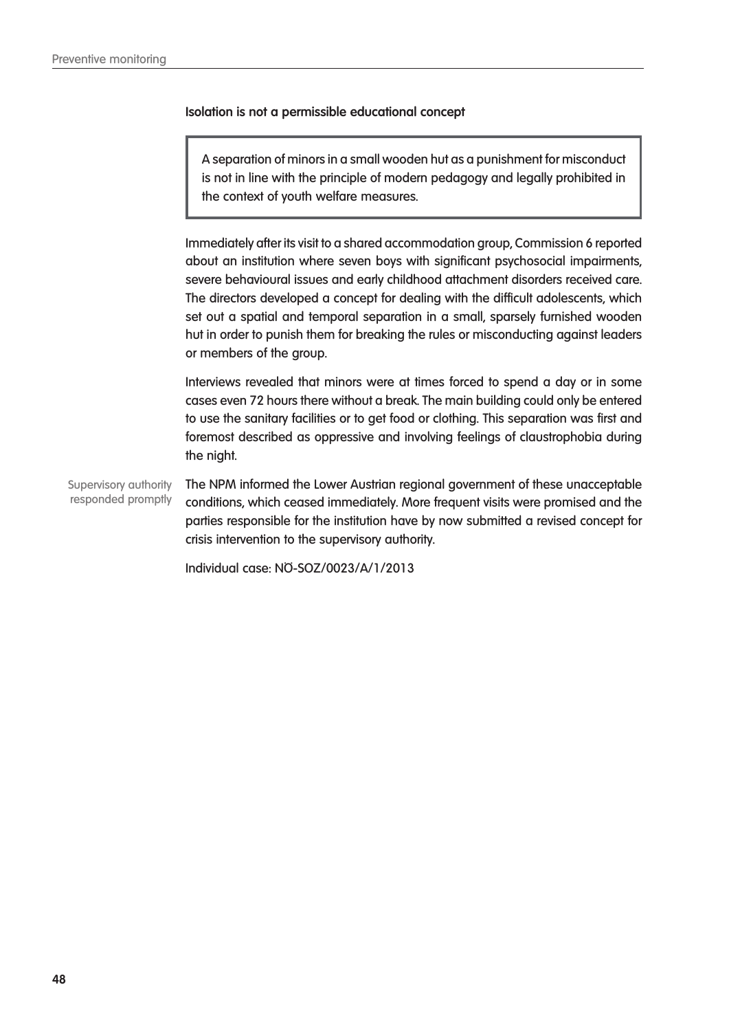**Isolation is not a permissible educational concept**

> A separation of minors in a small wooden hut as a punishment for misconduct is not in line with the principle of modern pedagogy and legally prohibited in the context of youth welfare measures.

Immediately after its visit to a shared accommodation group, Commission 6 reported about an institution where seven boys with significant psychosocial impairments, severe behavioural issues and early childhood attachment disorders received care. The directors developed a concept for dealing with the difficult adolescents, which set out a spatial and temporal separation in a small, sparsely furnished wooden hut in order to punish them for breaking the rules or misconducting against leaders or members of the group.

Interviews revealed that minors were at times forced to spend a day or in some cases even 72 hours there without a break. The main building could only be entered to use the sanitary facilities or to get food or clothing. This separation was first and foremost described as oppressive and involving feelings of claustrophobia during the night.

Supervisory authority responded promptly

The NPM informed the Lower Austrian regional government of these unacceptable conditions, which ceased immediately. More frequent visits were promised and the parties responsible for the institution have by now submitted a revised concept for crisis intervention to the supervisory authority.

Individual case: NÖ-SOZ/0023/A/1/2013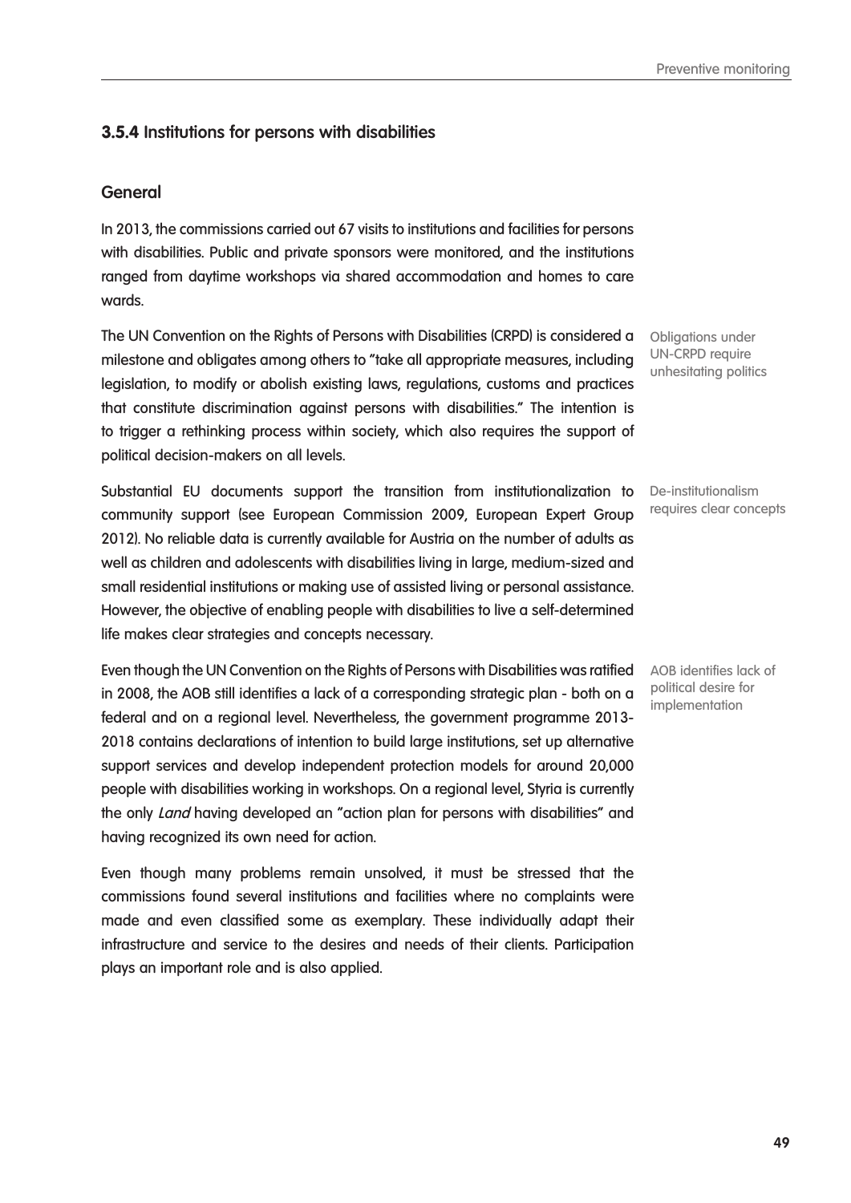### 3.5.4 Institutions for persons with disabilities

#### General

In 2013, the commissions carried out 67 visits to institutions and facilities for persons with disabilities. Public and private sponsors were monitored, and the institutions ranged from daytime workshops via shared accommodation and homes to care wards.

Obligations under UN-CRPD require unhesitating politics

The UN Convention on the Rights of Persons with Disabilities (CRPD) is considered a milestone and obligates among others to "take all appropriate measures, including legislation, to modify or abolish existing laws, regulations, customs and practices that constitute discrimination against persons with disabilities." The intention is to trigger a rethinking process within society, which also requires the support of political decision-makers on all levels.

De-institutionalism requires clear concepts

Substantial EU documents support the transition from institutionalization to community support (see European Commission 2009, European Expert Group 2012). No reliable data is currently available for Austria on the number of adults as well as children and adolescents with disabilities living in large, medium-sized and small residential institutions or making use of assisted living or personal assistance. However, the objective of enabling people with disabilities to live a self-determined life makes clear strategies and concepts necessary.

AOB identifies lack of political desire for implementation

Even though the UN Convention on the Rights of Persons with Disabilities was ratified in 2008, the AOB still identifies a lack of a corresponding strategic plan - both on a federal and on a regional level. Nevertheless, the government programme 2013-2018 contains declarations of intention to build large institutions, set up alternative support services and develop independent protection models for around 20,000 people with disabilities working in workshops. On a regional level, Styria is currently the only *Land* having developed an "action plan for persons with disabilities" and having recognized its own need for action.

Even though many problems remain unsolved, it must be stressed that the commissions found several institutions and facilities where no complaints were made and even classified some as exemplary. These individually adapt their infrastructure and service to the desires and needs of their clients. Participation plays an important role and is also applied.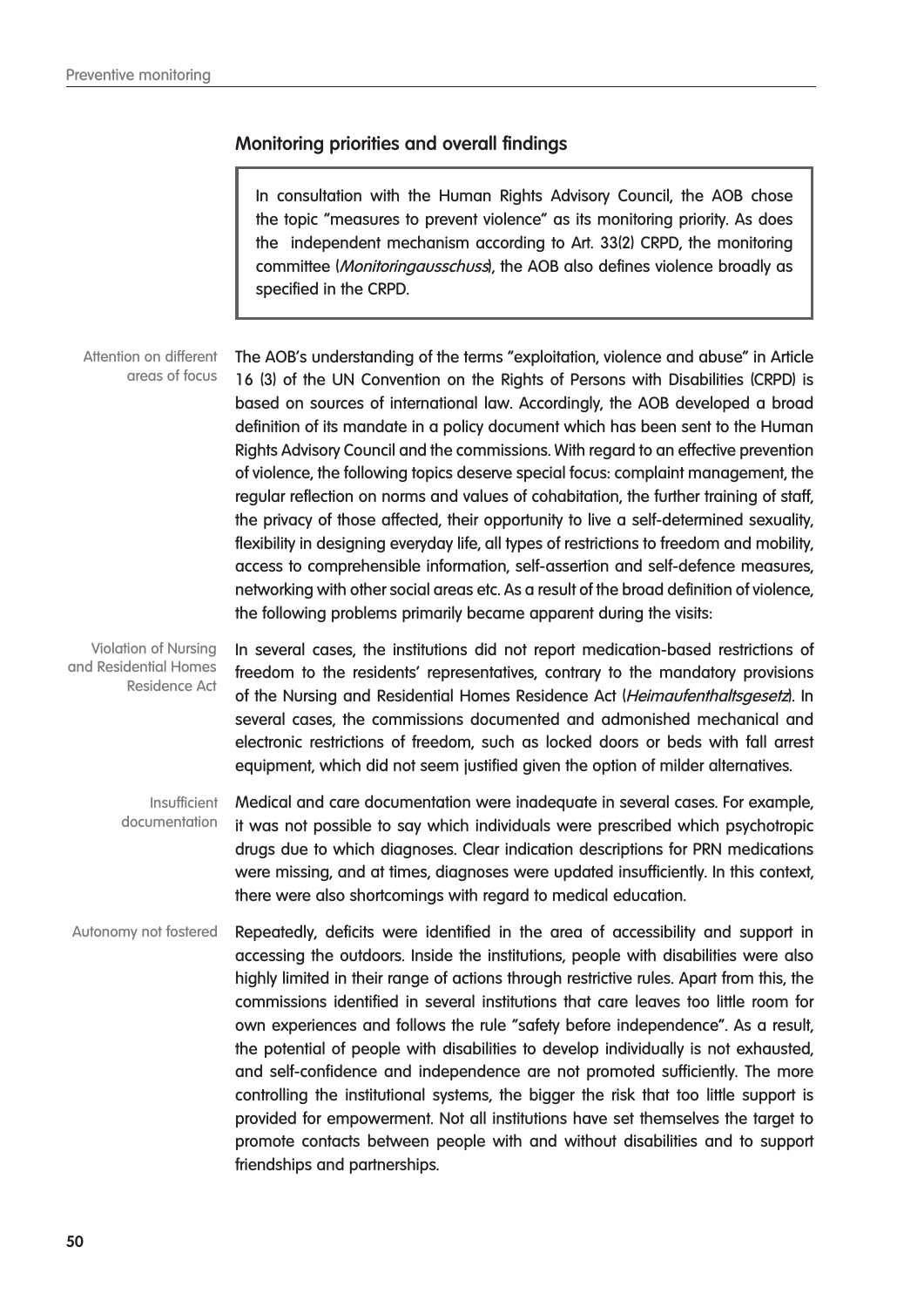## Monitoring priorities and overall findings

In consultation with the Human Rights Advisory Council, the AOB chose the topic "measures to prevent violence" as its monitoring priority. As does the independent mechanism according to Art. 33(2) CRPD, the monitoring committee (*Monitoringausschuss*), the AOB also defines violence broadly as specified in the CRPD.

Attention on different areas of focus

The AOB's understanding of the terms "exploitation, violence and abuse" in Article 16 (3) of the UN Convention on the Rights of Persons with Disabilities (CRPD) is based on sources of international law. Accordingly, the AOB developed a broad definition of its mandate in a policy document which has been sent to the Human Rights Advisory Council and the commissions. With regard to an effective prevention of violence, the following topics deserve special focus: complaint management, the regular reflection on norms and values of cohabitation, the further training of staff, the privacy of those affected, their opportunity to live a self-determined sexuality, flexibility in designing everyday life, all types of restrictions to freedom and mobility, access to comprehensible information, self-assertion and self-defence measures, networking with other social areas etc. As a result of the broad definition of violence, the following problems primarily became apparent during the visits:

Violation of Nursing and Residential Homes Residence Act

In several cases, the institutions did not report medication-based restrictions of freedom to the residents' representatives, contrary to the mandatory provisions of the Nursing and Residential Homes Residence Act (*Heimaufenthaltsgesetz*). In several cases, the commissions documented and admonished mechanical and electronic restrictions of freedom, such as locked doors or beds with fall arrest equipment, which did not seem justified given the option of milder alternatives.

Insufficient documentation

Medical and care documentation were inadequate in several cases. For example, it was not possible to say which individuals were prescribed which psychotropic drugs due to which diagnoses. Clear indication descriptions for PRN medications were missing, and at times, diagnoses were updated insufficiently. In this context, there were also shortcomings with regard to medical education.

Autonomy not fostered

Repeatedly, deficits were identified in the area of accessibility and support in accessing the outdoors. Inside the institutions, people with disabilities were also highly limited in their range of actions through restrictive rules. Apart from this, the commissions identified in several institutions that care leaves too little room for own experiences and follows the rule "safety before independence". As a result, the potential of people with disabilities to develop individually is not exhausted, and self-confidence and independence are not promoted sufficiently. The more controlling the institutional systems, the bigger the risk that too little support is provided for empowerment. Not all institutions have set themselves the target to promote contacts between people with and without disabilities and to support friendships and partnerships.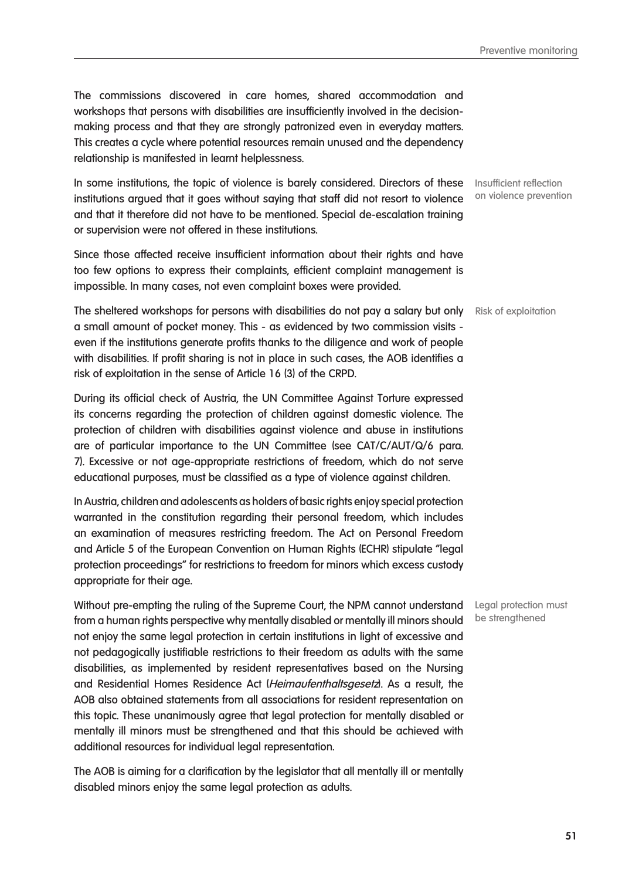The commissions discovered in care homes, shared accommodation and workshops that persons with disabilities are insufficiently involved in the decision-making process and that they are strongly patronized even in everyday matters. This creates a cycle where potential resources remain unused and the dependency relationship is manifested in learnt helplessness.

Insufficient reflection on violence prevention

In some institutions, the topic of violence is barely considered. Directors of these institutions argued that it goes without saying that staff did not resort to violence and that it therefore did not have to be mentioned. Special de-escalation training or supervision were not offered in these institutions.

Since those affected receive insufficient information about their rights and have too few options to express their complaints, efficient complaint management is impossible. In many cases, not even complaint boxes were provided.

Risk of exploitation

The sheltered workshops for persons with disabilities do not pay a salary but only a small amount of pocket money. This - as evidenced by two commission visits - even if the institutions generate profits thanks to the diligence and work of people with disabilities. If profit sharing is not in place in such cases, the AOB identifies a risk of exploitation in the sense of Article 16 (3) of the CRPD.

During its official check of Austria, the UN Committee Against Torture expressed its concerns regarding the protection of children against domestic violence. The protection of children with disabilities against violence and abuse in institutions are of particular importance to the UN Committee (see CAT/C/AUT/Q/6 para. 7). Excessive or not age-appropriate restrictions of freedom, which do not serve educational purposes, must be classified as a type of violence against children.

In Austria, children and adolescents as holders of basic rights enjoy special protection warranted in the constitution regarding their personal freedom, which includes an examination of measures restricting freedom. The Act on Personal Freedom and Article 5 of the European Convention on Human Rights (ECHR) stipulate "legal protection proceedings" for restrictions to freedom for minors which excess custody appropriate for their age.

Legal protection must be strengthened

Without pre-empting the ruling of the Supreme Court, the NPM cannot understand from a human rights perspective why mentally disabled or mentally ill minors should not enjoy the same legal protection in certain institutions in light of excessive and not pedagogically justifiable restrictions to their freedom as adults with the same disabilities, as implemented by resident representatives based on the Nursing and Residential Homes Residence Act (*Heimaufenthaltsgesetz*). As a result, the AOB also obtained statements from all associations for resident representation on this topic. These unanimously agree that legal protection for mentally disabled or mentally ill minors must be strengthened and that this should be achieved with additional resources for individual legal representation.

The AOB is aiming for a clarification by the legislator that all mentally ill or mentally disabled minors enjoy the same legal protection as adults.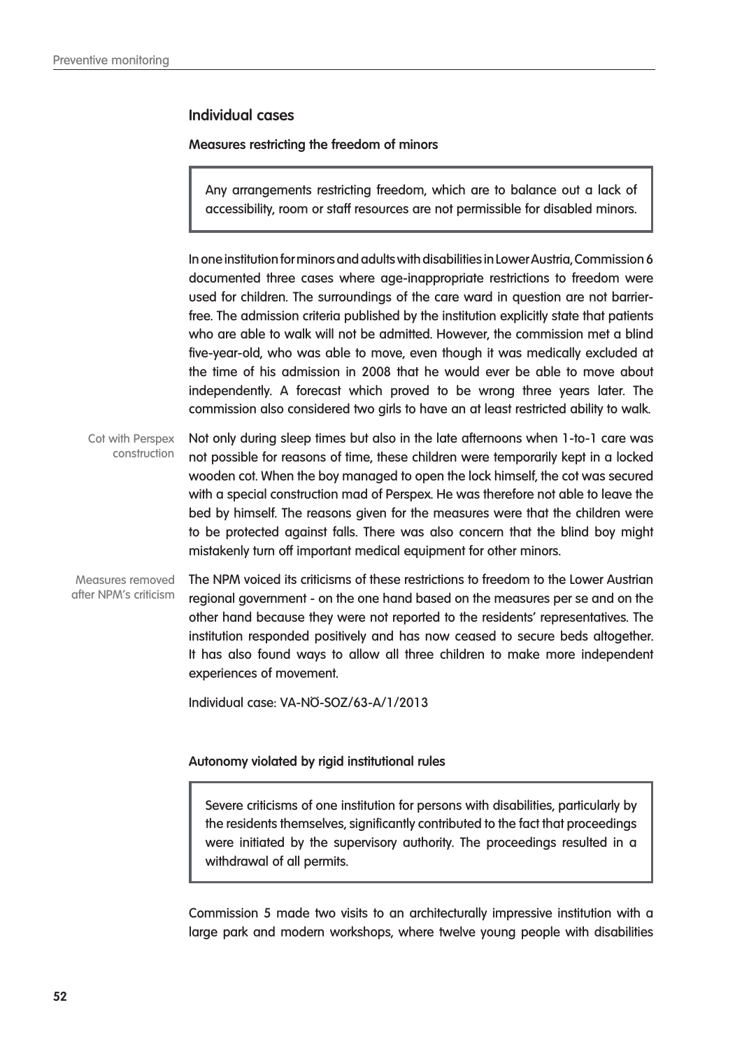## Individual cases

### Measures restricting the freedom of minors

> Any arrangements restricting freedom, which are to balance out a lack of accessibility, room or staff resources are not permissible for disabled minors.

In one institution for minors and adults with disabilities in Lower Austria, Commission 6 documented three cases where age-inappropriate restrictions to freedom were used for children. The surroundings of the care ward in question are not barrier-free. The admission criteria published by the institution explicitly state that patients who are able to walk will not be admitted. However, the commission met a blind five-year-old, who was able to move, even though it was medically excluded at the time of his admission in 2008 that he would ever be able to move about independently. A forecast which proved to be wrong three years later. The commission also considered two girls to have an at least restricted ability to walk.

*Cot with Perspex construction*

Not only during sleep times but also in the late afternoons when 1-to-1 care was not possible for reasons of time, these children were temporarily kept in a locked wooden cot. When the boy managed to open the lock himself, the cot was secured with a special construction mad of Perspex. He was therefore not able to leave the bed by himself. The reasons given for the measures were that the children were to be protected against falls. There was also concern that the blind boy might mistakenly turn off important medical equipment for other minors.

*Measures removed after NPM's criticism*

The NPM voiced its criticisms of these restrictions to freedom to the Lower Austrian regional government - on the one hand based on the measures per se and on the other hand because they were not reported to the residents' representatives. The institution responded positively and has now ceased to secure beds altogether. It has also found ways to allow all three children to make more independent experiences of movement.

Individual case: VA-NÖ-SOZ/63-A/1/2013

### Autonomy violated by rigid institutional rules

> Severe criticisms of one institution for persons with disabilities, particularly by the residents themselves, significantly contributed to the fact that proceedings were initiated by the supervisory authority. The proceedings resulted in a withdrawal of all permits.

Commission 5 made two visits to an architecturally impressive institution with a large park and modern workshops, where twelve young people with disabilities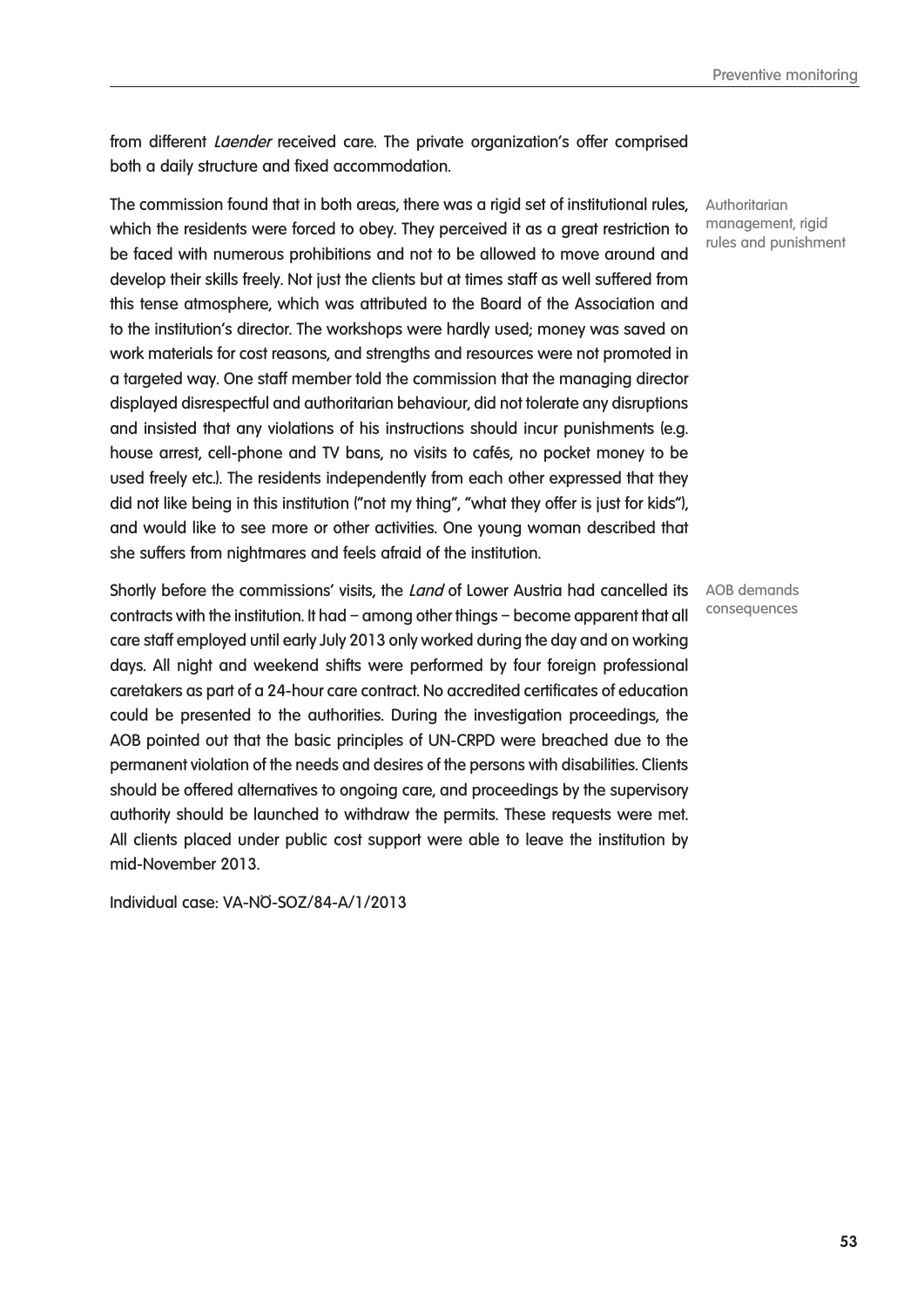from different *Laender* received care. The private organization's offer comprised both a daily structure and fixed accommodation.

Authoritarian management, rigid rules and punishment

The commission found that in both areas, there was a rigid set of institutional rules, which the residents were forced to obey. They perceived it as a great restriction to be faced with numerous prohibitions and not to be allowed to move around and develop their skills freely. Not just the clients but at times staff as well suffered from this tense atmosphere, which was attributed to the Board of the Association and to the institution's director. The workshops were hardly used; money was saved on work materials for cost reasons, and strengths and resources were not promoted in a targeted way. One staff member told the commission that the managing director displayed disrespectful and authoritarian behaviour, did not tolerate any disruptions and insisted that any violations of his instructions should incur punishments (e.g. house arrest, cell-phone and TV bans, no visits to cafés, no pocket money to be used freely etc.). The residents independently from each other expressed that they did not like being in this institution ("not my thing", "what they offer is just for kids"), and would like to see more or other activities. One young woman described that she suffers from nightmares and feels afraid of the institution.

AOB demands consequences

Shortly before the commissions' visits, the *Land* of Lower Austria had cancelled its contracts with the institution. It had – among other things – become apparent that all care staff employed until early July 2013 only worked during the day and on working days. All night and weekend shifts were performed by four foreign professional caretakers as part of a 24-hour care contract. No accredited certificates of education could be presented to the authorities. During the investigation proceedings, the AOB pointed out that the basic principles of UN-CRPD were breached due to the permanent violation of the needs and desires of the persons with disabilities. Clients should be offered alternatives to ongoing care, and proceedings by the supervisory authority should be launched to withdraw the permits. These requests were met. All clients placed under public cost support were able to leave the institution by mid-November 2013.

Individual case: VA-NÖ-SOZ/84-A/1/2013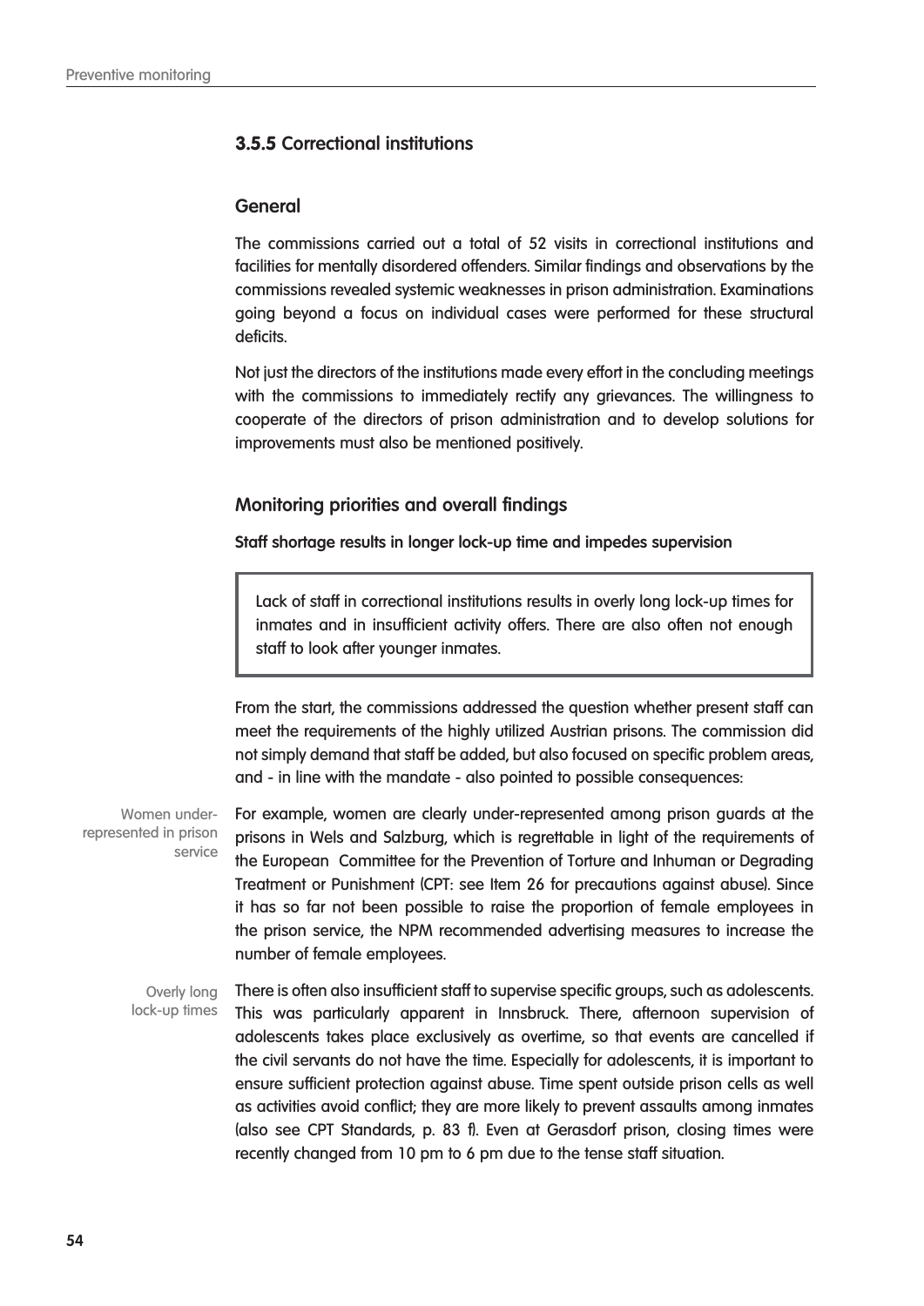### 3.5.5 Correctional institutions

#### General

The commissions carried out a total of 52 visits in correctional institutions and facilities for mentally disordered offenders. Similar findings and observations by the commissions revealed systemic weaknesses in prison administration. Examinations going beyond a focus on individual cases were performed for these structural deficits.

Not just the directors of the institutions made every effort in the concluding meetings with the commissions to immediately rectify any grievances. The willingness to cooperate of the directors of prison administration and to develop solutions for improvements must also be mentioned positively.

#### Monitoring priorities and overall findings

**Staff shortage results in longer lock-up time and impedes supervision**

> Lack of staff in correctional institutions results in overly long lock-up times for inmates and in insufficient activity offers. There are also often not enough staff to look after younger inmates.

From the start, the commissions addressed the question whether present staff can meet the requirements of the highly utilized Austrian prisons. The commission did not simply demand that staff be added, but also focused on specific problem areas, and - in line with the mandate - also pointed to possible consequences:

Women under-represented in prison service

For example, women are clearly under-represented among prison guards at the prisons in Wels and Salzburg, which is regrettable in light of the requirements of the European Committee for the Prevention of Torture and Inhuman or Degrading Treatment or Punishment (CPT: see Item 26 for precautions against abuse). Since it has so far not been possible to raise the proportion of female employees in the prison service, the NPM recommended advertising measures to increase the number of female employees.

Overly long lock-up times

There is often also insufficient staff to supervise specific groups, such as adolescents. This was particularly apparent in Innsbruck. There, afternoon supervision of adolescents takes place exclusively as overtime, so that events are cancelled if the civil servants do not have the time. Especially for adolescents, it is important to ensure sufficient protection against abuse. Time spent outside prison cells as well as activities avoid conflict; they are more likely to prevent assaults among inmates (also see CPT Standards, p. 83 f). Even at Gerasdorf prison, closing times were recently changed from 10 pm to 6 pm due to the tense staff situation.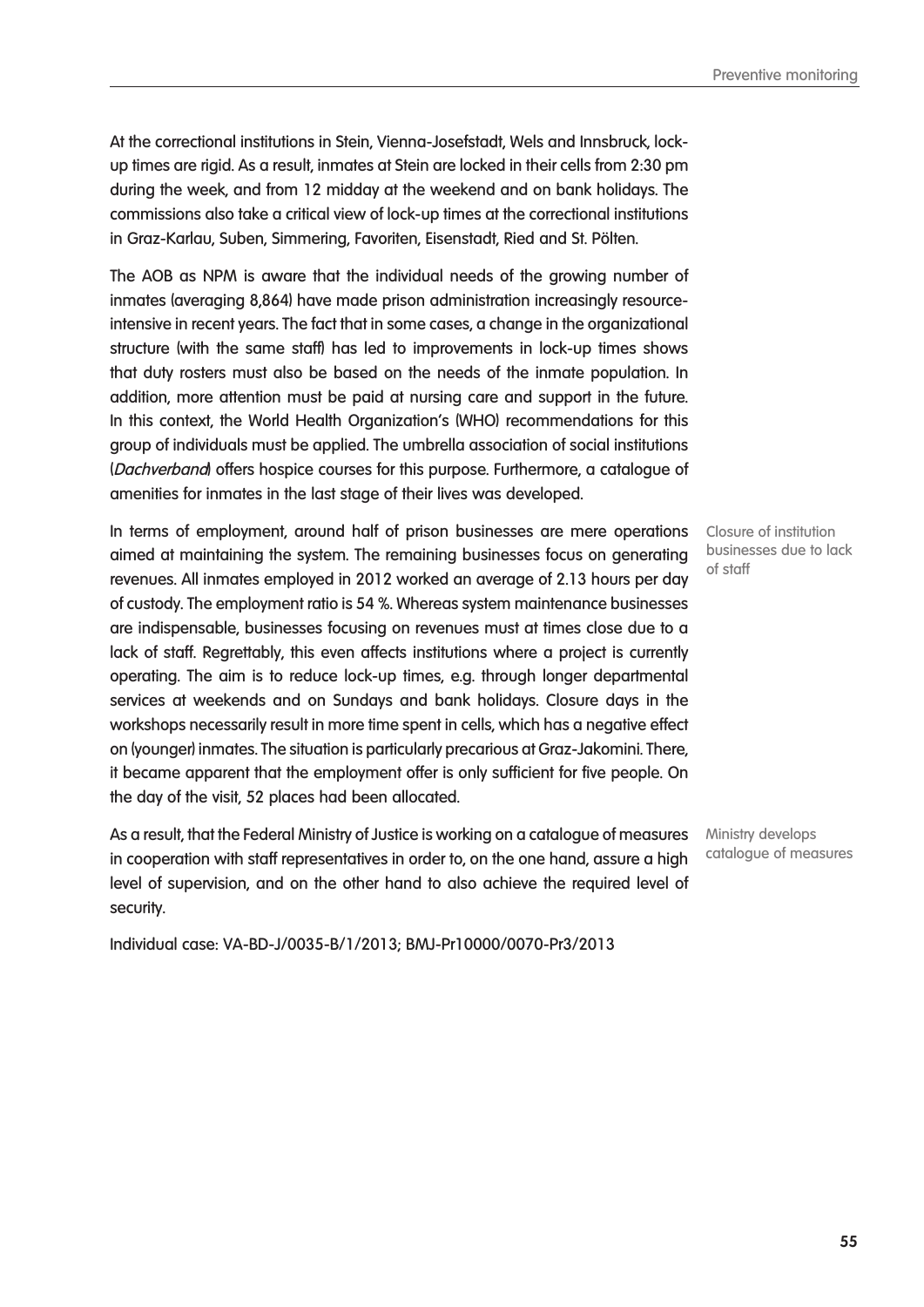At the correctional institutions in Stein, Vienna-Josefstadt, Wels and Innsbruck, lock-up times are rigid. As a result, inmates at Stein are locked in their cells from 2:30 pm during the week, and from 12 midday at the weekend and on bank holidays. The commissions also take a critical view of lock-up times at the correctional institutions in Graz-Karlau, Suben, Simmering, Favoriten, Eisenstadt, Ried and St. Pölten.

The AOB as NPM is aware that the individual needs of the growing number of inmates (averaging 8,864) have made prison administration increasingly resource-intensive in recent years. The fact that in some cases, a change in the organizational structure (with the same staff) has led to improvements in lock-up times shows that duty rosters must also be based on the needs of the inmate population. In addition, more attention must be paid at nursing care and support in the future. In this context, the World Health Organization's (WHO) recommendations for this group of individuals must be applied. The umbrella association of social institutions (*Dachverband*) offers hospice courses for this purpose. Furthermore, a catalogue of amenities for inmates in the last stage of their lives was developed.

Closure of institution businesses due to lack of staff

In terms of employment, around half of prison businesses are mere operations aimed at maintaining the system. The remaining businesses focus on generating revenues. All inmates employed in 2012 worked an average of 2.13 hours per day of custody. The employment ratio is 54 %. Whereas system maintenance businesses are indispensable, businesses focusing on revenues must at times close due to a lack of staff. Regrettably, this even affects institutions where a project is currently operating. The aim is to reduce lock-up times, e.g. through longer departmental services at weekends and on Sundays and bank holidays. Closure days in the workshops necessarily result in more time spent in cells, which has a negative effect on (younger) inmates. The situation is particularly precarious at Graz-Jakomini. There, it became apparent that the employment offer is only sufficient for five people. On the day of the visit, 52 places had been allocated.

Ministry develops catalogue of measures

As a result, that the Federal Ministry of Justice is working on a catalogue of measures in cooperation with staff representatives in order to, on the one hand, assure a high level of supervision, and on the other hand to also achieve the required level of security.

Individual case: VA-BD-J/0035-B/1/2013; BMJ-Pr10000/0070-Pr3/2013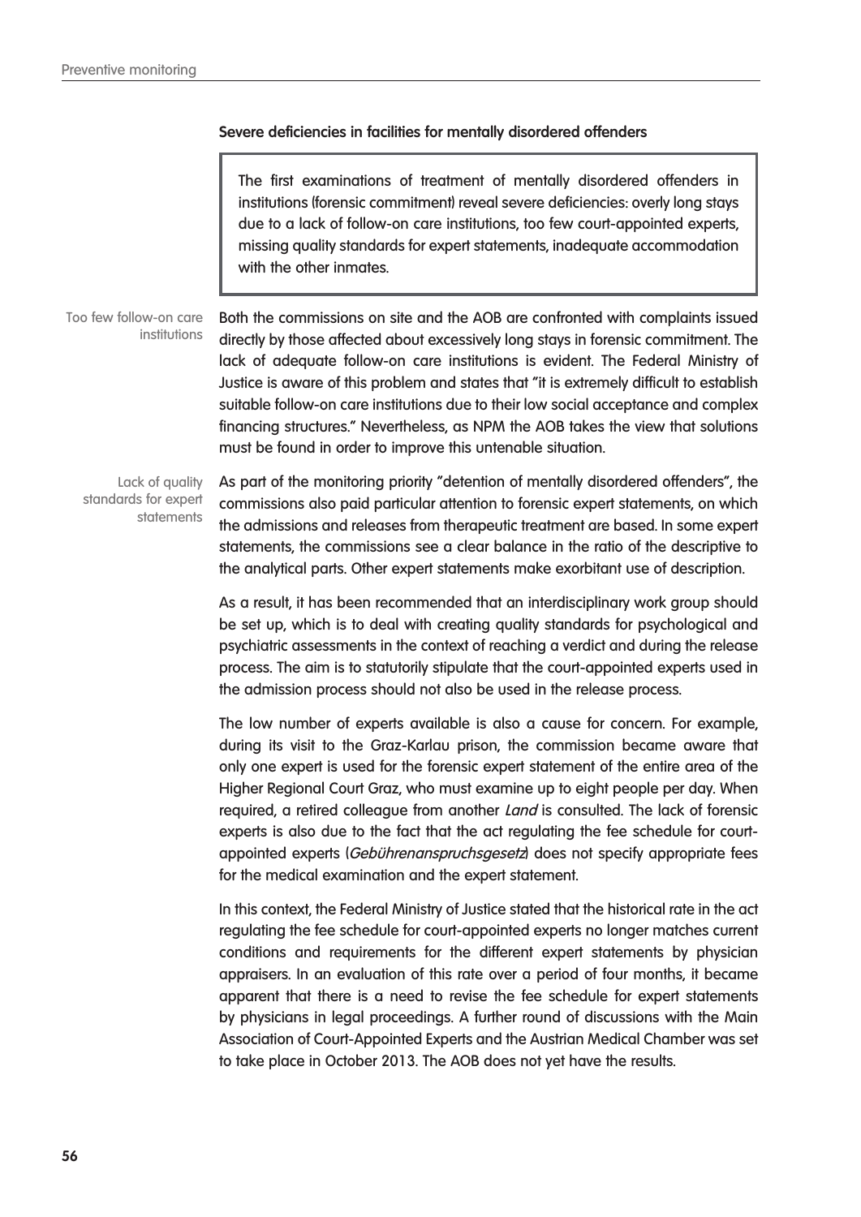### Severe deficiencies in facilities for mentally disordered offenders

> The first examinations of treatment of mentally disordered offenders in institutions (forensic commitment) reveal severe deficiencies: overly long stays due to a lack of follow-on care institutions, too few court-appointed experts, missing quality standards for expert statements, inadequate accommodation with the other inmates.

*Too few follow-on care institutions*

Both the commissions on site and the AOB are confronted with complaints issued directly by those affected about excessively long stays in forensic commitment. The lack of adequate follow-on care institutions is evident. The Federal Ministry of Justice is aware of this problem and states that "it is extremely difficult to establish suitable follow-on care institutions due to their low social acceptance and complex financing structures." Nevertheless, as NPM the AOB takes the view that solutions must be found in order to improve this untenable situation.

*Lack of quality standards for expert statements*

As part of the monitoring priority "detention of mentally disordered offenders", the commissions also paid particular attention to forensic expert statements, on which the admissions and releases from therapeutic treatment are based. In some expert statements, the commissions see a clear balance in the ratio of the descriptive to the analytical parts. Other expert statements make exorbitant use of description.

As a result, it has been recommended that an interdisciplinary work group should be set up, which is to deal with creating quality standards for psychological and psychiatric assessments in the context of reaching a verdict and during the release process. The aim is to statutorily stipulate that the court-appointed experts used in the admission process should not also be used in the release process.

The low number of experts available is also a cause for concern. For example, during its visit to the Graz-Karlau prison, the commission became aware that only one expert is used for the forensic expert statement of the entire area of the Higher Regional Court Graz, who must examine up to eight people per day. When required, a retired colleague from another *Land* is consulted. The lack of forensic experts is also due to the fact that the act regulating the fee schedule for court-appointed experts (*Gebührenanspruchsgesetz*) does not specify appropriate fees for the medical examination and the expert statement.

In this context, the Federal Ministry of Justice stated that the historical rate in the act regulating the fee schedule for court-appointed experts no longer matches current conditions and requirements for the different expert statements by physician appraisers. In an evaluation of this rate over a period of four months, it became apparent that there is a need to revise the fee schedule for expert statements by physicians in legal proceedings. A further round of discussions with the Main Association of Court-Appointed Experts and the Austrian Medical Chamber was set to take place in October 2013. The AOB does not yet have the results.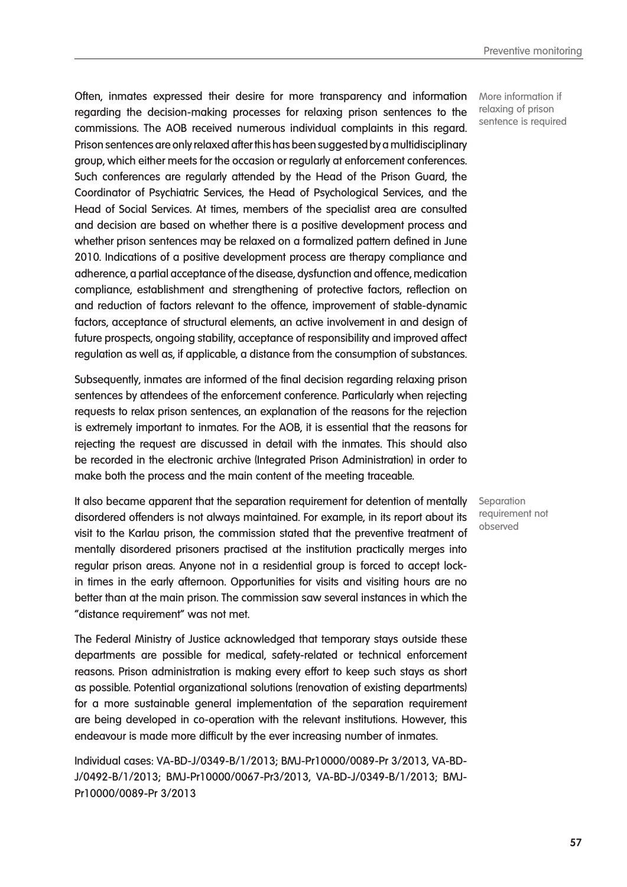More information if relaxing of prison sentence is required

Often, inmates expressed their desire for more transparency and information regarding the decision-making processes for relaxing prison sentences to the commissions. The AOB received numerous individual complaints in this regard. Prison sentences are only relaxed after this has been suggested by a multidisciplinary group, which either meets for the occasion or regularly at enforcement conferences. Such conferences are regularly attended by the Head of the Prison Guard, the Coordinator of Psychiatric Services, the Head of Psychological Services, and the Head of Social Services. At times, members of the specialist area are consulted and decision are based on whether there is a positive development process and whether prison sentences may be relaxed on a formalized pattern defined in June 2010. Indications of a positive development process are therapy compliance and adherence, a partial acceptance of the disease, dysfunction and offence, medication compliance, establishment and strengthening of protective factors, reflection on and reduction of factors relevant to the offence, improvement of stable-dynamic factors, acceptance of structural elements, an active involvement in and design of future prospects, ongoing stability, acceptance of responsibility and improved affect regulation as well as, if applicable, a distance from the consumption of substances.

Subsequently, inmates are informed of the final decision regarding relaxing prison sentences by attendees of the enforcement conference. Particularly when rejecting requests to relax prison sentences, an explanation of the reasons for the rejection is extremely important to inmates. For the AOB, it is essential that the reasons for rejecting the request are discussed in detail with the inmates. This should also be recorded in the electronic archive (Integrated Prison Administration) in order to make both the process and the main content of the meeting traceable.

Separation requirement not observed

It also became apparent that the separation requirement for detention of mentally disordered offenders is not always maintained. For example, in its report about its visit to the Karlau prison, the commission stated that the preventive treatment of mentally disordered prisoners practised at the institution practically merges into regular prison areas. Anyone not in a residential group is forced to accept lock-in times in the early afternoon. Opportunities for visits and visiting hours are no better than at the main prison. The commission saw several instances in which the "distance requirement" was not met.

The Federal Ministry of Justice acknowledged that temporary stays outside these departments are possible for medical, safety-related or technical enforcement reasons. Prison administration is making every effort to keep such stays as short as possible. Potential organizational solutions (renovation of existing departments) for a more sustainable general implementation of the separation requirement are being developed in co-operation with the relevant institutions. However, this endeavour is made more difficult by the ever increasing number of inmates.

Individual cases: VA-BD-J/0349-B/1/2013; BMJ-Pr10000/0089-Pr 3/2013, VA-BD-J/0492-B/1/2013; BMJ-Pr10000/0067-Pr3/2013, VA-BD-J/0349-B/1/2013; BMJ-Pr10000/0089-Pr 3/2013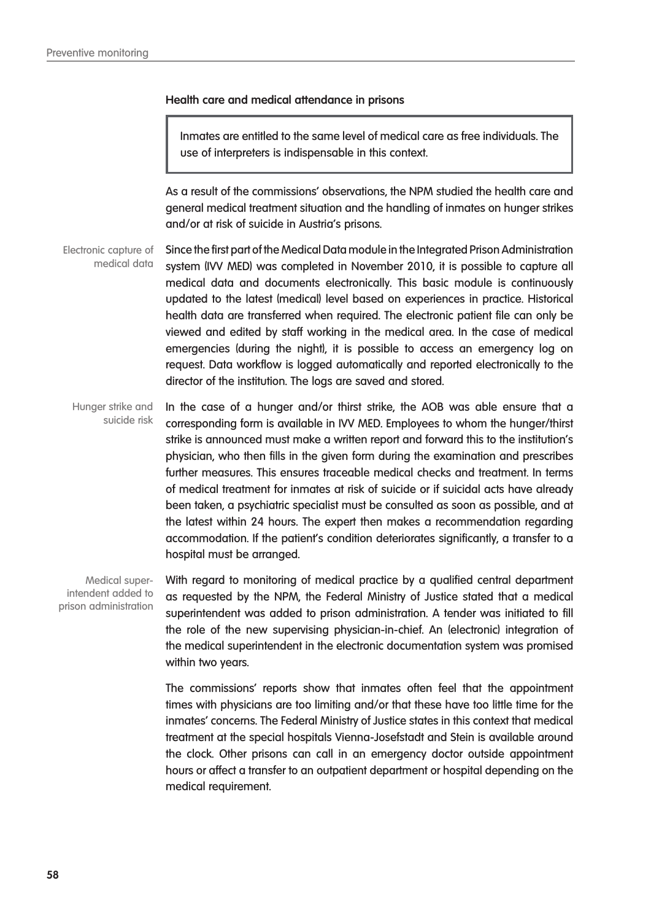### Health care and medical attendance in prisons

> Inmates are entitled to the same level of medical care as free individuals. The use of interpreters is indispensable in this context.

As a result of the commissions' observations, the NPM studied the health care and general medical treatment situation and the handling of inmates on hunger strikes and/or at risk of suicide in Austria's prisons.

Electronic capture of medical data

Since the first part of the Medical Data module in the Integrated Prison Administration system (IVV MED) was completed in November 2010, it is possible to capture all medical data and documents electronically. This basic module is continuously updated to the latest (medical) level based on experiences in practice. Historical health data are transferred when required. The electronic patient file can only be viewed and edited by staff working in the medical area. In the case of medical emergencies (during the night), it is possible to access an emergency log on request. Data workflow is logged automatically and reported electronically to the director of the institution. The logs are saved and stored.

Hunger strike and suicide risk

In the case of a hunger and/or thirst strike, the AOB was able ensure that a corresponding form is available in IVV MED. Employees to whom the hunger/thirst strike is announced must make a written report and forward this to the institution's physician, who then fills in the given form during the examination and prescribes further measures. This ensures traceable medical checks and treatment. In terms of medical treatment for inmates at risk of suicide or if suicidal acts have already been taken, a psychiatric specialist must be consulted as soon as possible, and at the latest within 24 hours. The expert then makes a recommendation regarding accommodation. If the patient's condition deteriorates significantly, a transfer to a hospital must be arranged.

Medical superintendent added to prison administration

With regard to monitoring of medical practice by a qualified central department as requested by the NPM, the Federal Ministry of Justice stated that a medical superintendent was added to prison administration. A tender was initiated to fill the role of the new supervising physician-in-chief. An (electronic) integration of the medical superintendent in the electronic documentation system was promised within two years.

The commissions' reports show that inmates often feel that the appointment times with physicians are too limiting and/or that these have too little time for the inmates' concerns. The Federal Ministry of Justice states in this context that medical treatment at the special hospitals Vienna-Josefstadt and Stein is available around the clock. Other prisons can call in an emergency doctor outside appointment hours or affect a transfer to an outpatient department or hospital depending on the medical requirement.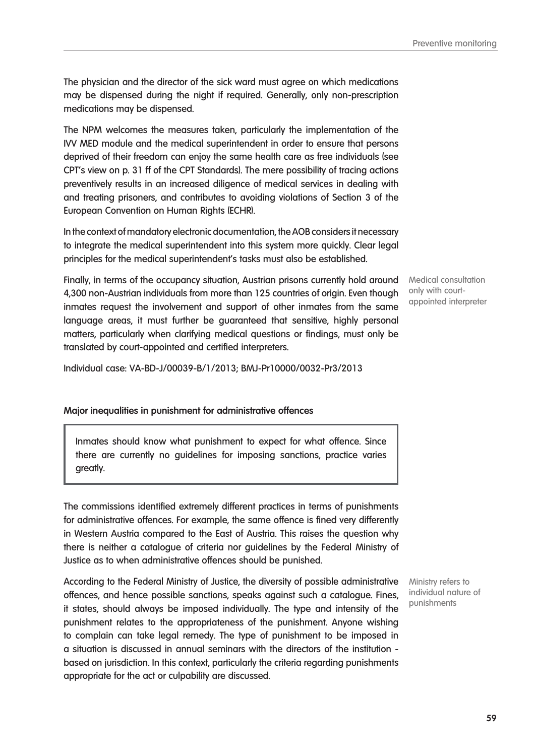The physician and the director of the sick ward must agree on which medications may be dispensed during the night if required. Generally, only non-prescription medications may be dispensed.

The NPM welcomes the measures taken, particularly the implementation of the IVV MED module and the medical superintendent in order to ensure that persons deprived of their freedom can enjoy the same health care as free individuals (see CPT's view on p. 31 ff of the CPT Standards). The mere possibility of tracing actions preventively results in an increased diligence of medical services in dealing with and treating prisoners, and contributes to avoiding violations of Section 3 of the European Convention on Human Rights (ECHR).

In the context of mandatory electronic documentation, the AOB considers it necessary to integrate the medical superintendent into this system more quickly. Clear legal principles for the medical superintendent's tasks must also be established.

Medical consultation only with court-appointed interpreter

Finally, in terms of the occupancy situation, Austrian prisons currently hold around 4,300 non-Austrian individuals from more than 125 countries of origin. Even though inmates request the involvement and support of other inmates from the same language areas, it must further be guaranteed that sensitive, highly personal matters, particularly when clarifying medical questions or findings, must only be translated by court-appointed and certified interpreters.

Individual case: VA-BD-J/00039-B/1/2013; BMJ-Pr10000/0032-Pr3/2013

**Major inequalities in punishment for administrative offences**

> Inmates should know what punishment to expect for what offence. Since there are currently no guidelines for imposing sanctions, practice varies greatly.

The commissions identified extremely different practices in terms of punishments for administrative offences. For example, the same offence is fined very differently in Western Austria compared to the East of Austria. This raises the question why there is neither a catalogue of criteria nor guidelines by the Federal Ministry of Justice as to when administrative offences should be punished.

Ministry refers to individual nature of punishments

According to the Federal Ministry of Justice, the diversity of possible administrative offences, and hence possible sanctions, speaks against such a catalogue. Fines, it states, should always be imposed individually. The type and intensity of the punishment relates to the appropriateness of the punishment. Anyone wishing to complain can take legal remedy. The type of punishment to be imposed in a situation is discussed in annual seminars with the directors of the institution - based on jurisdiction. In this context, particularly the criteria regarding punishments appropriate for the act or culpability are discussed.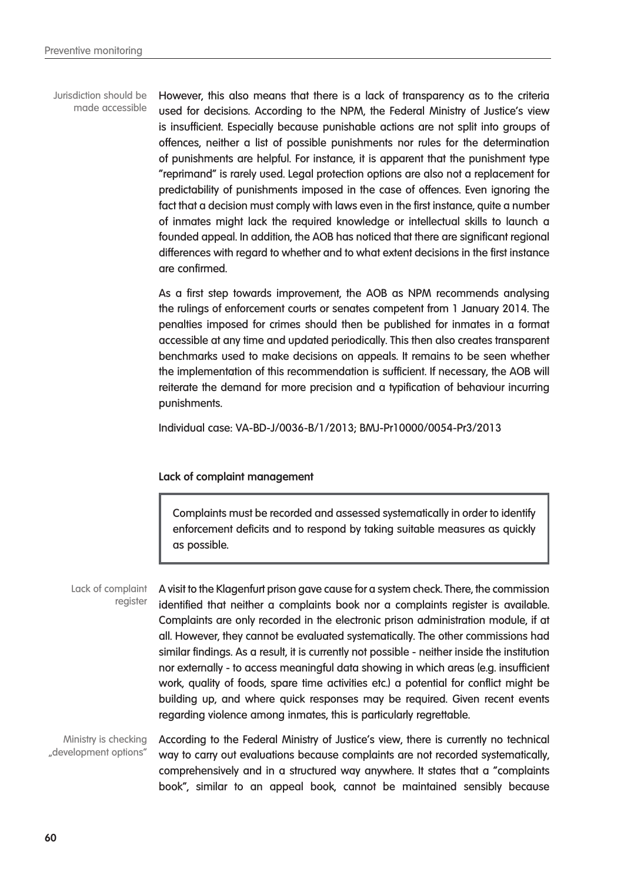Jurisdiction should be made accessible

However, this also means that there is a lack of transparency as to the criteria used for decisions. According to the NPM, the Federal Ministry of Justice's view is insufficient. Especially because punishable actions are not split into groups of offences, neither a list of possible punishments nor rules for the determination of punishments are helpful. For instance, it is apparent that the punishment type "reprimand" is rarely used. Legal protection options are also not a replacement for predictability of punishments imposed in the case of offences. Even ignoring the fact that a decision must comply with laws even in the first instance, quite a number of inmates might lack the required knowledge or intellectual skills to launch a founded appeal. In addition, the AOB has noticed that there are significant regional differences with regard to whether and to what extent decisions in the first instance are confirmed.

As a first step towards improvement, the AOB as NPM recommends analysing the rulings of enforcement courts or senates competent from 1 January 2014. The penalties imposed for crimes should then be published for inmates in a format accessible at any time and updated periodically. This then also creates transparent benchmarks used to make decisions on appeals. It remains to be seen whether the implementation of this recommendation is sufficient. If necessary, the AOB will reiterate the demand for more precision and a typification of behaviour incurring punishments.

Individual case: VA-BD-J/0036-B/1/2013; BMJ-Pr10000/0054-Pr3/2013

**Lack of complaint management**

> Complaints must be recorded and assessed systematically in order to identify enforcement deficits and to respond by taking suitable measures as quickly as possible.

Lack of complaint register

A visit to the Klagenfurt prison gave cause for a system check. There, the commission identified that neither a complaints book nor a complaints register is available. Complaints are only recorded in the electronic prison administration module, if at all. However, they cannot be evaluated systematically. The other commissions had similar findings. As a result, it is currently not possible - neither inside the institution nor externally - to access meaningful data showing in which areas (e.g. insufficient work, quality of foods, spare time activities etc.) a potential for conflict might be building up, and where quick responses may be required. Given recent events regarding violence among inmates, this is particularly regrettable.

Ministry is checking „development options"

According to the Federal Ministry of Justice's view, there is currently no technical way to carry out evaluations because complaints are not recorded systematically, comprehensively and in a structured way anywhere. It states that a "complaints book", similar to an appeal book, cannot be maintained sensibly because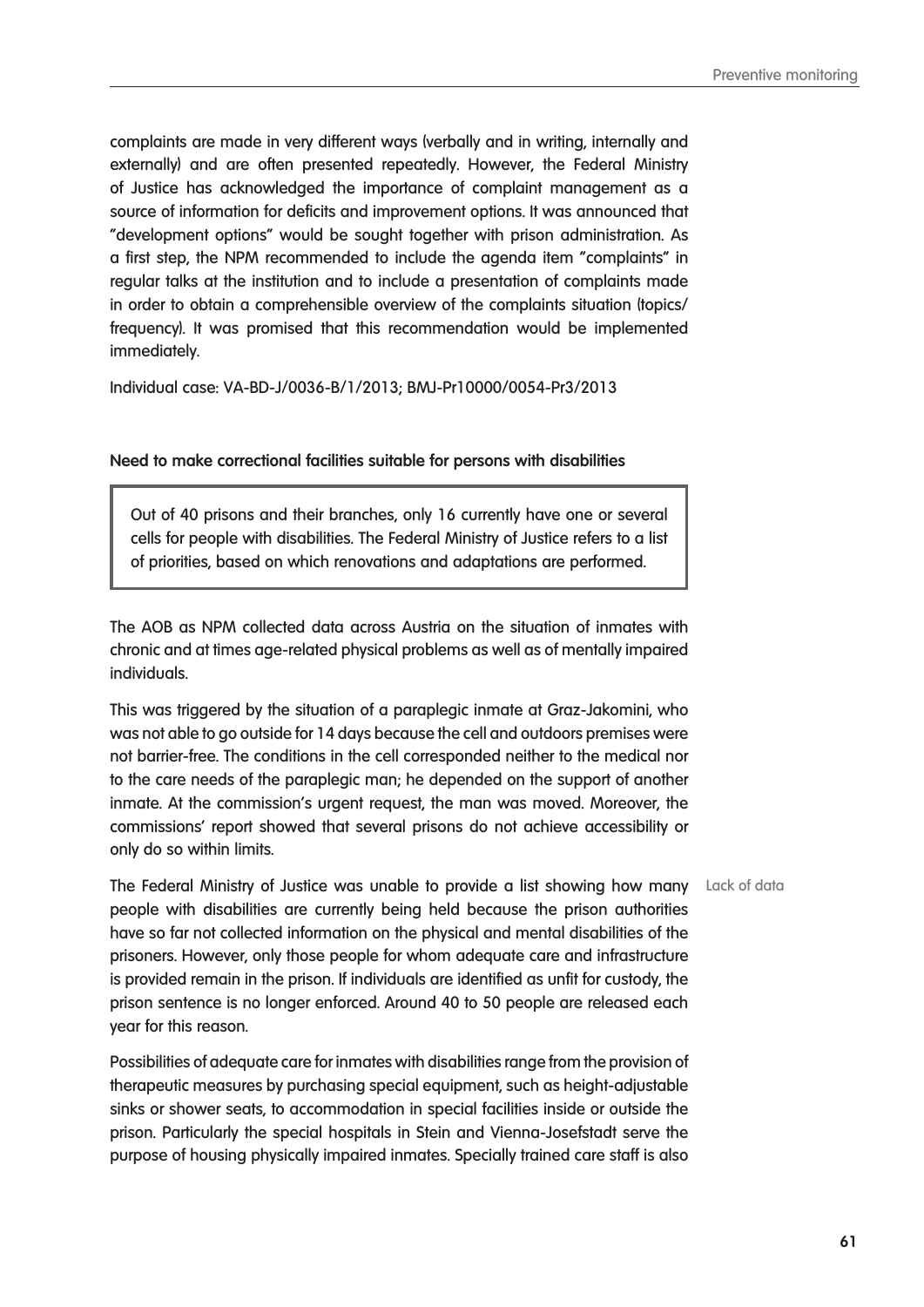complaints are made in very different ways (verbally and in writing, internally and externally) and are often presented repeatedly. However, the Federal Ministry of Justice has acknowledged the importance of complaint management as a source of information for deficits and improvement options. It was announced that "development options" would be sought together with prison administration. As a first step, the NPM recommended to include the agenda item "complaints" in regular talks at the institution and to include a presentation of complaints made in order to obtain a comprehensible overview of the complaints situation (topics/ frequency). It was promised that this recommendation would be implemented immediately.

Individual case: VA-BD-J/0036-B/1/2013; BMJ-Pr10000/0054-Pr3/2013

**Need to make correctional facilities suitable for persons with disabilities**

> Out of 40 prisons and their branches, only 16 currently have one or several cells for people with disabilities. The Federal Ministry of Justice refers to a list of priorities, based on which renovations and adaptations are performed.

The AOB as NPM collected data across Austria on the situation of inmates with chronic and at times age-related physical problems as well as of mentally impaired individuals.

This was triggered by the situation of a paraplegic inmate at Graz-Jakomini, who was not able to go outside for 14 days because the cell and outdoors premises were not barrier-free. The conditions in the cell corresponded neither to the medical nor to the care needs of the paraplegic man; he depended on the support of another inmate. At the commission's urgent request, the man was moved. Moreover, the commissions' report showed that several prisons do not achieve accessibility or only do so within limits.

Lack of data

The Federal Ministry of Justice was unable to provide a list showing how many people with disabilities are currently being held because the prison authorities have so far not collected information on the physical and mental disabilities of the prisoners. However, only those people for whom adequate care and infrastructure is provided remain in the prison. If individuals are identified as unfit for custody, the prison sentence is no longer enforced. Around 40 to 50 people are released each year for this reason.

Possibilities of adequate care for inmates with disabilities range from the provision of therapeutic measures by purchasing special equipment, such as height-adjustable sinks or shower seats, to accommodation in special facilities inside or outside the prison. Particularly the special hospitals in Stein and Vienna-Josefstadt serve the purpose of housing physically impaired inmates. Specially trained care staff is also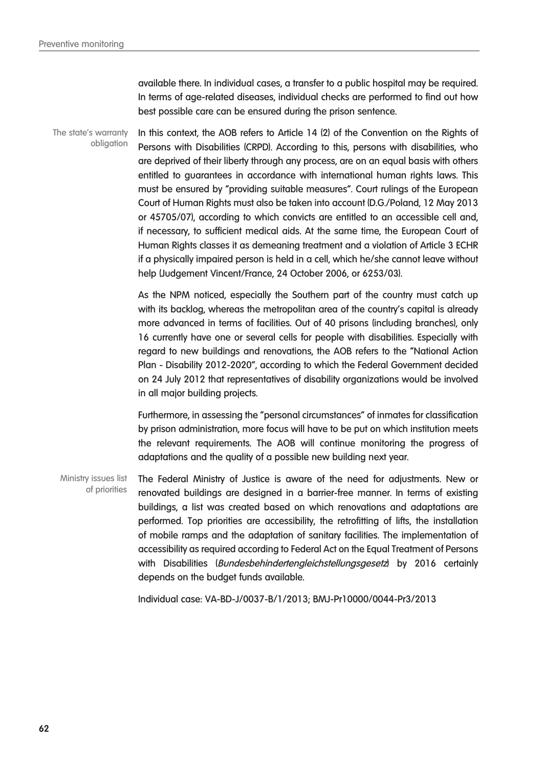available there. In individual cases, a transfer to a public hospital may be required. In terms of age-related diseases, individual checks are performed to find out how best possible care can be ensured during the prison sentence.

The state's warranty obligation

In this context, the AOB refers to Article 14 (2) of the Convention on the Rights of Persons with Disabilities (CRPD). According to this, persons with disabilities, who are deprived of their liberty through any process, are on an equal basis with others entitled to guarantees in accordance with international human rights laws. This must be ensured by "providing suitable measures". Court rulings of the European Court of Human Rights must also be taken into account (D.G./Poland, 12 May 2013 or 45705/07), according to which convicts are entitled to an accessible cell and, if necessary, to sufficient medical aids. At the same time, the European Court of Human Rights classes it as demeaning treatment and a violation of Article 3 ECHR if a physically impaired person is held in a cell, which he/she cannot leave without help (Judgement Vincent/France, 24 October 2006, or 6253/03).

As the NPM noticed, especially the Southern part of the country must catch up with its backlog, whereas the metropolitan area of the country's capital is already more advanced in terms of facilities. Out of 40 prisons (including branches), only 16 currently have one or several cells for people with disabilities. Especially with regard to new buildings and renovations, the AOB refers to the "National Action Plan - Disability 2012-2020", according to which the Federal Government decided on 24 July 2012 that representatives of disability organizations would be involved in all major building projects.

Furthermore, in assessing the "personal circumstances" of inmates for classification by prison administration, more focus will have to be put on which institution meets the relevant requirements. The AOB will continue monitoring the progress of adaptations and the quality of a possible new building next year.

Ministry issues list of priorities

The Federal Ministry of Justice is aware of the need for adjustments. New or renovated buildings are designed in a barrier-free manner. In terms of existing buildings, a list was created based on which renovations and adaptations are performed. Top priorities are accessibility, the retrofitting of lifts, the installation of mobile ramps and the adaptation of sanitary facilities. The implementation of accessibility as required according to Federal Act on the Equal Treatment of Persons with Disabilities (*Bundesbehindertengleichstellungsgesetz*) by 2016 certainly depends on the budget funds available.

Individual case: VA-BD-J/0037-B/1/2013; BMJ-Pr10000/0044-Pr3/2013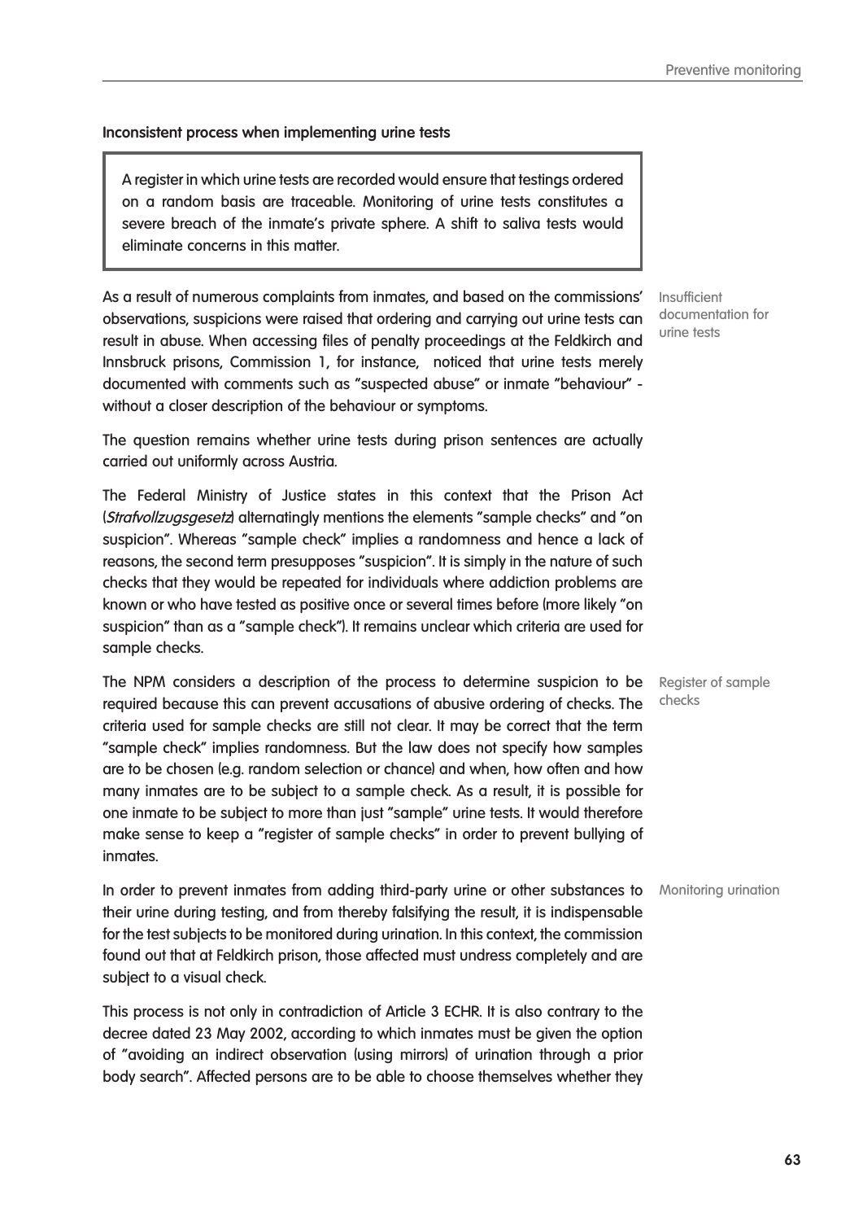### Inconsistent process when implementing urine tests

> A register in which urine tests are recorded would ensure that testings ordered on a random basis are traceable. Monitoring of urine tests constitutes a severe breach of the inmate's private sphere. A shift to saliva tests would eliminate concerns in this matter.

Insufficient documentation for urine tests

As a result of numerous complaints from inmates, and based on the commissions' observations, suspicions were raised that ordering and carrying out urine tests can result in abuse. When accessing files of penalty proceedings at the Feldkirch and Innsbruck prisons, Commission 1, for instance, noticed that urine tests merely documented with comments such as "suspected abuse" or inmate "behaviour" - without a closer description of the behaviour or symptoms.

The question remains whether urine tests during prison sentences are actually carried out uniformly across Austria.

The Federal Ministry of Justice states in this context that the Prison Act (*Strafvollzugsgesetz*) alternatingly mentions the elements "sample checks" and "on suspicion". Whereas "sample check" implies a randomness and hence a lack of reasons, the second term presupposes "suspicion". It is simply in the nature of such checks that they would be repeated for individuals where addiction problems are known or who have tested as positive once or several times before (more likely "on suspicion" than as a "sample check"). It remains unclear which criteria are used for sample checks.

Register of sample checks

The NPM considers a description of the process to determine suspicion to be required because this can prevent accusations of abusive ordering of checks. The criteria used for sample checks are still not clear. It may be correct that the term "sample check" implies randomness. But the law does not specify how samples are to be chosen (e.g. random selection or chance) and when, how often and how many inmates are to be subject to a sample check. As a result, it is possible for one inmate to be subject to more than just "sample" urine tests. It would therefore make sense to keep a "register of sample checks" in order to prevent bullying of inmates.

Monitoring urination

In order to prevent inmates from adding third-party urine or other substances to their urine during testing, and from thereby falsifying the result, it is indispensable for the test subjects to be monitored during urination. In this context, the commission found out that at Feldkirch prison, those affected must undress completely and are subject to a visual check.

This process is not only in contradiction of Article 3 ECHR. It is also contrary to the decree dated 23 May 2002, according to which inmates must be given the option of "avoiding an indirect observation (using mirrors) of urination through a prior body search". Affected persons are to be able to choose themselves whether they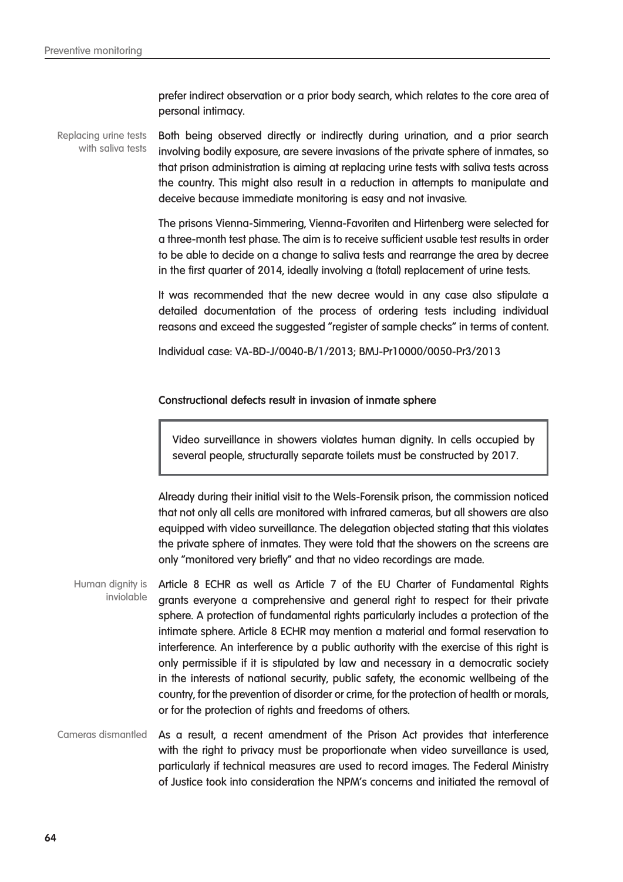prefer indirect observation or a prior body search, which relates to the core area of personal intimacy.

Replacing urine tests with saliva tests

Both being observed directly or indirectly during urination, and a prior search involving bodily exposure, are severe invasions of the private sphere of inmates, so that prison administration is aiming at replacing urine tests with saliva tests across the country. This might also result in a reduction in attempts to manipulate and deceive because immediate monitoring is easy and not invasive.

The prisons Vienna-Simmering, Vienna-Favoriten and Hirtenberg were selected for a three-month test phase. The aim is to receive sufficient usable test results in order to be able to decide on a change to saliva tests and rearrange the area by decree in the first quarter of 2014, ideally involving a (total) replacement of urine tests.

It was recommended that the new decree would in any case also stipulate a detailed documentation of the process of ordering tests including individual reasons and exceed the suggested "register of sample checks" in terms of content.

Individual case: VA-BD-J/0040-B/1/2013; BMJ-Pr10000/0050-Pr3/2013

**Constructional defects result in invasion of inmate sphere**

> Video surveillance in showers violates human dignity. In cells occupied by several people, structurally separate toilets must be constructed by 2017.

Already during their initial visit to the Wels-Forensik prison, the commission noticed that not only all cells are monitored with infrared cameras, but all showers are also equipped with video surveillance. The delegation objected stating that this violates the private sphere of inmates. They were told that the showers on the screens are only "monitored very briefly" and that no video recordings are made.

Human dignity is inviolable

Article 8 ECHR as well as Article 7 of the EU Charter of Fundamental Rights grants everyone a comprehensive and general right to respect for their private sphere. A protection of fundamental rights particularly includes a protection of the intimate sphere. Article 8 ECHR may mention a material and formal reservation to interference. An interference by a public authority with the exercise of this right is only permissible if it is stipulated by law and necessary in a democratic society in the interests of national security, public safety, the economic wellbeing of the country, for the prevention of disorder or crime, for the protection of health or morals, or for the protection of rights and freedoms of others.

Cameras dismantled

As a result, a recent amendment of the Prison Act provides that interference with the right to privacy must be proportionate when video surveillance is used, particularly if technical measures are used to record images. The Federal Ministry of Justice took into consideration the NPM's concerns and initiated the removal of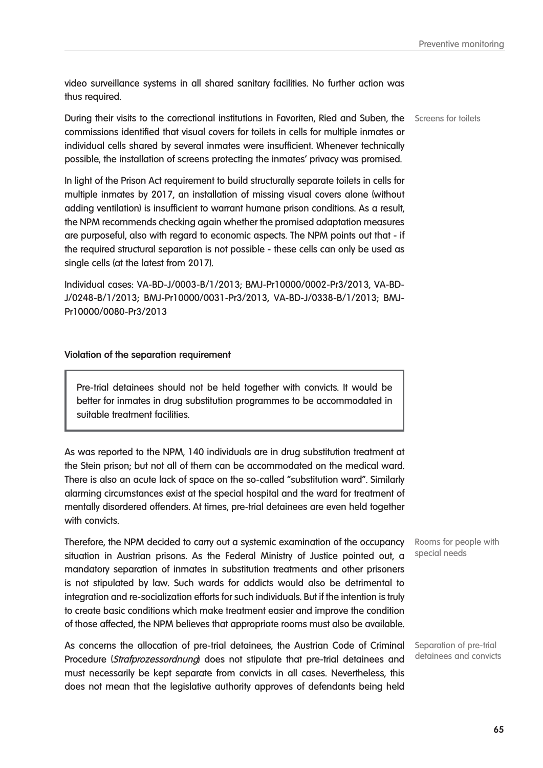video surveillance systems in all shared sanitary facilities. No further action was thus required.

Screens for toilets

During their visits to the correctional institutions in Favoriten, Ried and Suben, the commissions identified that visual covers for toilets in cells for multiple inmates or individual cells shared by several inmates were insufficient. Whenever technically possible, the installation of screens protecting the inmates' privacy was promised.

In light of the Prison Act requirement to build structurally separate toilets in cells for multiple inmates by 2017, an installation of missing visual covers alone (without adding ventilation) is insufficient to warrant humane prison conditions. As a result, the NPM recommends checking again whether the promised adaptation measures are purposeful, also with regard to economic aspects. The NPM points out that - if the required structural separation is not possible - these cells can only be used as single cells (at the latest from 2017).

Individual cases: VA-BD-J/0003-B/1/2013; BMJ-Pr10000/0002-Pr3/2013, VA-BD-J/0248-B/1/2013; BMJ-Pr10000/0031-Pr3/2013, VA-BD-J/0338-B/1/2013; BMJ-Pr10000/0080-Pr3/2013

**Violation of the separation requirement**

> Pre-trial detainees should not be held together with convicts. It would be better for inmates in drug substitution programmes to be accommodated in suitable treatment facilities.

As was reported to the NPM, 140 individuals are in drug substitution treatment at the Stein prison; but not all of them can be accommodated on the medical ward. There is also an acute lack of space on the so-called "substitution ward". Similarly alarming circumstances exist at the special hospital and the ward for treatment of mentally disordered offenders. At times, pre-trial detainees are even held together with convicts.

Rooms for people with special needs

Therefore, the NPM decided to carry out a systemic examination of the occupancy situation in Austrian prisons. As the Federal Ministry of Justice pointed out, a mandatory separation of inmates in substitution treatments and other prisoners is not stipulated by law. Such wards for addicts would also be detrimental to integration and re-socialization efforts for such individuals. But if the intention is truly to create basic conditions which make treatment easier and improve the condition of those affected, the NPM believes that appropriate rooms must also be available.

Separation of pre-trial detainees and convicts

As concerns the allocation of pre-trial detainees, the Austrian Code of Criminal Procedure (*Strafprozessordnung*) does not stipulate that pre-trial detainees and must necessarily be kept separate from convicts in all cases. Nevertheless, this does not mean that the legislative authority approves of defendants being held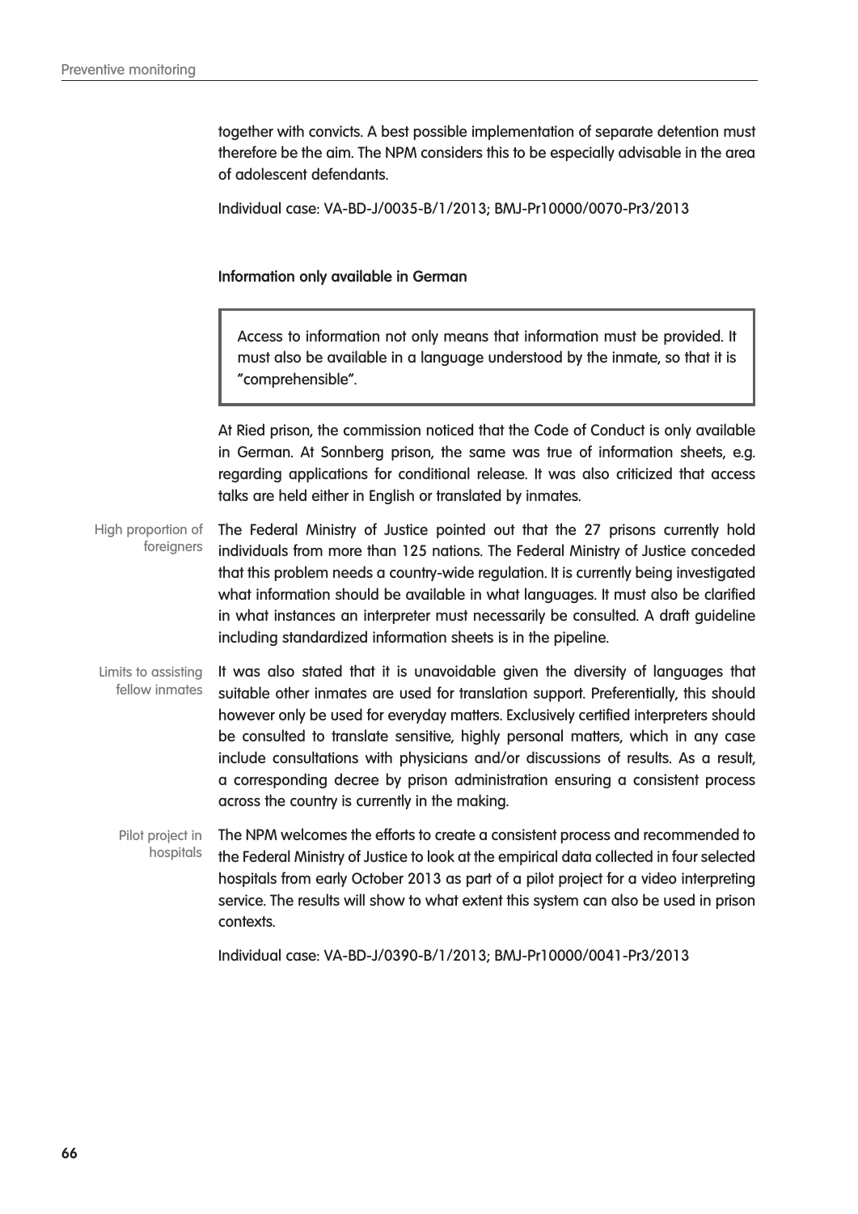together with convicts. A best possible implementation of separate detention must therefore be the aim. The NPM considers this to be especially advisable in the area of adolescent defendants.

Individual case: VA-BD-J/0035-B/1/2013; BMJ-Pr10000/0070-Pr3/2013

**Information only available in German**

> Access to information not only means that information must be provided. It must also be available in a language understood by the inmate, so that it is "comprehensible".

At Ried prison, the commission noticed that the Code of Conduct is only available in German. At Sonnberg prison, the same was true of information sheets, e.g. regarding applications for conditional release. It was also criticized that access talks are held either in English or translated by inmates.

High proportion of foreigners

The Federal Ministry of Justice pointed out that the 27 prisons currently hold individuals from more than 125 nations. The Federal Ministry of Justice conceded that this problem needs a country-wide regulation. It is currently being investigated what information should be available in what languages. It must also be clarified in what instances an interpreter must necessarily be consulted. A draft guideline including standardized information sheets is in the pipeline.

Limits to assisting fellow inmates

It was also stated that it is unavoidable given the diversity of languages that suitable other inmates are used for translation support. Preferentially, this should however only be used for everyday matters. Exclusively certified interpreters should be consulted to translate sensitive, highly personal matters, which in any case include consultations with physicians and/or discussions of results. As a result, a corresponding decree by prison administration ensuring a consistent process across the country is currently in the making.

Pilot project in hospitals

The NPM welcomes the efforts to create a consistent process and recommended to the Federal Ministry of Justice to look at the empirical data collected in four selected hospitals from early October 2013 as part of a pilot project for a video interpreting service. The results will show to what extent this system can also be used in prison contexts.

Individual case: VA-BD-J/0390-B/1/2013; BMJ-Pr10000/0041-Pr3/2013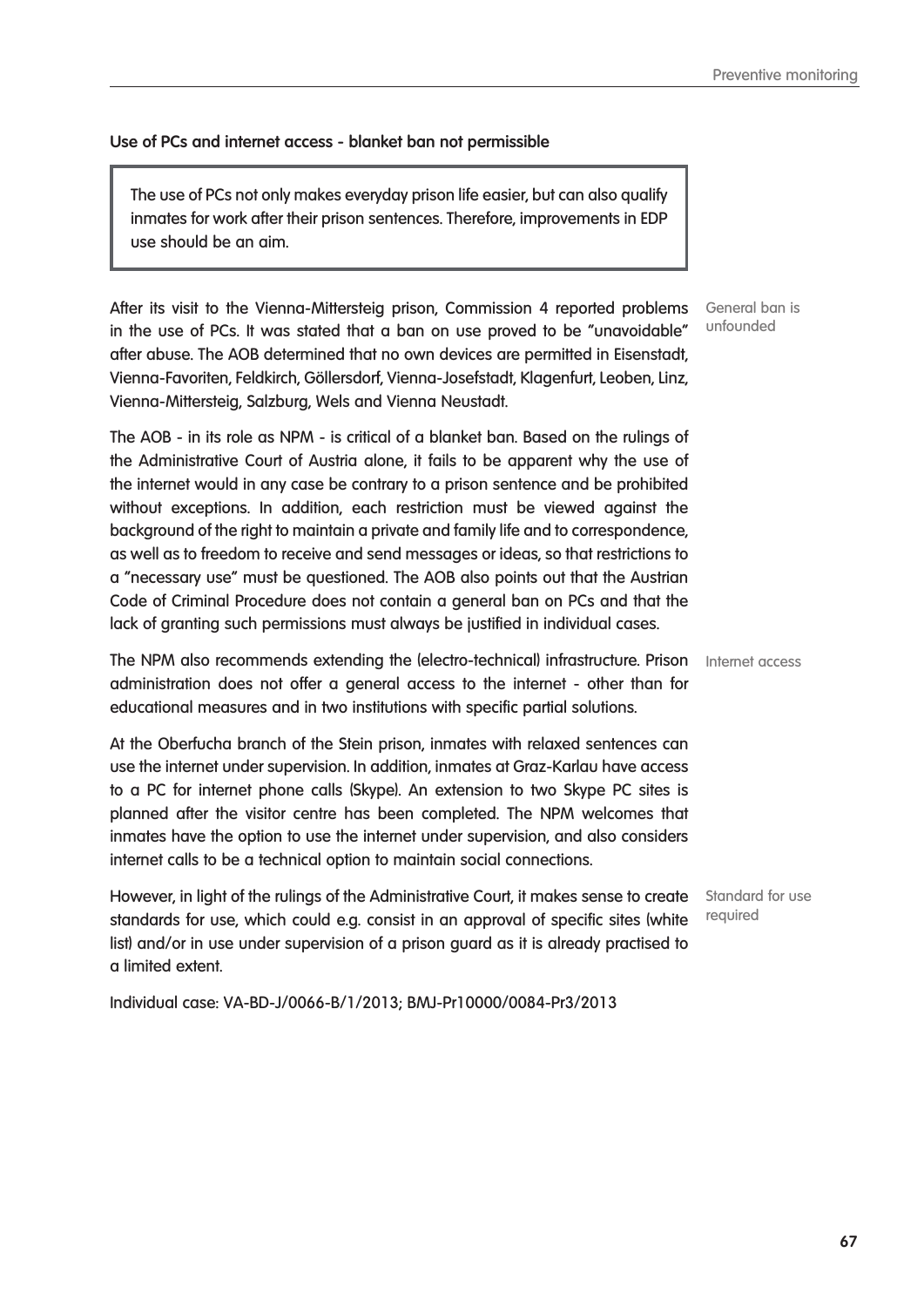**Use of PCs and internet access - blanket ban not permissible**

> The use of PCs not only makes everyday prison life easier, but can also qualify inmates for work after their prison sentences. Therefore, improvements in EDP use should be an aim.

General ban is unfounded

After its visit to the Vienna-Mittersteig prison, Commission 4 reported problems in the use of PCs. It was stated that a ban on use proved to be "unavoidable" after abuse. The AOB determined that no own devices are permitted in Eisenstadt, Vienna-Favoriten, Feldkirch, Göllersdorf, Vienna-Josefstadt, Klagenfurt, Leoben, Linz, Vienna-Mittersteig, Salzburg, Wels and Vienna Neustadt.

The AOB - in its role as NPM - is critical of a blanket ban. Based on the rulings of the Administrative Court of Austria alone, it fails to be apparent why the use of the internet would in any case be contrary to a prison sentence and be prohibited without exceptions. In addition, each restriction must be viewed against the background of the right to maintain a private and family life and to correspondence, as well as to freedom to receive and send messages or ideas, so that restrictions to a "necessary use" must be questioned. The AOB also points out that the Austrian Code of Criminal Procedure does not contain a general ban on PCs and that the lack of granting such permissions must always be justified in individual cases.

Internet access

The NPM also recommends extending the (electro-technical) infrastructure. Prison administration does not offer a general access to the internet - other than for educational measures and in two institutions with specific partial solutions.

At the Oberfucha branch of the Stein prison, inmates with relaxed sentences can use the internet under supervision. In addition, inmates at Graz-Karlau have access to a PC for internet phone calls (Skype). An extension to two Skype PC sites is planned after the visitor centre has been completed. The NPM welcomes that inmates have the option to use the internet under supervision, and also considers internet calls to be a technical option to maintain social connections.

Standard for use required

However, in light of the rulings of the Administrative Court, it makes sense to create standards for use, which could e.g. consist in an approval of specific sites (white list) and/or in use under supervision of a prison guard as it is already practised to a limited extent.

Individual case: VA-BD-J/0066-B/1/2013; BMJ-Pr10000/0084-Pr3/2013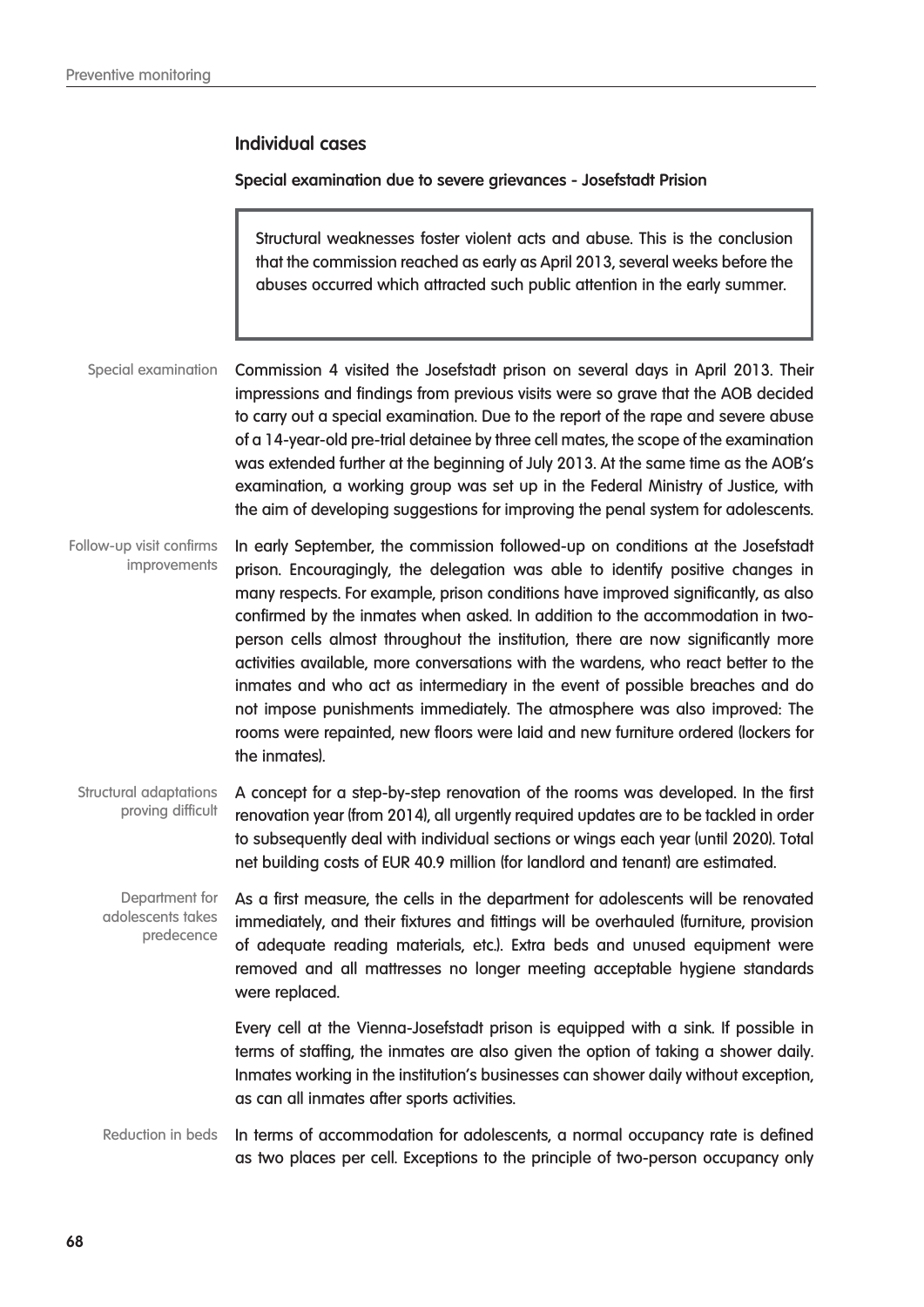## Individual cases

### Special examination due to severe grievances - Josefstadt Prision

> Structural weaknesses foster violent acts and abuse. This is the conclusion that the commission reached as early as April 2013, several weeks before the abuses occurred which attracted such public attention in the early summer.

Special examination

Commission 4 visited the Josefstadt prison on several days in April 2013. Their impressions and findings from previous visits were so grave that the AOB decided to carry out a special examination. Due to the report of the rape and severe abuse of a 14-year-old pre-trial detainee by three cell mates, the scope of the examination was extended further at the beginning of July 2013. At the same time as the AOB's examination, a working group was set up in the Federal Ministry of Justice, with the aim of developing suggestions for improving the penal system for adolescents.

Follow-up visit confirms improvements

In early September, the commission followed-up on conditions at the Josefstadt prison. Encouragingly, the delegation was able to identify positive changes in many respects. For example, prison conditions have improved significantly, as also confirmed by the inmates when asked. In addition to the accommodation in two-person cells almost throughout the institution, there are now significantly more activities available, more conversations with the wardens, who react better to the inmates and who act as intermediary in the event of possible breaches and do not impose punishments immediately. The atmosphere was also improved: The rooms were repainted, new floors were laid and new furniture ordered (lockers for the inmates).

Structural adaptations proving difficult

A concept for a step-by-step renovation of the rooms was developed. In the first renovation year (from 2014), all urgently required updates are to be tackled in order to subsequently deal with individual sections or wings each year (until 2020). Total net building costs of EUR 40.9 million (for landlord and tenant) are estimated.

Department for adolescents takes predecence

As a first measure, the cells in the department for adolescents will be renovated immediately, and their fixtures and fittings will be overhauled (furniture, provision of adequate reading materials, etc.). Extra beds and unused equipment were removed and all mattresses no longer meeting acceptable hygiene standards were replaced.

Every cell at the Vienna-Josefstadt prison is equipped with a sink. If possible in terms of staffing, the inmates are also given the option of taking a shower daily. Inmates working in the institution's businesses can shower daily without exception, as can all inmates after sports activities.

Reduction in beds

In terms of accommodation for adolescents, a normal occupancy rate is defined as two places per cell. Exceptions to the principle of two-person occupancy only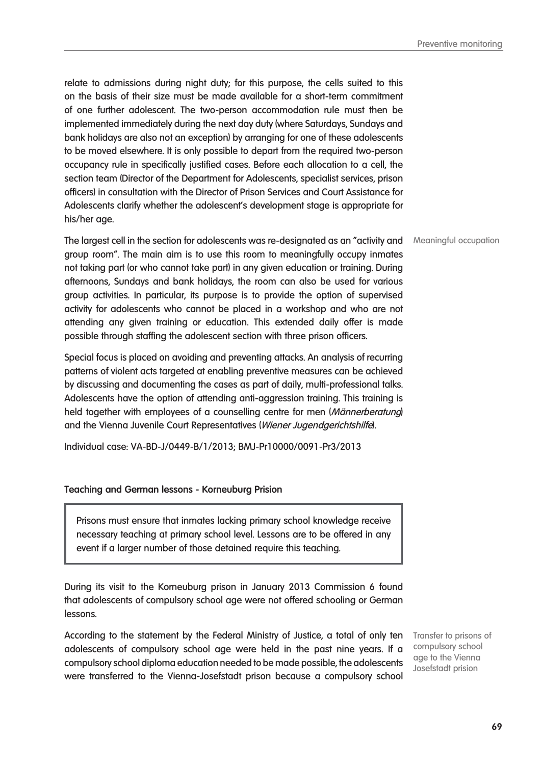relate to admissions during night duty; for this purpose, the cells suited to this on the basis of their size must be made available for a short-term commitment of one further adolescent. The two-person accommodation rule must then be implemented immediately during the next day duty (where Saturdays, Sundays and bank holidays are also not an exception) by arranging for one of these adolescents to be moved elsewhere. It is only possible to depart from the required two-person occupancy rule in specifically justified cases. Before each allocation to a cell, the section team (Director of the Department for Adolescents, specialist services, prison officers) in consultation with the Director of Prison Services and Court Assistance for Adolescents clarify whether the adolescent's development stage is appropriate for his/her age.

Meaningful occupation

The largest cell in the section for adolescents was re-designated as an "activity and group room". The main aim is to use this room to meaningfully occupy inmates not taking part (or who cannot take part) in any given education or training. During afternoons, Sundays and bank holidays, the room can also be used for various group activities. In particular, its purpose is to provide the option of supervised activity for adolescents who cannot be placed in a workshop and who are not attending any given training or education. This extended daily offer is made possible through staffing the adolescent section with three prison officers.

Special focus is placed on avoiding and preventing attacks. An analysis of recurring patterns of violent acts targeted at enabling preventive measures can be achieved by discussing and documenting the cases as part of daily, multi-professional talks. Adolescents have the option of attending anti-aggression training. This training is held together with employees of a counselling centre for men (*Männerberatung*) and the Vienna Juvenile Court Representatives (*Wiener Jugendgerichtshilfe*).

Individual case: VA-BD-J/0449-B/1/2013; BMJ-Pr10000/0091-Pr3/2013

**Teaching and German lessons - Korneuburg Prision**

> Prisons must ensure that inmates lacking primary school knowledge receive necessary teaching at primary school level. Lessons are to be offered in any event if a larger number of those detained require this teaching.

During its visit to the Korneuburg prison in January 2013 Commission 6 found that adolescents of compulsory school age were not offered schooling or German lessons.

Transfer to prisons of compulsory school age to the Vienna Josefstadt prision

According to the statement by the Federal Ministry of Justice, a total of only ten adolescents of compulsory school age were held in the past nine years. If a compulsory school diploma education needed to be made possible, the adolescents were transferred to the Vienna-Josefstadt prison because a compulsory school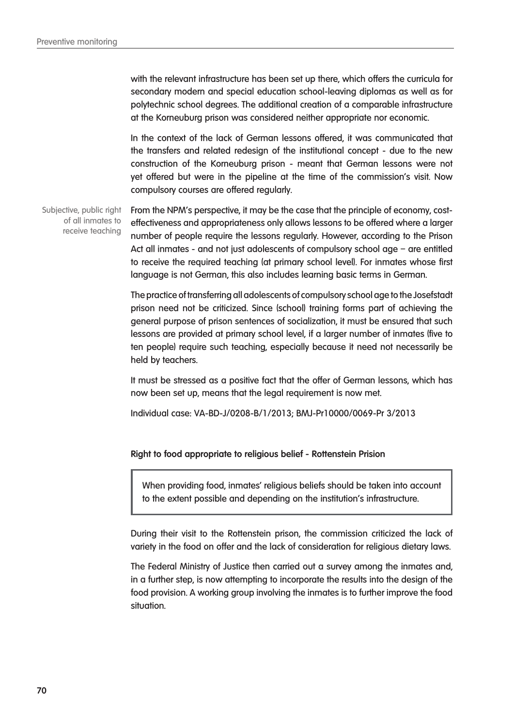with the relevant infrastructure has been set up there, which offers the curricula for secondary modern and special education school-leaving diplomas as well as for polytechnic school degrees. The additional creation of a comparable infrastructure at the Korneuburg prison was considered neither appropriate nor economic.

In the context of the lack of German lessons offered, it was communicated that the transfers and related redesign of the institutional concept - due to the new construction of the Korneuburg prison - meant that German lessons were not yet offered but were in the pipeline at the time of the commission's visit. Now compulsory courses are offered regularly.

*Subjective, public right of all inmates to receive teaching*

From the NPM's perspective, it may be the case that the principle of economy, cost-effectiveness and appropriateness only allows lessons to be offered where a larger number of people require the lessons regularly. However, according to the Prison Act all inmates - and not just adolescents of compulsory school age – are entitled to receive the required teaching (at primary school level). For inmates whose first language is not German, this also includes learning basic terms in German.

The practice of transferring all adolescents of compulsory school age to the Josefstadt prison need not be criticized. Since (school) training forms part of achieving the general purpose of prison sentences of socialization, it must be ensured that such lessons are provided at primary school level, if a larger number of inmates (five to ten people) require such teaching, especially because it need not necessarily be held by teachers.

It must be stressed as a positive fact that the offer of German lessons, which has now been set up, means that the legal requirement is now met.

Individual case: VA-BD-J/0208-B/1/2013; BMJ-Pr10000/0069-Pr 3/2013

**Right to food appropriate to religious belief - Rottenstein Prision**

> When providing food, inmates' religious beliefs should be taken into account to the extent possible and depending on the institution's infrastructure.

During their visit to the Rottenstein prison, the commission criticized the lack of variety in the food on offer and the lack of consideration for religious dietary laws.

The Federal Ministry of Justice then carried out a survey among the inmates and, in a further step, is now attempting to incorporate the results into the design of the food provision. A working group involving the inmates is to further improve the food situation.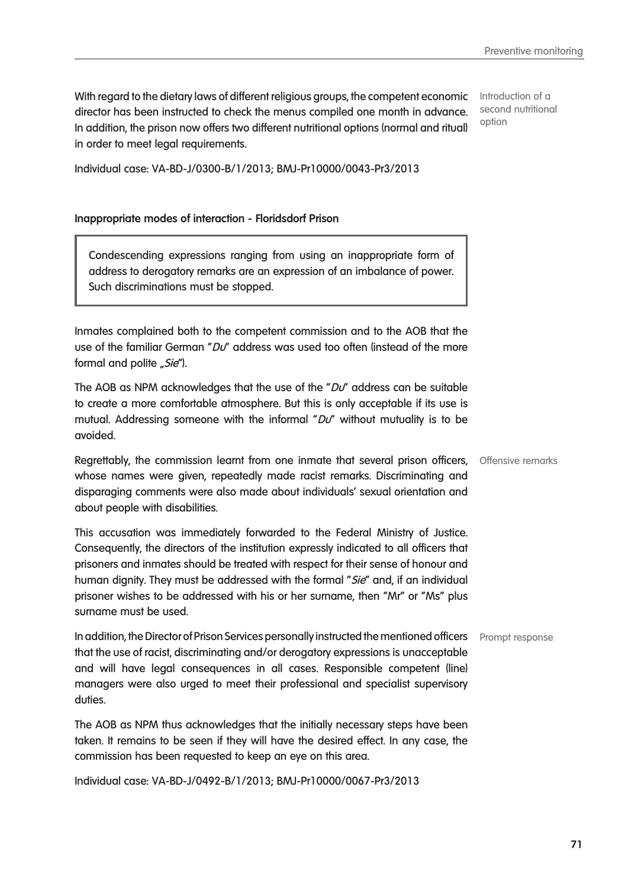With regard to the dietary laws of different religious groups, the competent economic director has been instructed to check the menus compiled one month in advance. In addition, the prison now offers two different nutritional options (normal and ritual) in order to meet legal requirements.

Introduction of a second nutritional option

Individual case: VA-BD-J/0300-B/1/2013; BMJ-Pr10000/0043-Pr3/2013

**Inappropriate modes of interaction - Floridsdorf Prison**

> Condescending expressions ranging from using an inappropriate form of address to derogatory remarks are an expression of an imbalance of power. Such discriminations must be stopped.

Inmates complained both to the competent commission and to the AOB that the use of the familiar German "*Du*" address was used too often (instead of the more formal and polite „*Sie*").

The AOB as NPM acknowledges that the use of the "*Du*" address can be suitable to create a more comfortable atmosphere. But this is only acceptable if its use is mutual. Addressing someone with the informal "*Du*" without mutuality is to be avoided.

Offensive remarks

Regrettably, the commission learnt from one inmate that several prison officers, whose names were given, repeatedly made racist remarks. Discriminating and disparaging comments were also made about individuals' sexual orientation and about people with disabilities.

This accusation was immediately forwarded to the Federal Ministry of Justice. Consequently, the directors of the institution expressly indicated to all officers that prisoners and inmates should be treated with respect for their sense of honour and human dignity. They must be addressed with the formal "*Sie*" and, if an individual prisoner wishes to be addressed with his or her surname, then "Mr" or "Ms" plus surname must be used.

Prompt response

In addition, the Director of Prison Services personally instructed the mentioned officers that the use of racist, discriminating and/or derogatory expressions is unacceptable and will have legal consequences in all cases. Responsible competent (line) managers were also urged to meet their professional and specialist supervisory duties.

The AOB as NPM thus acknowledges that the initially necessary steps have been taken. It remains to be seen if they will have the desired effect. In any case, the commission has been requested to keep an eye on this area.

Individual case: VA-BD-J/0492-B/1/2013; BMJ-Pr10000/0067-Pr3/2013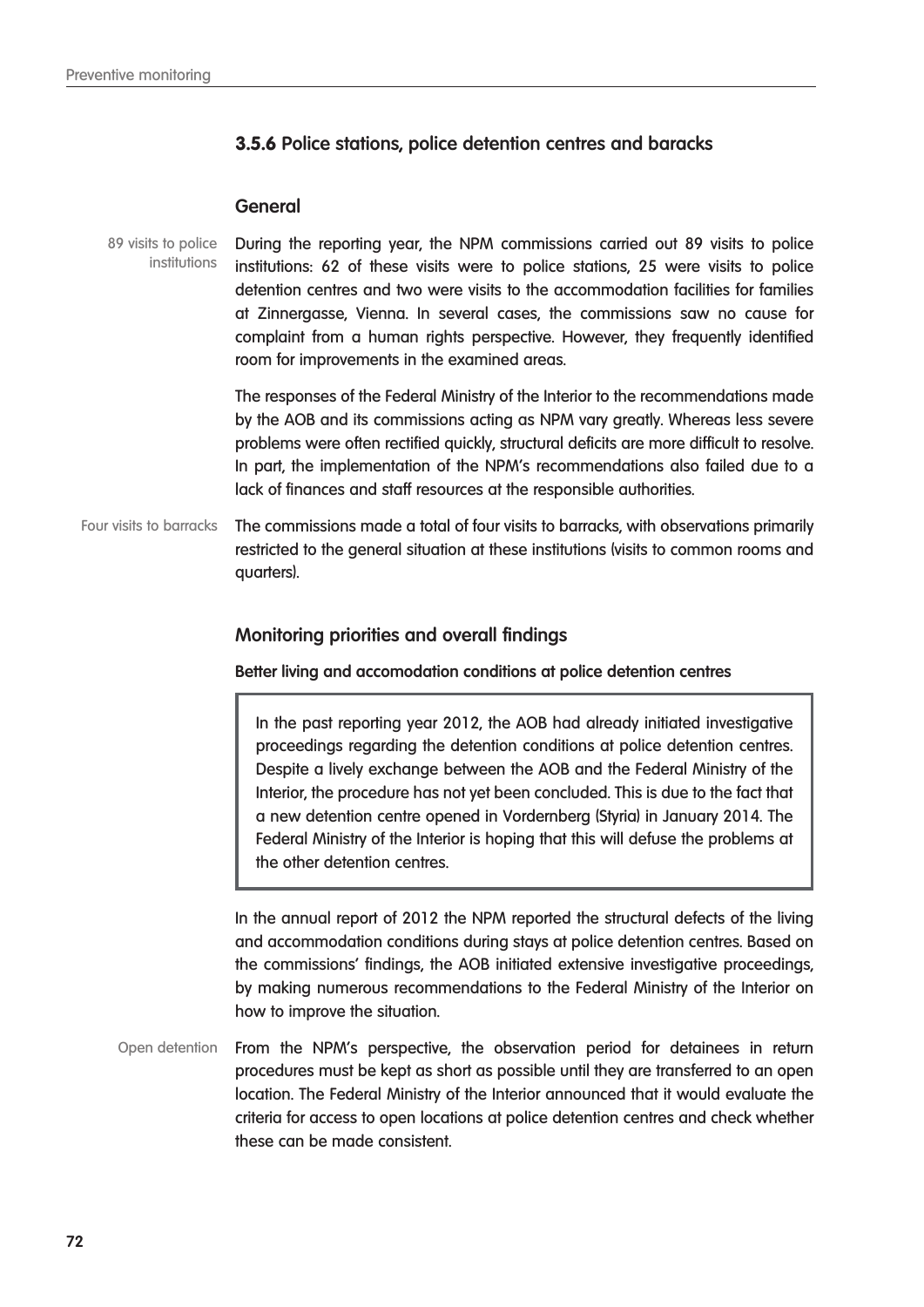### 3.5.6 Police stations, police detention centres and baracks

#### General

89 visits to police institutions

During the reporting year, the NPM commissions carried out 89 visits to police institutions: 62 of these visits were to police stations, 25 were visits to police detention centres and two were visits to the accommodation facilities for families at Zinnergasse, Vienna. In several cases, the commissions saw no cause for complaint from a human rights perspective. However, they frequently identified room for improvements in the examined areas.

The responses of the Federal Ministry of the Interior to the recommendations made by the AOB and its commissions acting as NPM vary greatly. Whereas less severe problems were often rectified quickly, structural deficits are more difficult to resolve. In part, the implementation of the NPM's recommendations also failed due to a lack of finances and staff resources at the responsible authorities.

Four visits to barracks

The commissions made a total of four visits to barracks, with observations primarily restricted to the general situation at these institutions (visits to common rooms and quarters).

#### Monitoring priorities and overall findings

**Better living and accomodation conditions at police detention centres**

> In the past reporting year 2012, the AOB had already initiated investigative proceedings regarding the detention conditions at police detention centres. Despite a lively exchange between the AOB and the Federal Ministry of the Interior, the procedure has not yet been concluded. This is due to the fact that a new detention centre opened in Vordernberg (Styria) in January 2014. The Federal Ministry of the Interior is hoping that this will defuse the problems at the other detention centres.

In the annual report of 2012 the NPM reported the structural defects of the living and accommodation conditions during stays at police detention centres. Based on the commissions' findings, the AOB initiated extensive investigative proceedings, by making numerous recommendations to the Federal Ministry of the Interior on how to improve the situation.

Open detention

From the NPM's perspective, the observation period for detainees in return procedures must be kept as short as possible until they are transferred to an open location. The Federal Ministry of the Interior announced that it would evaluate the criteria for access to open locations at police detention centres and check whether these can be made consistent.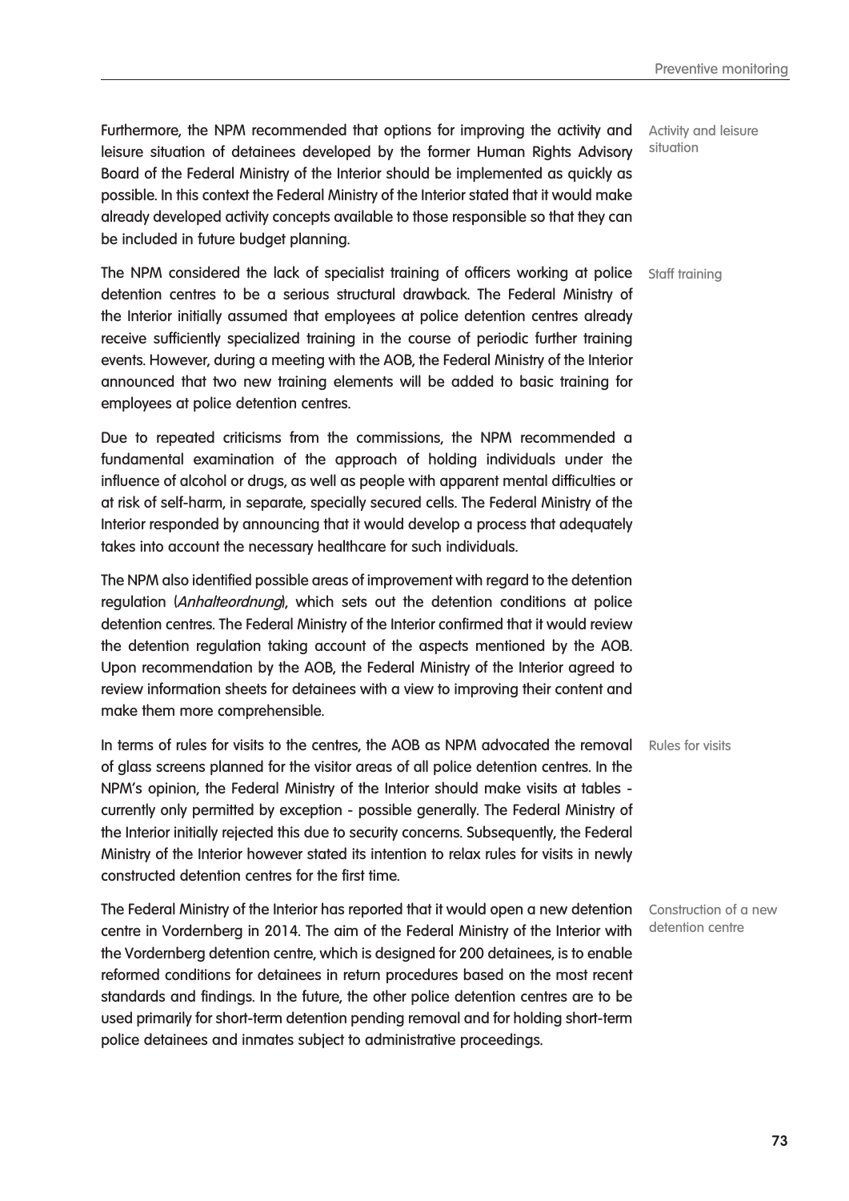Furthermore, the NPM recommended that options for improving the activity and leisure situation of detainees developed by the former Human Rights Advisory Board of the Federal Ministry of the Interior should be implemented as quickly as possible. In this context the Federal Ministry of the Interior stated that it would make already developed activity concepts available to those responsible so that they can be included in future budget planning.

Activity and leisure situation

The NPM considered the lack of specialist training of officers working at police detention centres to be a serious structural drawback. The Federal Ministry of the Interior initially assumed that employees at police detention centres already receive sufficiently specialized training in the course of periodic further training events. However, during a meeting with the AOB, the Federal Ministry of the Interior announced that two new training elements will be added to basic training for employees at police detention centres.

Staff training

Due to repeated criticisms from the commissions, the NPM recommended a fundamental examination of the approach of holding individuals under the influence of alcohol or drugs, as well as people with apparent mental difficulties or at risk of self-harm, in separate, specially secured cells. The Federal Ministry of the Interior responded by announcing that it would develop a process that adequately takes into account the necessary healthcare for such individuals.

The NPM also identified possible areas of improvement with regard to the detention regulation (*Anhalteordnung*), which sets out the detention conditions at police detention centres. The Federal Ministry of the Interior confirmed that it would review the detention regulation taking account of the aspects mentioned by the AOB. Upon recommendation by the AOB, the Federal Ministry of the Interior agreed to review information sheets for detainees with a view to improving their content and make them more comprehensible.

In terms of rules for visits to the centres, the AOB as NPM advocated the removal of glass screens planned for the visitor areas of all police detention centres. In the NPM's opinion, the Federal Ministry of the Interior should make visits at tables - currently only permitted by exception - possible generally. The Federal Ministry of the Interior initially rejected this due to security concerns. Subsequently, the Federal Ministry of the Interior however stated its intention to relax rules for visits in newly constructed detention centres for the first time.

Rules for visits

The Federal Ministry of the Interior has reported that it would open a new detention centre in Vordernberg in 2014. The aim of the Federal Ministry of the Interior with the Vordernberg detention centre, which is designed for 200 detainees, is to enable reformed conditions for detainees in return procedures based on the most recent standards and findings. In the future, the other police detention centres are to be used primarily for short-term detention pending removal and for holding short-term police detainees and inmates subject to administrative proceedings.

Construction of a new detention centre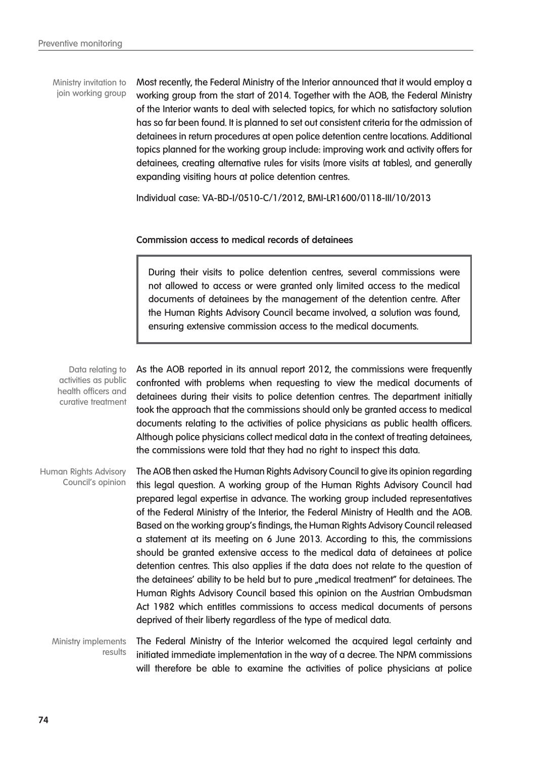Ministry invitation to join working group

Most recently, the Federal Ministry of the Interior announced that it would employ a working group from the start of 2014. Together with the AOB, the Federal Ministry of the Interior wants to deal with selected topics, for which no satisfactory solution has so far been found. It is planned to set out consistent criteria for the admission of detainees in return procedures at open police detention centre locations. Additional topics planned for the working group include: improving work and activity offers for detainees, creating alternative rules for visits (more visits at tables), and generally expanding visiting hours at police detention centres.

Individual case: VA-BD-I/0510-C/1/2012, BMI-LR1600/0118-III/10/2013

**Commission access to medical records of detainees**

> During their visits to police detention centres, several commissions were not allowed to access or were granted only limited access to the medical documents of detainees by the management of the detention centre. After the Human Rights Advisory Council became involved, a solution was found, ensuring extensive commission access to the medical documents.

Data relating to activities as public health officers and curative treatment

As the AOB reported in its annual report 2012, the commissions were frequently confronted with problems when requesting to view the medical documents of detainees during their visits to police detention centres. The department initially took the approach that the commissions should only be granted access to medical documents relating to the activities of police physicians as public health officers. Although police physicians collect medical data in the context of treating detainees, the commissions were told that they had no right to inspect this data.

Human Rights Advisory Council's opinion

The AOB then asked the Human Rights Advisory Council to give its opinion regarding this legal question. A working group of the Human Rights Advisory Council had prepared legal expertise in advance. The working group included representatives of the Federal Ministry of the Interior, the Federal Ministry of Health and the AOB. Based on the working group's findings, the Human Rights Advisory Council released a statement at its meeting on 6 June 2013. According to this, the commissions should be granted extensive access to the medical data of detainees at police detention centres. This also applies if the data does not relate to the question of the detainees' ability to be held but to pure „medical treatment" for detainees. The Human Rights Advisory Council based this opinion on the Austrian Ombudsman Act 1982 which entitles commissions to access medical documents of persons deprived of their liberty regardless of the type of medical data.

Ministry implements results

The Federal Ministry of the Interior welcomed the acquired legal certainty and initiated immediate implementation in the way of a decree. The NPM commissions will therefore be able to examine the activities of police physicians at police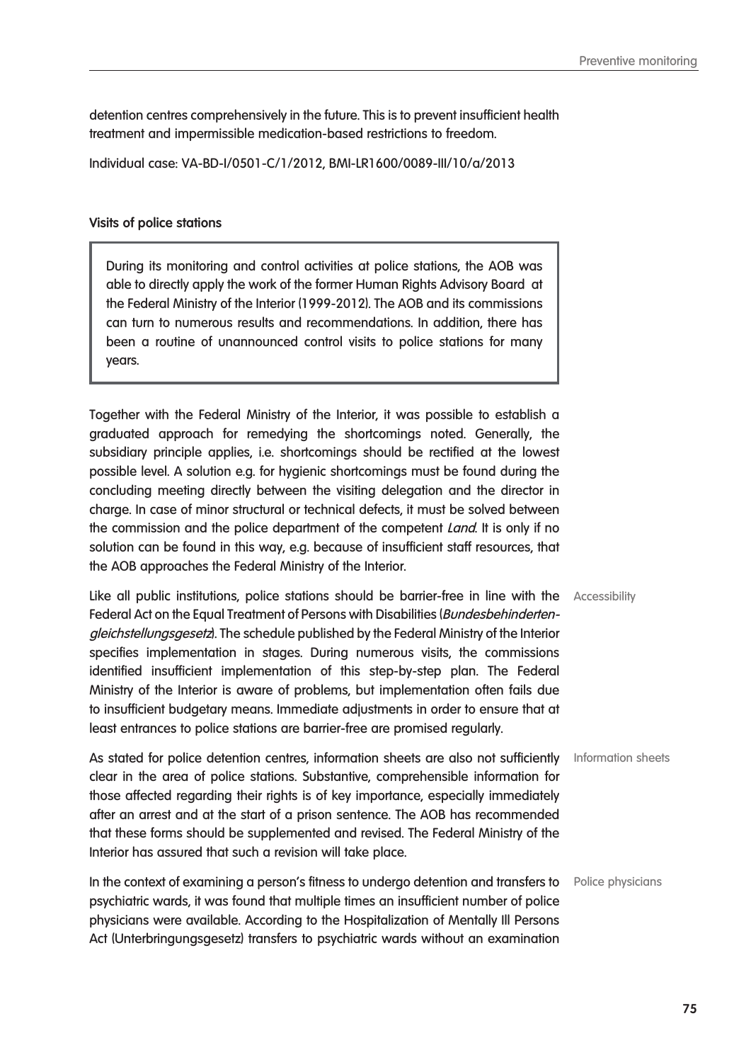detention centres comprehensively in the future. This is to prevent insufficient health treatment and impermissible medication-based restrictions to freedom.

Individual case: VA-BD-I/0501-C/1/2012, BMI-LR1600/0089-III/10/a/2013

### Visits of police stations

> During its monitoring and control activities at police stations, the AOB was able to directly apply the work of the former Human Rights Advisory Board at the Federal Ministry of the Interior (1999-2012). The AOB and its commissions can turn to numerous results and recommendations. In addition, there has been a routine of unannounced control visits to police stations for many years.

Together with the Federal Ministry of the Interior, it was possible to establish a graduated approach for remedying the shortcomings noted. Generally, the subsidiary principle applies, i.e. shortcomings should be rectified at the lowest possible level. A solution e.g. for hygienic shortcomings must be found during the concluding meeting directly between the visiting delegation and the director in charge. In case of minor structural or technical defects, it must be solved between the commission and the police department of the competent *Land*. It is only if no solution can be found in this way, e.g. because of insufficient staff resources, that the AOB approaches the Federal Ministry of the Interior.

Accessibility

Like all public institutions, police stations should be barrier-free in line with the Federal Act on the Equal Treatment of Persons with Disabilities (*Bundesbehindertengleichstellungsgesetz*). The schedule published by the Federal Ministry of the Interior specifies implementation in stages. During numerous visits, the commissions identified insufficient implementation of this step-by-step plan. The Federal Ministry of the Interior is aware of problems, but implementation often fails due to insufficient budgetary means. Immediate adjustments in order to ensure that at least entrances to police stations are barrier-free are promised regularly.

Information sheets

As stated for police detention centres, information sheets are also not sufficiently clear in the area of police stations. Substantive, comprehensible information for those affected regarding their rights is of key importance, especially immediately after an arrest and at the start of a prison sentence. The AOB has recommended that these forms should be supplemented and revised. The Federal Ministry of the Interior has assured that such a revision will take place.

Police physicians

In the context of examining a person's fitness to undergo detention and transfers to psychiatric wards, it was found that multiple times an insufficient number of police physicians were available. According to the Hospitalization of Mentally Ill Persons Act (Unterbringungsgesetz) transfers to psychiatric wards without an examination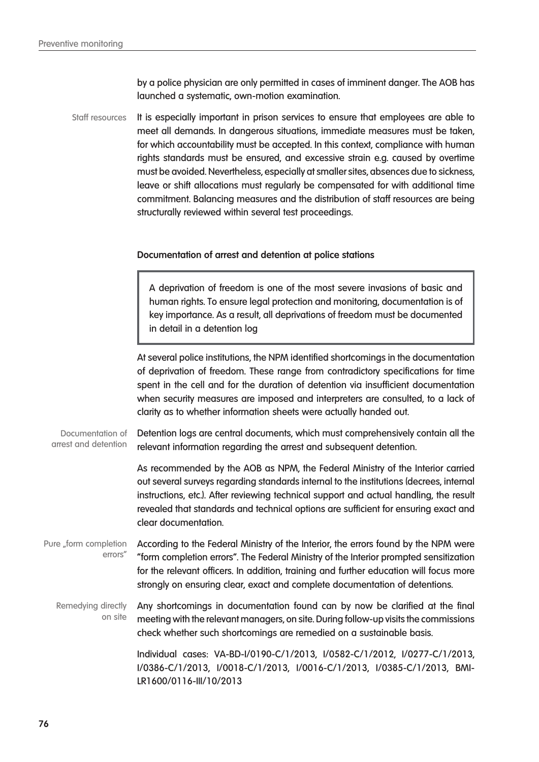by a police physician are only permitted in cases of imminent danger. The AOB has launched a systematic, own-motion examination.

Staff resources

It is especially important in prison services to ensure that employees are able to meet all demands. In dangerous situations, immediate measures must be taken, for which accountability must be accepted. In this context, compliance with human rights standards must be ensured, and excessive strain e.g. caused by overtime must be avoided. Nevertheless, especially at smaller sites, absences due to sickness, leave or shift allocations must regularly be compensated for with additional time commitment. Balancing measures and the distribution of staff resources are being structurally reviewed within several test proceedings.

**Documentation of arrest and detention at police stations**

> A deprivation of freedom is one of the most severe invasions of basic and human rights. To ensure legal protection and monitoring, documentation is of key importance. As a result, all deprivations of freedom must be documented in detail in a detention log

At several police institutions, the NPM identified shortcomings in the documentation of deprivation of freedom. These range from contradictory specifications for time spent in the cell and for the duration of detention via insufficient documentation when security measures are imposed and interpreters are consulted, to a lack of clarity as to whether information sheets were actually handed out.

Documentation of arrest and detention

Detention logs are central documents, which must comprehensively contain all the relevant information regarding the arrest and subsequent detention.

As recommended by the AOB as NPM, the Federal Ministry of the Interior carried out several surveys regarding standards internal to the institutions (decrees, internal instructions, etc.). After reviewing technical support and actual handling, the result revealed that standards and technical options are sufficient for ensuring exact and clear documentation.

Pure „form completion errors"

According to the Federal Ministry of the Interior, the errors found by the NPM were "form completion errors". The Federal Ministry of the Interior prompted sensitization for the relevant officers. In addition, training and further education will focus more strongly on ensuring clear, exact and complete documentation of detentions.

Remedying directly on site

Any shortcomings in documentation found can by now be clarified at the final meeting with the relevant managers, on site. During follow-up visits the commissions check whether such shortcomings are remedied on a sustainable basis.

Individual cases: VA-BD-I/0190-C/1/2013, I/0582-C/1/2012, I/0277-C/1/2013, I/0386-C/1/2013, I/0018-C/1/2013, I/0016-C/1/2013, I/0385-C/1/2013, BMI-LR1600/0116-III/10/2013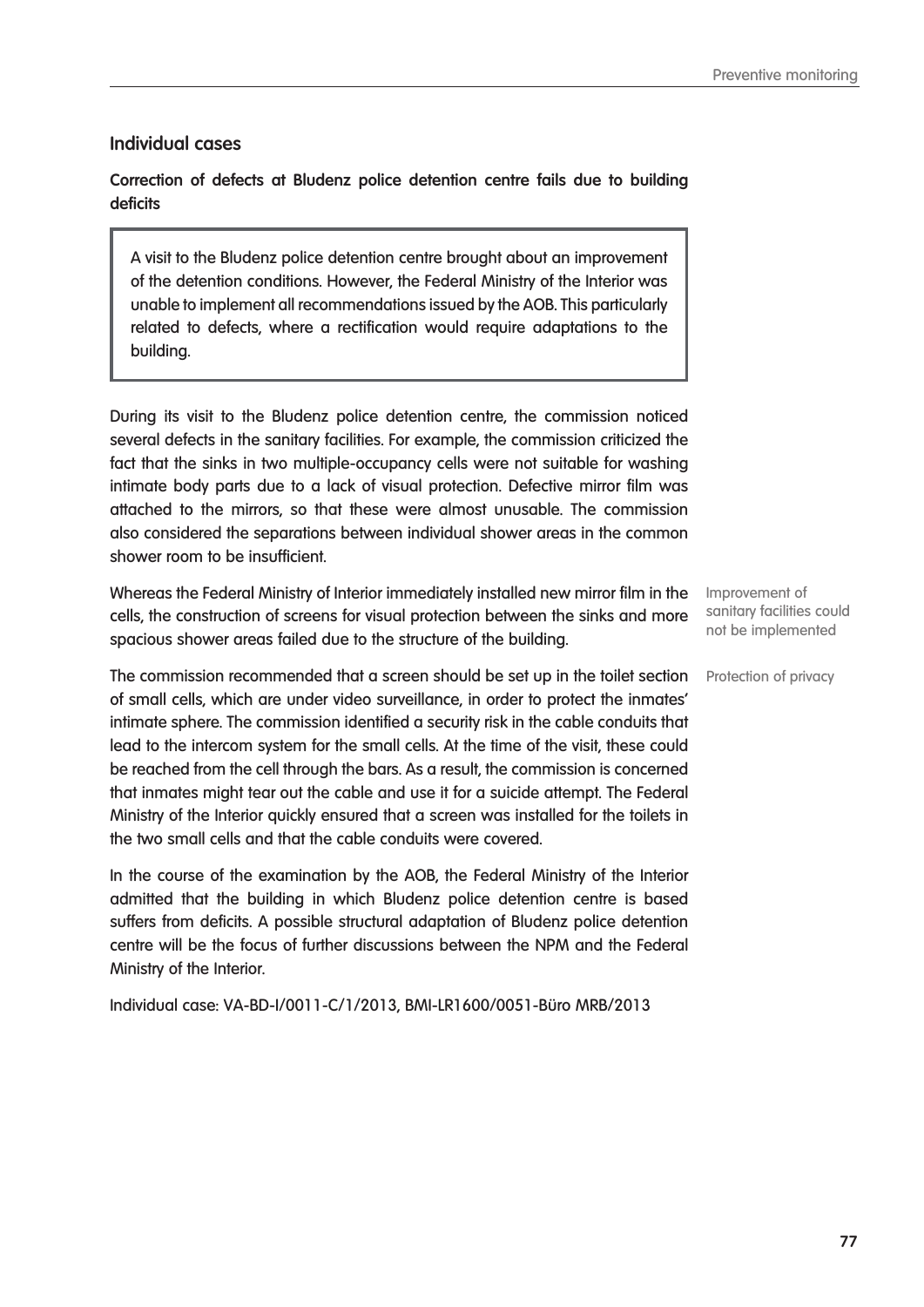## Individual cases

**Correction of defects at Bludenz police detention centre fails due to building deficits**

> A visit to the Bludenz police detention centre brought about an improvement of the detention conditions. However, the Federal Ministry of the Interior was unable to implement all recommendations issued by the AOB. This particularly related to defects, where a rectification would require adaptations to the building.

During its visit to the Bludenz police detention centre, the commission noticed several defects in the sanitary facilities. For example, the commission criticized the fact that the sinks in two multiple-occupancy cells were not suitable for washing intimate body parts due to a lack of visual protection. Defective mirror film was attached to the mirrors, so that these were almost unusable. The commission also considered the separations between individual shower areas in the common shower room to be insufficient.

*Improvement of sanitary facilities could not be implemented*

Whereas the Federal Ministry of Interior immediately installed new mirror film in the cells, the construction of screens for visual protection between the sinks and more spacious shower areas failed due to the structure of the building.

*Protection of privacy*

The commission recommended that a screen should be set up in the toilet section of small cells, which are under video surveillance, in order to protect the inmates' intimate sphere. The commission identified a security risk in the cable conduits that lead to the intercom system for the small cells. At the time of the visit, these could be reached from the cell through the bars. As a result, the commission is concerned that inmates might tear out the cable and use it for a suicide attempt. The Federal Ministry of the Interior quickly ensured that a screen was installed for the toilets in the two small cells and that the cable conduits were covered.

In the course of the examination by the AOB, the Federal Ministry of the Interior admitted that the building in which Bludenz police detention centre is based suffers from deficits. A possible structural adaptation of Bludenz police detention centre will be the focus of further discussions between the NPM and the Federal Ministry of the Interior.

Individual case: VA-BD-I/0011-C/1/2013, BMI-LR1600/0051-Büro MRB/2013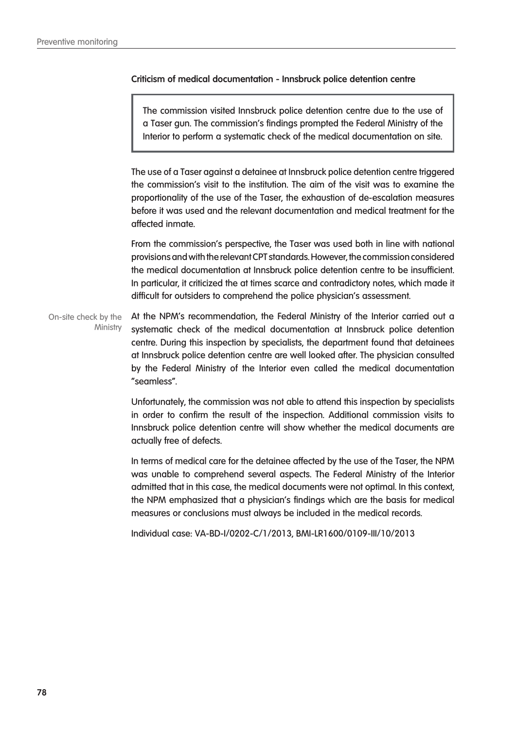### Criticism of medical documentation - Innsbruck police detention centre

> The commission visited Innsbruck police detention centre due to the use of a Taser gun. The commission's findings prompted the Federal Ministry of the Interior to perform a systematic check of the medical documentation on site.

The use of a Taser against a detainee at Innsbruck police detention centre triggered the commission's visit to the institution. The aim of the visit was to examine the proportionality of the use of the Taser, the exhaustion of de-escalation measures before it was used and the relevant documentation and medical treatment for the affected inmate.

From the commission's perspective, the Taser was used both in line with national provisions and with the relevant CPT standards. However, the commission considered the medical documentation at Innsbruck police detention centre to be insufficient. In particular, it criticized the at times scarce and contradictory notes, which made it difficult for outsiders to comprehend the police physician's assessment.

*On-site check by the Ministry*

At the NPM's recommendation, the Federal Ministry of the Interior carried out a systematic check of the medical documentation at Innsbruck police detention centre. During this inspection by specialists, the department found that detainees at Innsbruck police detention centre are well looked after. The physician consulted by the Federal Ministry of the Interior even called the medical documentation "seamless".

Unfortunately, the commission was not able to attend this inspection by specialists in order to confirm the result of the inspection. Additional commission visits to Innsbruck police detention centre will show whether the medical documents are actually free of defects.

In terms of medical care for the detainee affected by the use of the Taser, the NPM was unable to comprehend several aspects. The Federal Ministry of the Interior admitted that in this case, the medical documents were not optimal. In this context, the NPM emphasized that a physician's findings which are the basis for medical measures or conclusions must always be included in the medical records.

Individual case: VA-BD-I/0202-C/1/2013, BMI-LR1600/0109-III/10/2013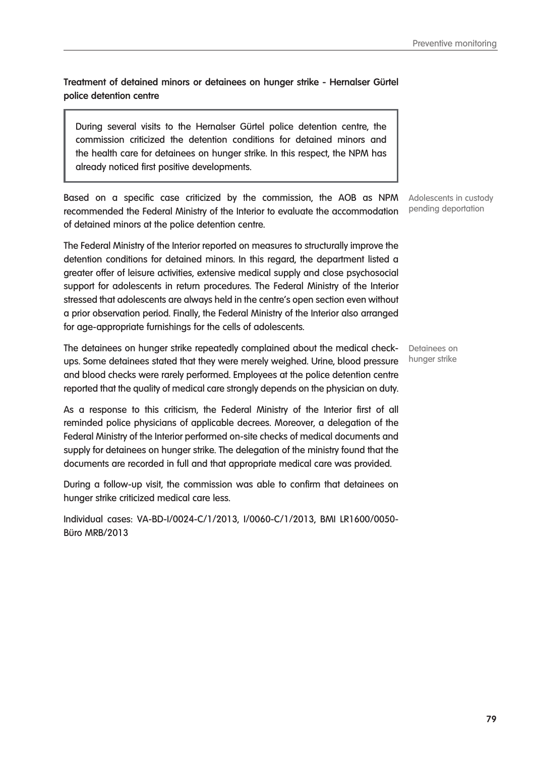**Treatment of detained minors or detainees on hunger strike - Hernalser Gürtel police detention centre**

> During several visits to the Hernalser Gürtel police detention centre, the commission criticized the detention conditions for detained minors and the health care for detainees on hunger strike. In this respect, the NPM has already noticed first positive developments.

*Adolescents in custody pending deportation*

Based on a specific case criticized by the commission, the AOB as NPM recommended the Federal Ministry of the Interior to evaluate the accommodation of detained minors at the police detention centre.

The Federal Ministry of the Interior reported on measures to structurally improve the detention conditions for detained minors. In this regard, the department listed a greater offer of leisure activities, extensive medical supply and close psychosocial support for adolescents in return procedures. The Federal Ministry of the Interior stressed that adolescents are always held in the centre's open section even without a prior observation period. Finally, the Federal Ministry of the Interior also arranged for age-appropriate furnishings for the cells of adolescents.

*Detainees on hunger strike*

The detainees on hunger strike repeatedly complained about the medical check-ups. Some detainees stated that they were merely weighed. Urine, blood pressure and blood checks were rarely performed. Employees at the police detention centre reported that the quality of medical care strongly depends on the physician on duty.

As a response to this criticism, the Federal Ministry of the Interior first of all reminded police physicians of applicable decrees. Moreover, a delegation of the Federal Ministry of the Interior performed on-site checks of medical documents and supply for detainees on hunger strike. The delegation of the ministry found that the documents are recorded in full and that appropriate medical care was provided.

During a follow-up visit, the commission was able to confirm that detainees on hunger strike criticized medical care less.

Individual cases: VA-BD-I/0024-C/1/2013, I/0060-C/1/2013, BMI LR1600/0050-Büro MRB/2013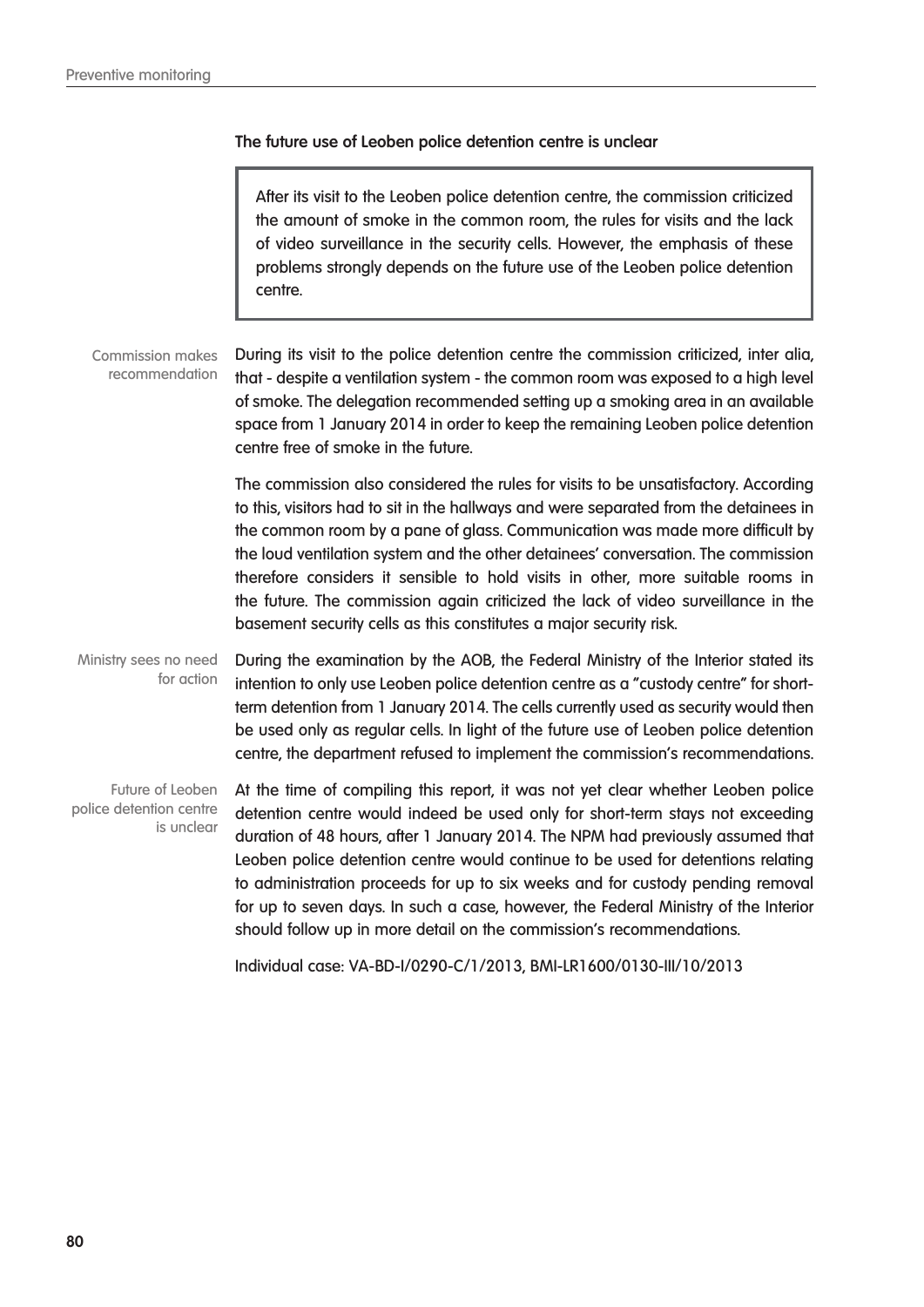### The future use of Leoben police detention centre is unclear

> After its visit to the Leoben police detention centre, the commission criticized the amount of smoke in the common room, the rules for visits and the lack of video surveillance in the security cells. However, the emphasis of these problems strongly depends on the future use of the Leoben police detention centre.

*Commission makes recommendation*

During its visit to the police detention centre the commission criticized, inter alia, that - despite a ventilation system - the common room was exposed to a high level of smoke. The delegation recommended setting up a smoking area in an available space from 1 January 2014 in order to keep the remaining Leoben police detention centre free of smoke in the future.

The commission also considered the rules for visits to be unsatisfactory. According to this, visitors had to sit in the hallways and were separated from the detainees in the common room by a pane of glass. Communication was made more difficult by the loud ventilation system and the other detainees' conversation. The commission therefore considers it sensible to hold visits in other, more suitable rooms in the future. The commission again criticized the lack of video surveillance in the basement security cells as this constitutes a major security risk.

*Ministry sees no need for action*

During the examination by the AOB, the Federal Ministry of the Interior stated its intention to only use Leoben police detention centre as a "custody centre" for short-term detention from 1 January 2014. The cells currently used as security would then be used only as regular cells. In light of the future use of Leoben police detention centre, the department refused to implement the commission's recommendations.

*Future of Leoben police detention centre is unclear*

At the time of compiling this report, it was not yet clear whether Leoben police detention centre would indeed be used only for short-term stays not exceeding duration of 48 hours, after 1 January 2014. The NPM had previously assumed that Leoben police detention centre would continue to be used for detentions relating to administration proceeds for up to six weeks and for custody pending removal for up to seven days. In such a case, however, the Federal Ministry of the Interior should follow up in more detail on the commission's recommendations.

Individual case: VA-BD-I/0290-C/1/2013, BMI-LR1600/0130-III/10/2013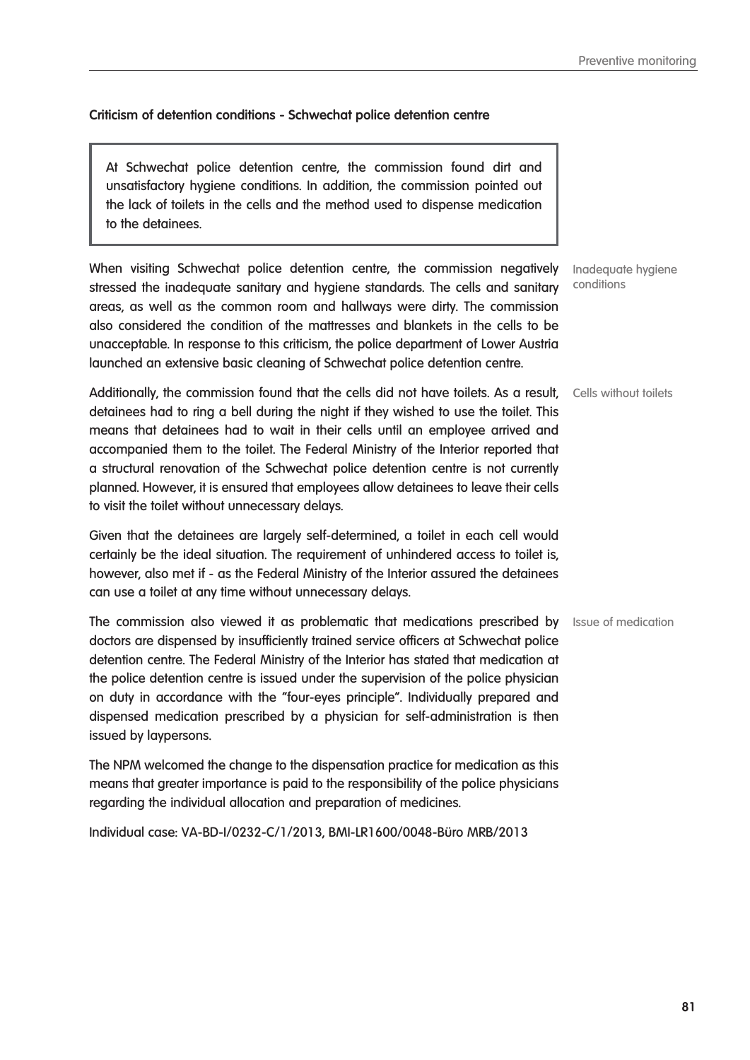### Criticism of detention conditions - Schwechat police detention centre

> At Schwechat police detention centre, the commission found dirt and unsatisfactory hygiene conditions. In addition, the commission pointed out the lack of toilets in the cells and the method used to dispense medication to the detainees.

*Inadequate hygiene conditions*

When visiting Schwechat police detention centre, the commission negatively stressed the inadequate sanitary and hygiene standards. The cells and sanitary areas, as well as the common room and hallways were dirty. The commission also considered the condition of the mattresses and blankets in the cells to be unacceptable. In response to this criticism, the police department of Lower Austria launched an extensive basic cleaning of Schwechat police detention centre.

*Cells without toilets*

Additionally, the commission found that the cells did not have toilets. As a result, detainees had to ring a bell during the night if they wished to use the toilet. This means that detainees had to wait in their cells until an employee arrived and accompanied them to the toilet. The Federal Ministry of the Interior reported that a structural renovation of the Schwechat police detention centre is not currently planned. However, it is ensured that employees allow detainees to leave their cells to visit the toilet without unnecessary delays.

Given that the detainees are largely self-determined, a toilet in each cell would certainly be the ideal situation. The requirement of unhindered access to toilet is, however, also met if - as the Federal Ministry of the Interior assured the detainees can use a toilet at any time without unnecessary delays.

*Issue of medication*

The commission also viewed it as problematic that medications prescribed by doctors are dispensed by insufficiently trained service officers at Schwechat police detention centre. The Federal Ministry of the Interior has stated that medication at the police detention centre is issued under the supervision of the police physician on duty in accordance with the "four-eyes principle". Individually prepared and dispensed medication prescribed by a physician for self-administration is then issued by laypersons.

The NPM welcomed the change to the dispensation practice for medication as this means that greater importance is paid to the responsibility of the police physicians regarding the individual allocation and preparation of medicines.

Individual case: VA-BD-I/0232-C/1/2013, BMI-LR1600/0048-Büro MRB/2013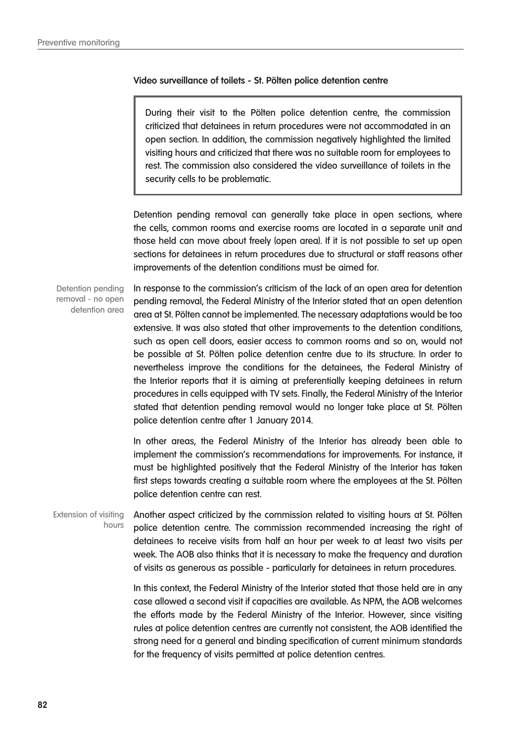#### Video surveillance of toilets - St. Pölten police detention centre

> During their visit to the Pölten police detention centre, the commission criticized that detainees in return procedures were not accommodated in an open section. In addition, the commission negatively highlighted the limited visiting hours and criticized that there was no suitable room for employees to rest. The commission also considered the video surveillance of toilets in the security cells to be problematic.

Detention pending removal can generally take place in open sections, where the cells, common rooms and exercise rooms are located in a separate unit and those held can move about freely (open area). If it is not possible to set up open sections for detainees in return procedures due to structural or staff reasons other improvements of the detention conditions must be aimed for.

*Detention pending removal - no open detention area*

In response to the commission's criticism of the lack of an open area for detention pending removal, the Federal Ministry of the Interior stated that an open detention area at St. Pölten cannot be implemented. The necessary adaptations would be too extensive. It was also stated that other improvements to the detention conditions, such as open cell doors, easier access to common rooms and so on, would not be possible at St. Pölten police detention centre due to its structure. In order to nevertheless improve the conditions for the detainees, the Federal Ministry of the Interior reports that it is aiming at preferentially keeping detainees in return procedures in cells equipped with TV sets. Finally, the Federal Ministry of the Interior stated that detention pending removal would no longer take place at St. Pölten police detention centre after 1 January 2014.

In other areas, the Federal Ministry of the Interior has already been able to implement the commission's recommendations for improvements. For instance, it must be highlighted positively that the Federal Ministry of the Interior has taken first steps towards creating a suitable room where the employees at the St. Pölten police detention centre can rest.

*Extension of visiting hours*

Another aspect criticized by the commission related to visiting hours at St. Pölten police detention centre. The commission recommended increasing the right of detainees to receive visits from half an hour per week to at least two visits per week. The AOB also thinks that it is necessary to make the frequency and duration of visits as generous as possible - particularly for detainees in return procedures.

In this context, the Federal Ministry of the Interior stated that those held are in any case allowed a second visit if capacities are available. As NPM, the AOB welcomes the efforts made by the Federal Ministry of the Interior. However, since visiting rules at police detention centres are currently not consistent, the AOB identified the strong need for a general and binding specification of current minimum standards for the frequency of visits permitted at police detention centres.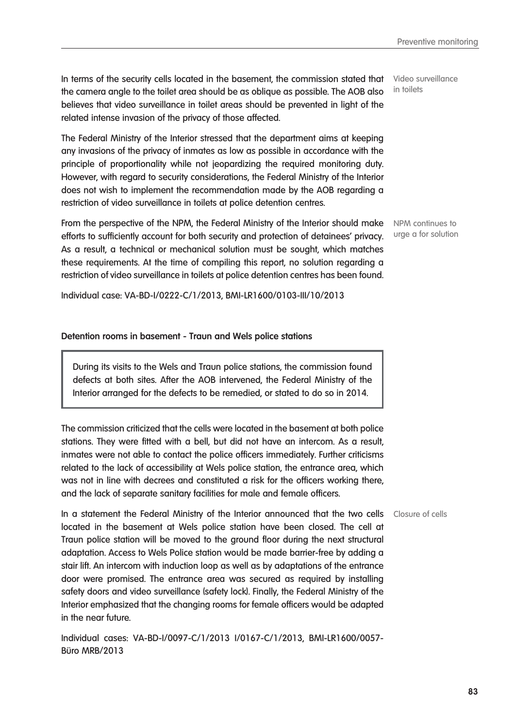In terms of the security cells located in the basement, the commission stated that the camera angle to the toilet area should be as oblique as possible. The AOB also believes that video surveillance in toilet areas should be prevented in light of the related intense invasion of the privacy of those affected.

Video surveillance in toilets

The Federal Ministry of the Interior stressed that the department aims at keeping any invasions of the privacy of inmates as low as possible in accordance with the principle of proportionality while not jeopardizing the required monitoring duty. However, with regard to security considerations, the Federal Ministry of the Interior does not wish to implement the recommendation made by the AOB regarding a restriction of video surveillance in toilets at police detention centres.

From the perspective of the NPM, the Federal Ministry of the Interior should make efforts to sufficiently account for both security and protection of detainees' privacy. As a result, a technical or mechanical solution must be sought, which matches these requirements. At the time of compiling this report, no solution regarding a restriction of video surveillance in toilets at police detention centres has been found.

NPM continues to urge a for solution

Individual case: VA-BD-I/0222-C/1/2013, BMI-LR1600/0103-III/10/2013

**Detention rooms in basement - Traun and Wels police stations**

> During its visits to the Wels and Traun police stations, the commission found defects at both sites. After the AOB intervened, the Federal Ministry of the Interior arranged for the defects to be remedied, or stated to do so in 2014.

The commission criticized that the cells were located in the basement at both police stations. They were fitted with a bell, but did not have an intercom. As a result, inmates were not able to contact the police officers immediately. Further criticisms related to the lack of accessibility at Wels police station, the entrance area, which was not in line with decrees and constituted a risk for the officers working there, and the lack of separate sanitary facilities for male and female officers.

In a statement the Federal Ministry of the Interior announced that the two cells located in the basement at Wels police station have been closed. The cell at Traun police station will be moved to the ground floor during the next structural adaptation. Access to Wels Police station would be made barrier-free by adding a stair lift. An intercom with induction loop as well as by adaptations of the entrance door were promised. The entrance area was secured as required by installing safety doors and video surveillance (safety lock). Finally, the Federal Ministry of the Interior emphasized that the changing rooms for female officers would be adapted in the near future.

Closure of cells

Individual cases: VA-BD-I/0097-C/1/2013 I/0167-C/1/2013, BMI-LR1600/0057-Büro MRB/2013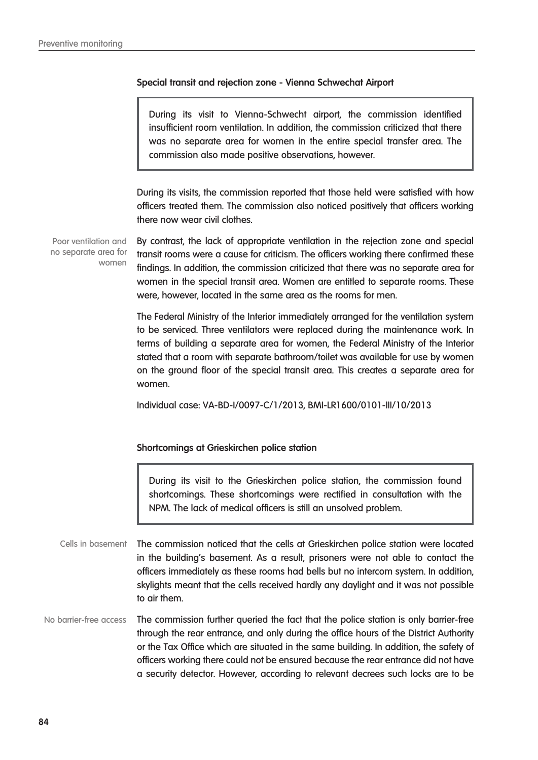### Special transit and rejection zone - Vienna Schwechat Airport

> During its visit to Vienna-Schwecht airport, the commission identified insufficient room ventilation. In addition, the commission criticized that there was no separate area for women in the entire special transfer area. The commission also made positive observations, however.

During its visits, the commission reported that those held were satisfied with how officers treated them. The commission also noticed positively that officers working there now wear civil clothes.

*Poor ventilation and no separate area for women*

By contrast, the lack of appropriate ventilation in the rejection zone and special transit rooms were a cause for criticism. The officers working there confirmed these findings. In addition, the commission criticized that there was no separate area for women in the special transit area. Women are entitled to separate rooms. These were, however, located in the same area as the rooms for men.

The Federal Ministry of the Interior immediately arranged for the ventilation system to be serviced. Three ventilators were replaced during the maintenance work. In terms of building a separate area for women, the Federal Ministry of the Interior stated that a room with separate bathroom/toilet was available for use by women on the ground floor of the special transit area. This creates a separate area for women.

Individual case: VA-BD-I/0097-C/1/2013, BMI-LR1600/0101-III/10/2013

### Shortcomings at Grieskirchen police station

> During its visit to the Grieskirchen police station, the commission found shortcomings. These shortcomings were rectified in consultation with the NPM. The lack of medical officers is still an unsolved problem.

*Cells in basement*

The commission noticed that the cells at Grieskirchen police station were located in the building's basement. As a result, prisoners were not able to contact the officers immediately as these rooms had bells but no intercom system. In addition, skylights meant that the cells received hardly any daylight and it was not possible to air them.

*No barrier-free access*

The commission further queried the fact that the police station is only barrier-free through the rear entrance, and only during the office hours of the District Authority or the Tax Office which are situated in the same building. In addition, the safety of officers working there could not be ensured because the rear entrance did not have a security detector. However, according to relevant decrees such locks are to be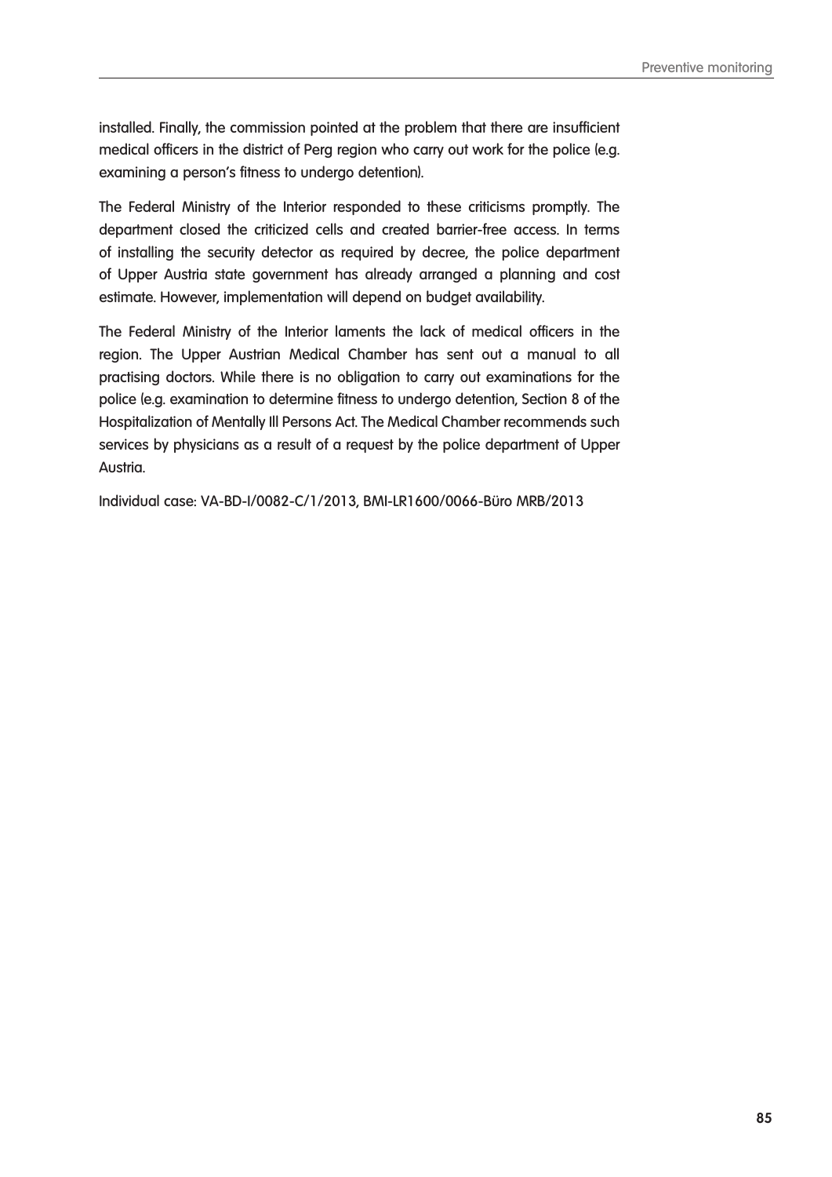installed. Finally, the commission pointed at the problem that there are insufficient medical officers in the district of Perg region who carry out work for the police (e.g. examining a person's fitness to undergo detention).

The Federal Ministry of the Interior responded to these criticisms promptly. The department closed the criticized cells and created barrier-free access. In terms of installing the security detector as required by decree, the police department of Upper Austria state government has already arranged a planning and cost estimate. However, implementation will depend on budget availability.

The Federal Ministry of the Interior laments the lack of medical officers in the region. The Upper Austrian Medical Chamber has sent out a manual to all practising doctors. While there is no obligation to carry out examinations for the police (e.g. examination to determine fitness to undergo detention, Section 8 of the Hospitalization of Mentally Ill Persons Act. The Medical Chamber recommends such services by physicians as a result of a request by the police department of Upper Austria.

Individual case: VA-BD-I/0082-C/1/2013, BMI-LR1600/0066-Büro MRB/2013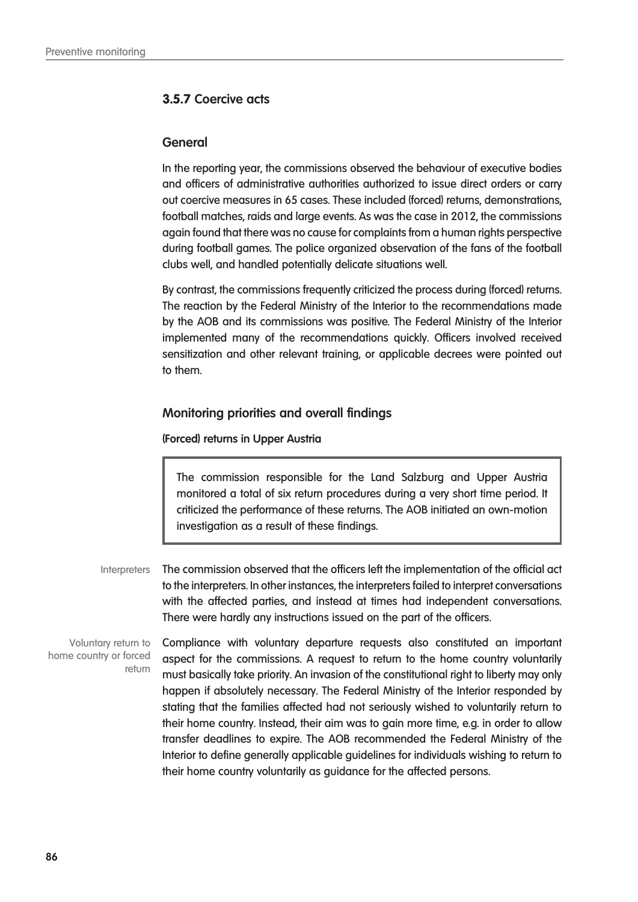### 3.5.7 Coercive acts

#### General

In the reporting year, the commissions observed the behaviour of executive bodies and officers of administrative authorities authorized to issue direct orders or carry out coercive measures in 65 cases. These included (forced) returns, demonstrations, football matches, raids and large events. As was the case in 2012, the commissions again found that there was no cause for complaints from a human rights perspective during football games. The police organized observation of the fans of the football clubs well, and handled potentially delicate situations well.

By contrast, the commissions frequently criticized the process during (forced) returns. The reaction by the Federal Ministry of the Interior to the recommendations made by the AOB and its commissions was positive. The Federal Ministry of the Interior implemented many of the recommendations quickly. Officers involved received sensitization and other relevant training, or applicable decrees were pointed out to them.

#### Monitoring priorities and overall findings

**(Forced) returns in Upper Austria**

> The commission responsible for the Land Salzburg and Upper Austria monitored a total of six return procedures during a very short time period. It criticized the performance of these returns. The AOB initiated an own-motion investigation as a result of these findings.

Interpreters

The commission observed that the officers left the implementation of the official act to the interpreters. In other instances, the interpreters failed to interpret conversations with the affected parties, and instead at times had independent conversations. There were hardly any instructions issued on the part of the officers.

Voluntary return to home country or forced return

Compliance with voluntary departure requests also constituted an important aspect for the commissions. A request to return to the home country voluntarily must basically take priority. An invasion of the constitutional right to liberty may only happen if absolutely necessary. The Federal Ministry of the Interior responded by stating that the families affected had not seriously wished to voluntarily return to their home country. Instead, their aim was to gain more time, e.g. in order to allow transfer deadlines to expire. The AOB recommended the Federal Ministry of the Interior to define generally applicable guidelines for individuals wishing to return to their home country voluntarily as guidance for the affected persons.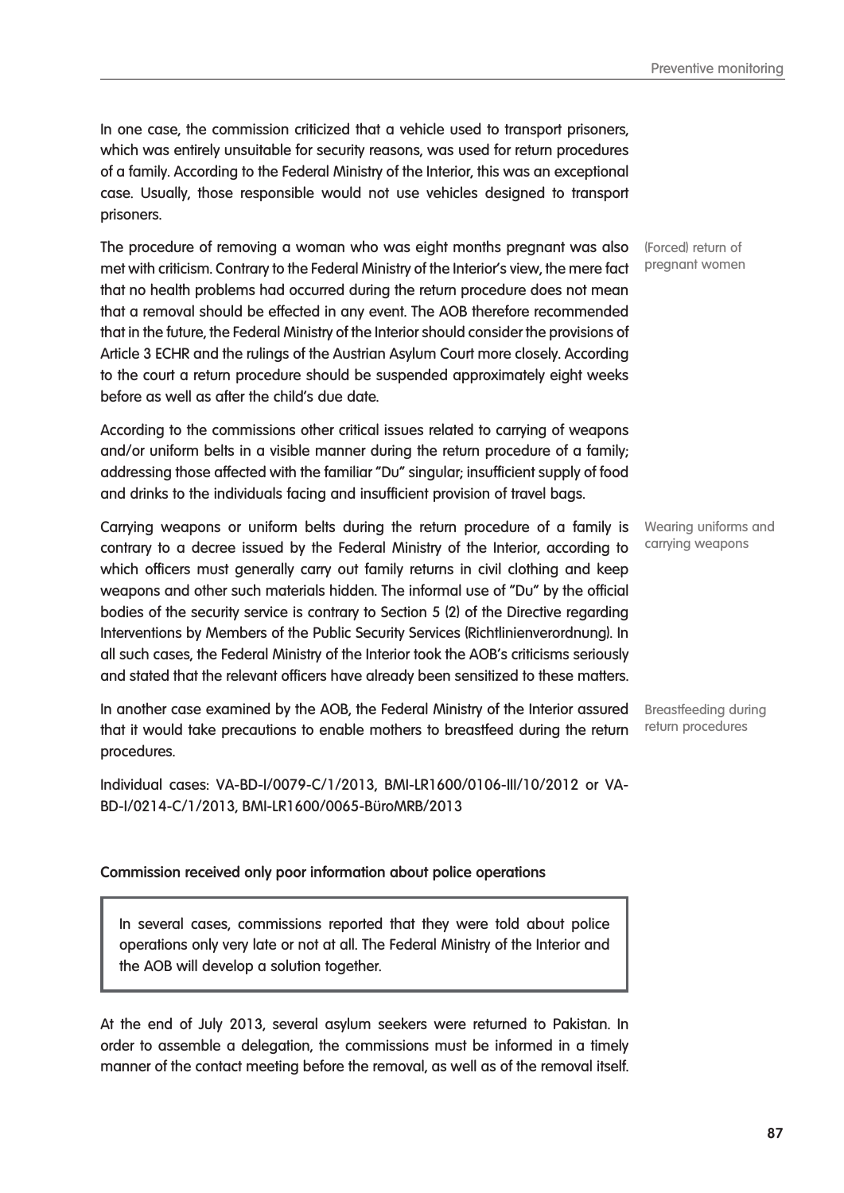In one case, the commission criticized that a vehicle used to transport prisoners, which was entirely unsuitable for security reasons, was used for return procedures of a family. According to the Federal Ministry of the Interior, this was an exceptional case. Usually, those responsible would not use vehicles designed to transport prisoners.

The procedure of removing a woman who was eight months pregnant was also met with criticism. Contrary to the Federal Ministry of the Interior's view, the mere fact that no health problems had occurred during the return procedure does not mean that a removal should be effected in any event. The AOB therefore recommended that in the future, the Federal Ministry of the Interior should consider the provisions of Article 3 ECHR and the rulings of the Austrian Asylum Court more closely. According to the court a return procedure should be suspended approximately eight weeks before as well as after the child's due date.

(Forced) return of pregnant women

According to the commissions other critical issues related to carrying of weapons and/or uniform belts in a visible manner during the return procedure of a family; addressing those affected with the familiar "Du" singular; insufficient supply of food and drinks to the individuals facing and insufficient provision of travel bags.

Carrying weapons or uniform belts during the return procedure of a family is contrary to a decree issued by the Federal Ministry of the Interior, according to which officers must generally carry out family returns in civil clothing and keep weapons and other such materials hidden. The informal use of "Du" by the official bodies of the security service is contrary to Section 5 (2) of the Directive regarding Interventions by Members of the Public Security Services (Richtlinienverordnung). In all such cases, the Federal Ministry of the Interior took the AOB's criticisms seriously and stated that the relevant officers have already been sensitized to these matters.

Wearing uniforms and carrying weapons

In another case examined by the AOB, the Federal Ministry of the Interior assured that it would take precautions to enable mothers to breastfeed during the return procedures.

Breastfeeding during return procedures

Individual cases: VA-BD-I/0079-C/1/2013, BMI-LR1600/0106-III/10/2012 or VA-BD-I/0214-C/1/2013, BMI-LR1600/0065-BüroMRB/2013

**Commission received only poor information about police operations**

> In several cases, commissions reported that they were told about police operations only very late or not at all. The Federal Ministry of the Interior and the AOB will develop a solution together.

At the end of July 2013, several asylum seekers were returned to Pakistan. In order to assemble a delegation, the commissions must be informed in a timely manner of the contact meeting before the removal, as well as of the removal itself.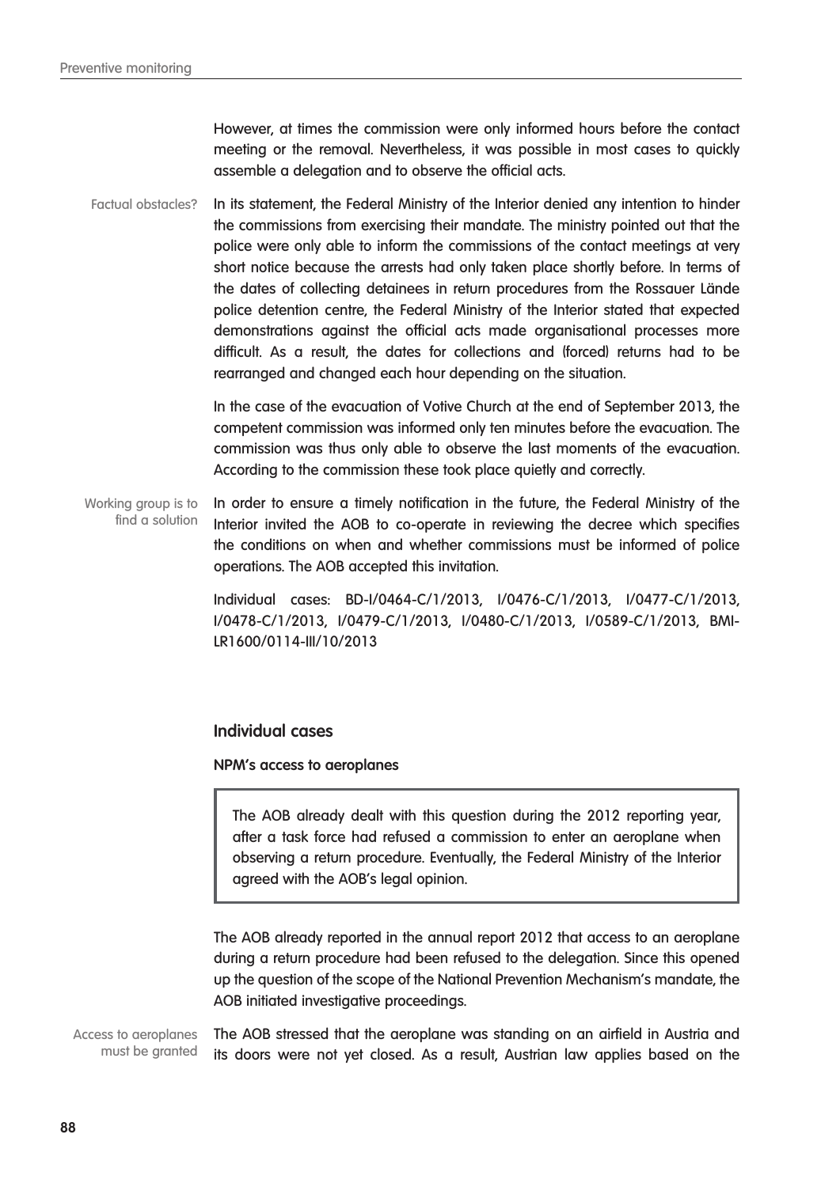However, at times the commission were only informed hours before the contact meeting or the removal. Nevertheless, it was possible in most cases to quickly assemble a delegation and to observe the official acts.

Factual obstacles?

In its statement, the Federal Ministry of the Interior denied any intention to hinder the commissions from exercising their mandate. The ministry pointed out that the police were only able to inform the commissions of the contact meetings at very short notice because the arrests had only taken place shortly before. In terms of the dates of collecting detainees in return procedures from the Rossauer Lände police detention centre, the Federal Ministry of the Interior stated that expected demonstrations against the official acts made organisational processes more difficult. As a result, the dates for collections and (forced) returns had to be rearranged and changed each hour depending on the situation.

In the case of the evacuation of Votive Church at the end of September 2013, the competent commission was informed only ten minutes before the evacuation. The commission was thus only able to observe the last moments of the evacuation. According to the commission these took place quietly and correctly.

Working group is to find a solution

In order to ensure a timely notification in the future, the Federal Ministry of the Interior invited the AOB to co-operate in reviewing the decree which specifies the conditions on when and whether commissions must be informed of police operations. The AOB accepted this invitation.

Individual cases: BD-I/0464-C/1/2013, I/0476-C/1/2013, I/0477-C/1/2013, I/0478-C/1/2013, I/0479-C/1/2013, I/0480-C/1/2013, I/0589-C/1/2013, BMI-LR1600/0114-III/10/2013

### Individual cases

**NPM's access to aeroplanes**

> The AOB already dealt with this question during the 2012 reporting year, after a task force had refused a commission to enter an aeroplane when observing a return procedure. Eventually, the Federal Ministry of the Interior agreed with the AOB's legal opinion.

The AOB already reported in the annual report 2012 that access to an aeroplane during a return procedure had been refused to the delegation. Since this opened up the question of the scope of the National Prevention Mechanism's mandate, the AOB initiated investigative proceedings.

Access to aeroplanes must be granted

The AOB stressed that the aeroplane was standing on an airfield in Austria and its doors were not yet closed. As a result, Austrian law applies based on the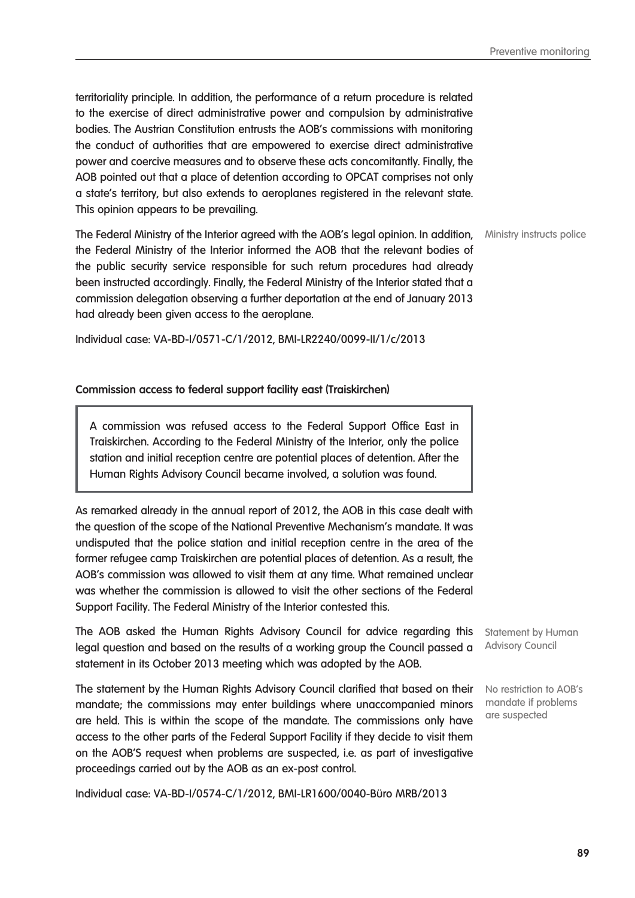territoriality principle. In addition, the performance of a return procedure is related to the exercise of direct administrative power and compulsion by administrative bodies. The Austrian Constitution entrusts the AOB's commissions with monitoring the conduct of authorities that are empowered to exercise direct administrative power and coercive measures and to observe these acts concomitantly. Finally, the AOB pointed out that a place of detention according to OPCAT comprises not only a state's territory, but also extends to aeroplanes registered in the relevant state. This opinion appears to be prevailing.

Ministry instructs police

The Federal Ministry of the Interior agreed with the AOB's legal opinion. In addition, the Federal Ministry of the Interior informed the AOB that the relevant bodies of the public security service responsible for such return procedures had already been instructed accordingly. Finally, the Federal Ministry of the Interior stated that a commission delegation observing a further deportation at the end of January 2013 had already been given access to the aeroplane.

Individual case: VA-BD-I/0571-C/1/2012, BMI-LR2240/0099-II/1/c/2013

**Commission access to federal support facility east (Traiskirchen)**

> A commission was refused access to the Federal Support Office East in Traiskirchen. According to the Federal Ministry of the Interior, only the police station and initial reception centre are potential places of detention. After the Human Rights Advisory Council became involved, a solution was found.

As remarked already in the annual report of 2012, the AOB in this case dealt with the question of the scope of the National Preventive Mechanism's mandate. It was undisputed that the police station and initial reception centre in the area of the former refugee camp Traiskirchen are potential places of detention. As a result, the AOB's commission was allowed to visit them at any time. What remained unclear was whether the commission is allowed to visit the other sections of the Federal Support Facility. The Federal Ministry of the Interior contested this.

Statement by Human Advisory Council

The AOB asked the Human Rights Advisory Council for advice regarding this legal question and based on the results of a working group the Council passed a statement in its October 2013 meeting which was adopted by the AOB.

No restriction to AOB's mandate if problems are suspected

The statement by the Human Rights Advisory Council clarified that based on their mandate; the commissions may enter buildings where unaccompanied minors are held. This is within the scope of the mandate. The commissions only have access to the other parts of the Federal Support Facility if they decide to visit them on the AOB'S request when problems are suspected, i.e. as part of investigative proceedings carried out by the AOB as an ex-post control.

Individual case: VA-BD-I/0574-C/1/2012, BMI-LR1600/0040-Büro MRB/2013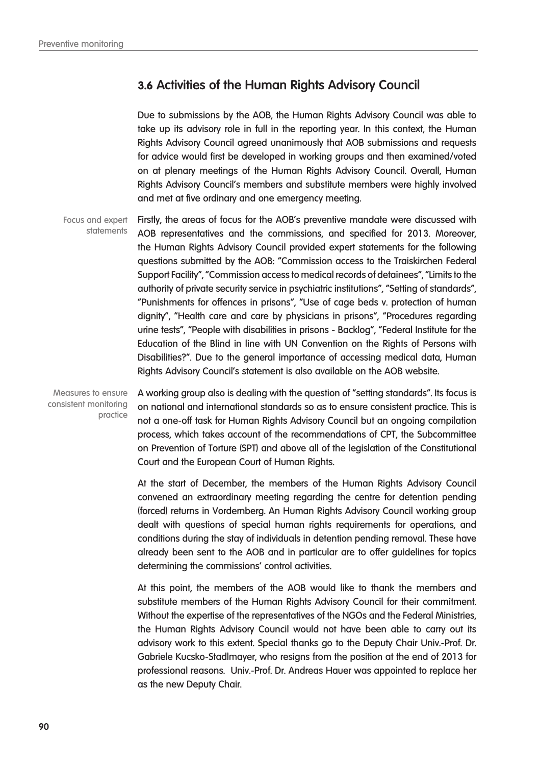## 3.6 Activities of the Human Rights Advisory Council

Due to submissions by the AOB, the Human Rights Advisory Council was able to take up its advisory role in full in the reporting year. In this context, the Human Rights Advisory Council agreed unanimously that AOB submissions and requests for advice would first be developed in working groups and then examined/voted on at plenary meetings of the Human Rights Advisory Council. Overall, Human Rights Advisory Council's members and substitute members were highly involved and met at five ordinary and one emergency meeting.

*Focus and expert statements*

Firstly, the areas of focus for the AOB's preventive mandate were discussed with AOB representatives and the commissions, and specified for 2013. Moreover, the Human Rights Advisory Council provided expert statements for the following questions submitted by the AOB: "Commission access to the Traiskirchen Federal Support Facility", "Commission access to medical records of detainees", "Limits to the authority of private security service in psychiatric institutions", "Setting of standards", "Punishments for offences in prisons", "Use of cage beds v. protection of human dignity", "Health care and care by physicians in prisons", "Procedures regarding urine tests", "People with disabilities in prisons - Backlog", "Federal Institute for the Education of the Blind in line with UN Convention on the Rights of Persons with Disabilities?". Due to the general importance of accessing medical data, Human Rights Advisory Council's statement is also available on the AOB website.

*Measures to ensure consistent monitoring practice*

A working group also is dealing with the question of "setting standards". Its focus is on national and international standards so as to ensure consistent practice. This is not a one-off task for Human Rights Advisory Council but an ongoing compilation process, which takes account of the recommendations of CPT, the Subcommittee on Prevention of Torture (SPT) and above all of the legislation of the Constitutional Court and the European Court of Human Rights.

At the start of December, the members of the Human Rights Advisory Council convened an extraordinary meeting regarding the centre for detention pending (forced) returns in Vordernberg. An Human Rights Advisory Council working group dealt with questions of special human rights requirements for operations, and conditions during the stay of individuals in detention pending removal. These have already been sent to the AOB and in particular are to offer guidelines for topics determining the commissions' control activities.

At this point, the members of the AOB would like to thank the members and substitute members of the Human Rights Advisory Council for their commitment. Without the expertise of the representatives of the NGOs and the Federal Ministries, the Human Rights Advisory Council would not have been able to carry out its advisory work to this extent. Special thanks go to the Deputy Chair Univ.-Prof. Dr. Gabriele Kucsko-Stadlmayer, who resigns from the position at the end of 2013 for professional reasons. Univ.-Prof. Dr. Andreas Hauer was appointed to replace her as the new Deputy Chair.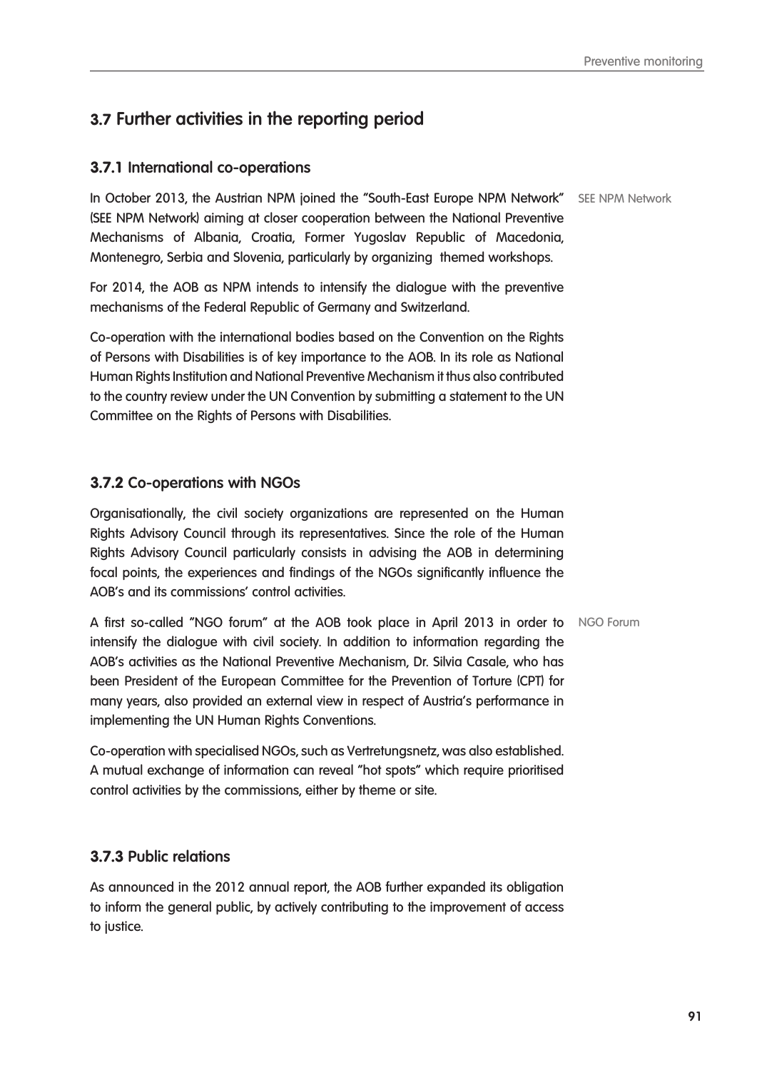## 3.7 Further activities in the reporting period

### 3.7.1 International co-operations

SEE NPM Network

In October 2013, the Austrian NPM joined the "South-East Europe NPM Network" (SEE NPM Network) aiming at closer cooperation between the National Preventive Mechanisms of Albania, Croatia, Former Yugoslav Republic of Macedonia, Montenegro, Serbia and Slovenia, particularly by organizing themed workshops.

For 2014, the AOB as NPM intends to intensify the dialogue with the preventive mechanisms of the Federal Republic of Germany and Switzerland.

Co-operation with the international bodies based on the Convention on the Rights of Persons with Disabilities is of key importance to the AOB. In its role as National Human Rights Institution and National Preventive Mechanism it thus also contributed to the country review under the UN Convention by submitting a statement to the UN Committee on the Rights of Persons with Disabilities.

### 3.7.2 Co-operations with NGOs

Organisationally, the civil society organizations are represented on the Human Rights Advisory Council through its representatives. Since the role of the Human Rights Advisory Council particularly consists in advising the AOB in determining focal points, the experiences and findings of the NGOs significantly influence the AOB's and its commissions' control activities.

NGO Forum

A first so-called "NGO forum" at the AOB took place in April 2013 in order to intensify the dialogue with civil society. In addition to information regarding the AOB's activities as the National Preventive Mechanism, Dr. Silvia Casale, who has been President of the European Committee for the Prevention of Torture (CPT) for many years, also provided an external view in respect of Austria's performance in implementing the UN Human Rights Conventions.

Co-operation with specialised NGOs, such as Vertretungsnetz, was also established. A mutual exchange of information can reveal "hot spots" which require prioritised control activities by the commissions, either by theme or site.

### 3.7.3 Public relations

As announced in the 2012 annual report, the AOB further expanded its obligation to inform the general public, by actively contributing to the improvement of access to justice.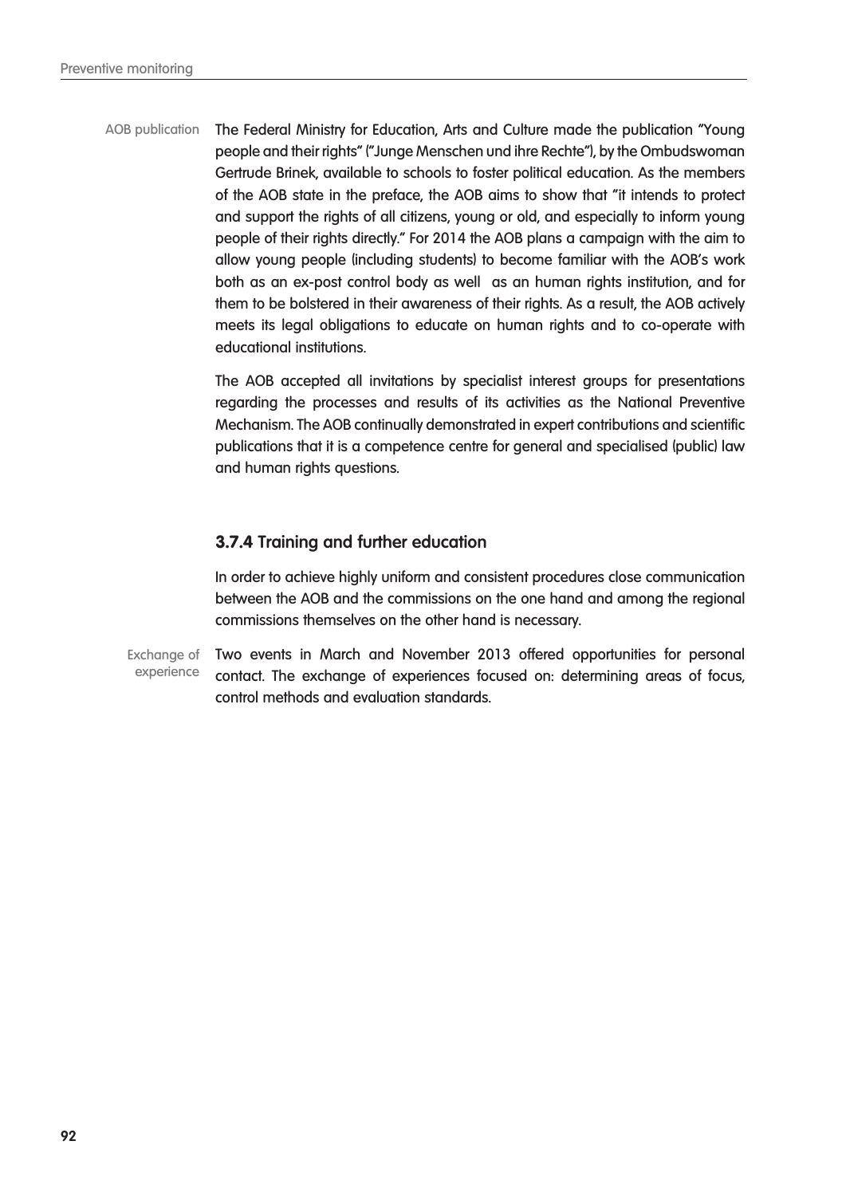AOB publication

The Federal Ministry for Education, Arts and Culture made the publication "Young people and their rights" ("Junge Menschen und ihre Rechte"), by the Ombudswoman Gertrude Brinek, available to schools to foster political education. As the members of the AOB state in the preface, the AOB aims to show that "it intends to protect and support the rights of all citizens, young or old, and especially to inform young people of their rights directly." For 2014 the AOB plans a campaign with the aim to allow young people (including students) to become familiar with the AOB's work both as an ex-post control body as well as an human rights institution, and for them to be bolstered in their awareness of their rights. As a result, the AOB actively meets its legal obligations to educate on human rights and to co-operate with educational institutions.

The AOB accepted all invitations by specialist interest groups for presentations regarding the processes and results of its activities as the National Preventive Mechanism. The AOB continually demonstrated in expert contributions and scientific publications that it is a competence centre for general and specialised (public) law and human rights questions.

### 3.7.4 Training and further education

In order to achieve highly uniform and consistent procedures close communication between the AOB and the commissions on the one hand and among the regional commissions themselves on the other hand is necessary.

Exchange of experience

Two events in March and November 2013 offered opportunities for personal contact. The exchange of experiences focused on: determining areas of focus, control methods and evaluation standards.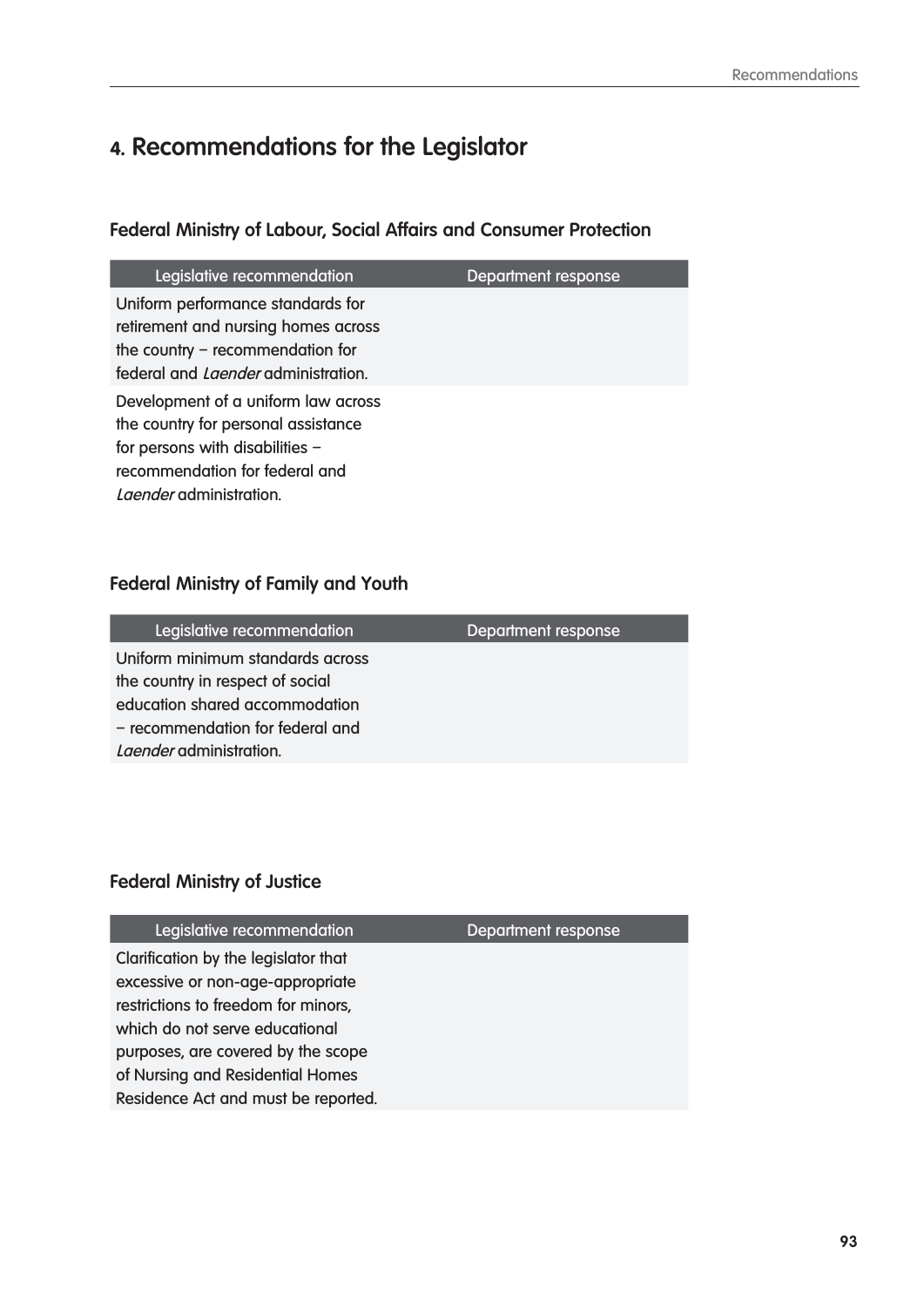## 4. Recommendations for the Legislator

### Federal Ministry of Labour, Social Affairs and Consumer Protection

| Legislative recommendation | Department response |
| --- | --- |
| Uniform performance standards for retirement and nursing homes across the country – recommendation for federal and *Laender* administration. | |
| Development of a uniform law across the country for personal assistance for persons with disabilities – recommendation for federal and *Laender* administration. | |

### Federal Ministry of Family and Youth

| Legislative recommendation | Department response |
| --- | --- |
| Uniform minimum standards across the country in respect of social education shared accommodation – recommendation for federal and *Laender* administration. | |

### Federal Ministry of Justice

| Legislative recommendation | Department response |
| --- | --- |
| Clarification by the legislator that excessive or non-age-appropriate restrictions to freedom for minors, which do not serve educational purposes, are covered by the scope of Nursing and Residential Homes Residence Act and must be reported. | |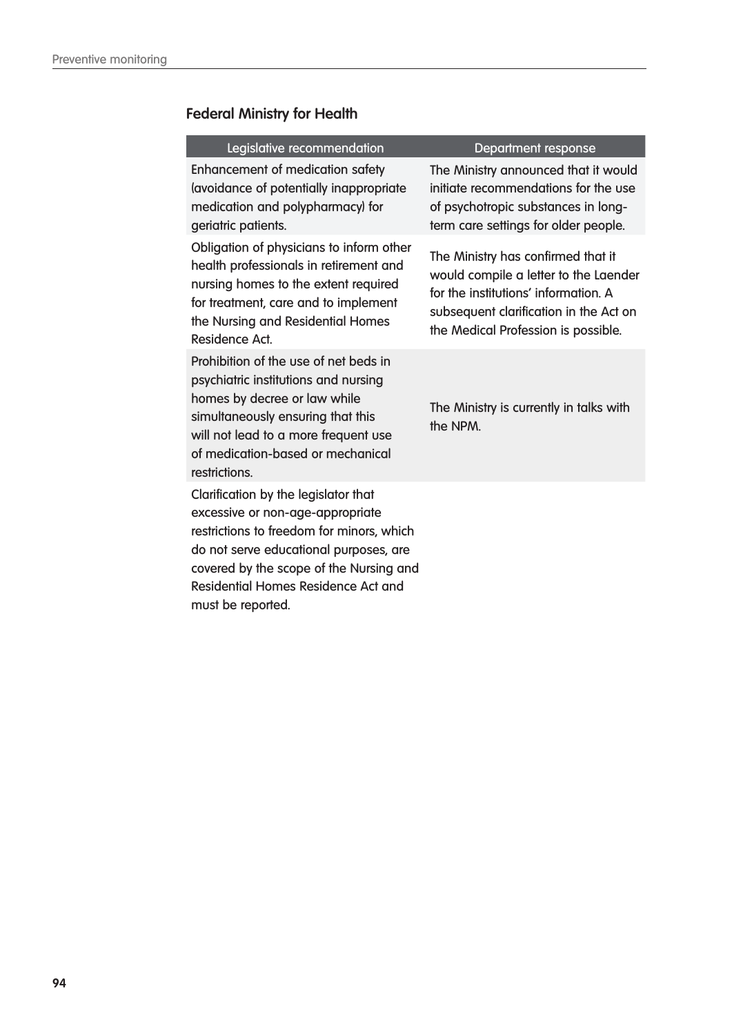## Federal Ministry for Health

| Legislative recommendation | Department response |
| --- | --- |
| Enhancement of medication safety (avoidance of potentially inappropriate medication and polypharmacy) for geriatric patients. | The Ministry announced that it would initiate recommendations for the use of psychotropic substances in long-term care settings for older people. |
| Obligation of physicians to inform other health professionals in retirement and nursing homes to the extent required for treatment, care and to implement the Nursing and Residential Homes Residence Act. | The Ministry has confirmed that it would compile a letter to the Laender for the institutions' information. A subsequent clarification in the Act on the Medical Profession is possible. |
| Prohibition of the use of net beds in psychiatric institutions and nursing homes by decree or law while simultaneously ensuring that this will not lead to a more frequent use of medication-based or mechanical restrictions. | The Ministry is currently in talks with the NPM. |
| Clarification by the legislator that excessive or non-age-appropriate restrictions to freedom for minors, which do not serve educational purposes, are covered by the scope of the Nursing and Residential Homes Residence Act and must be reported. | |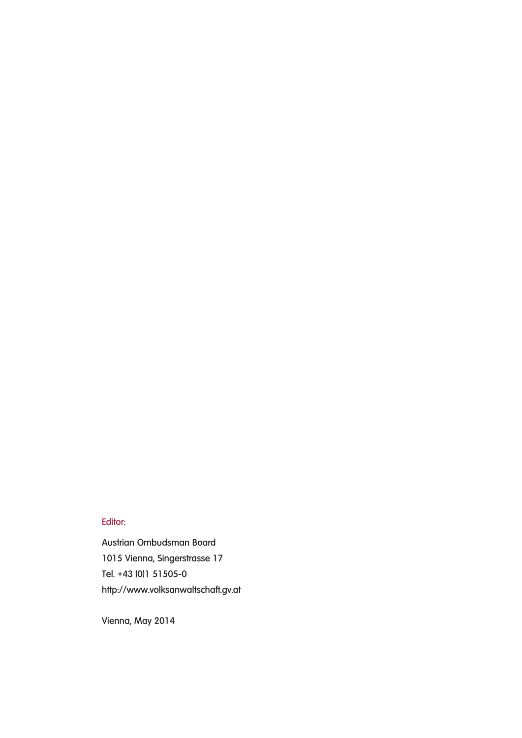Editor:

Austrian Ombudsman Board
1015 Vienna, Singerstrasse 17
Tel. +43 (0)1 51505-0
http://www.volksanwaltschaft.gv.at

Vienna, May 2014